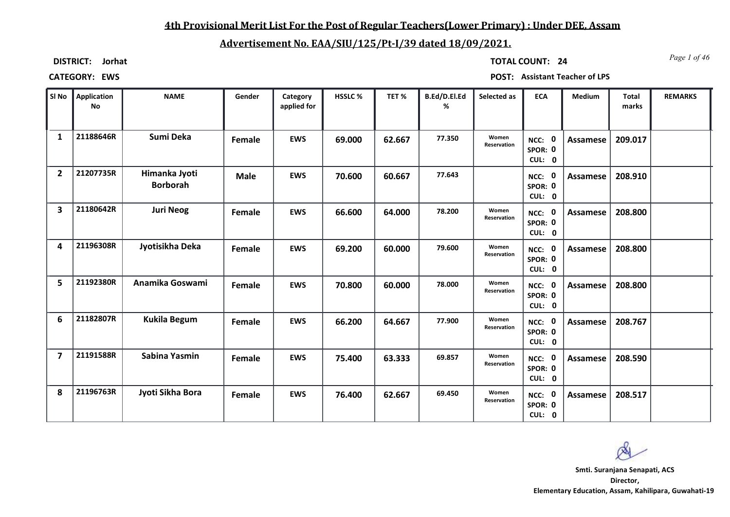**4th Provisional Merit List For the Post of Regular Teachers(Lower Primary) : Under DEE, Assam**

**Advertisement No. EAA/SIU/125/Pt-I/39 dated 18/09/2021.**

**DISTRICT:** Jorhat

**TOTAL COUNT:** 24

**CATEGORY:** EWS

**POST:** Assistant Teacher of LPS

| Sl No | Application No | NAME | Gender | Category applied for | HSSLC % | TET % | B.Ed/D.El.Ed % | Selected as | ECA | Medium | Total marks | REMARKS |
|---|---|---|---|---|---|---|---|---|---|---|---|---|
| 1 | 21188646R | Sumi Deka | Female | EWS | 69.000 | 62.667 | 77.350 | Women Reservation | NCC: 0 SPOR: 0 CUL: 0 | Assamese | 209.017 | |
| 2 | 21207735R | Himanka Jyoti Borborah | Male | EWS | 70.600 | 60.667 | 77.643 | | NCC: 0 SPOR: 0 CUL: 0 | Assamese | 208.910 | |
| 3 | 21180642R | Juri Neog | Female | EWS | 66.600 | 64.000 | 78.200 | Women Reservation | NCC: 0 SPOR: 0 CUL: 0 | Assamese | 208.800 | |
| 4 | 21196308R | Jyotisikha Deka | Female | EWS | 69.200 | 60.000 | 79.600 | Women Reservation | NCC: 0 SPOR: 0 CUL: 0 | Assamese | 208.800 | |
| 5 | 21192380R | Anamika Goswami | Female | EWS | 70.800 | 60.000 | 78.000 | Women Reservation | NCC: 0 SPOR: 0 CUL: 0 | Assamese | 208.800 | |
| 6 | 21182807R | Kukila Begum | Female | EWS | 66.200 | 64.667 | 77.900 | Women Reservation | NCC: 0 SPOR: 0 CUL: 0 | Assamese | 208.767 | |
| 7 | 21191588R | Sabina Yasmin | Female | EWS | 75.400 | 63.333 | 69.857 | Women Reservation | NCC: 0 SPOR: 0 CUL: 0 | Assamese | 208.590 | |
| 8 | 21196763R | Jyoti Sikha Bora | Female | EWS | 76.400 | 62.667 | 69.450 | Women Reservation | NCC: 0 SPOR: 0 CUL: 0 | Assamese | 208.517 | |

**Smti. Suranjana Senapati, ACS**
**Director,**
**Elementary Education, Assam, Kahilipara, Guwahati-19**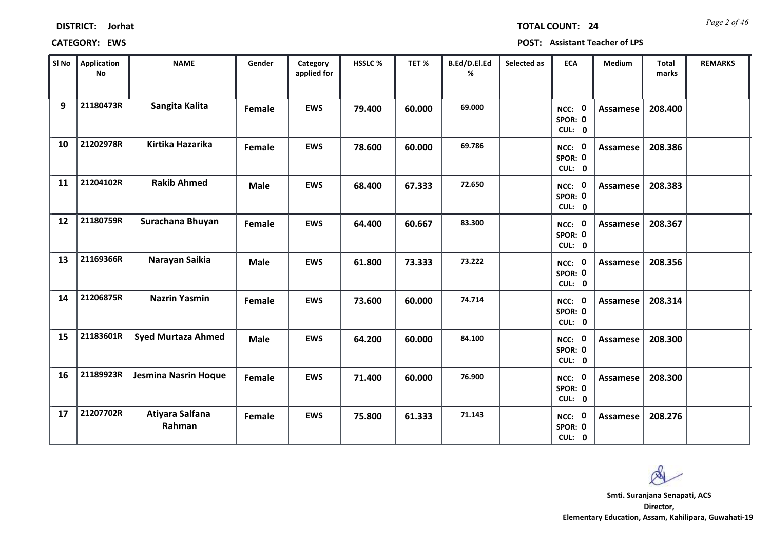**DISTRICT:** Jorhat

**TOTAL COUNT:** 24

**CATEGORY:** EWS

**POST:** Assistant Teacher of LPS

| Sl No | Application No | NAME | Gender | Category applied for | HSSLC % | TET % | B.Ed/D.El.Ed % | Selected as | ECA | Medium | Total marks | REMARKS |
|---|---|---|---|---|---|---|---|---|---|---|---|---|
| 9 | 21180473R | Sangita Kalita | Female | EWS | 79.400 | 60.000 | 69.000 | | NCC: 0 SPOR: 0 CUL: 0 | Assamese | 208.400 | |
| 10 | 21202978R | Kirtika Hazarika | Female | EWS | 78.600 | 60.000 | 69.786 | | NCC: 0 SPOR: 0 CUL: 0 | Assamese | 208.386 | |
| 11 | 21204102R | Rakib Ahmed | Male | EWS | 68.400 | 67.333 | 72.650 | | NCC: 0 SPOR: 0 CUL: 0 | Assamese | 208.383 | |
| 12 | 21180759R | Surachana Bhuyan | Female | EWS | 64.400 | 60.667 | 83.300 | | NCC: 0 SPOR: 0 CUL: 0 | Assamese | 208.367 | |
| 13 | 21169366R | Narayan Saikia | Male | EWS | 61.800 | 73.333 | 73.222 | | NCC: 0 SPOR: 0 CUL: 0 | Assamese | 208.356 | |
| 14 | 21206875R | Nazrin Yasmin | Female | EWS | 73.600 | 60.000 | 74.714 | | NCC: 0 SPOR: 0 CUL: 0 | Assamese | 208.314 | |
| 15 | 21183601R | Syed Murtaza Ahmed | Male | EWS | 64.200 | 60.000 | 84.100 | | NCC: 0 SPOR: 0 CUL: 0 | Assamese | 208.300 | |
| 16 | 21189923R | Jesmina Nasrin Hoque | Female | EWS | 71.400 | 60.000 | 76.900 | | NCC: 0 SPOR: 0 CUL: 0 | Assamese | 208.300 | |
| 17 | 21207702R | Atiyara Salfana Rahman | Female | EWS | 75.800 | 61.333 | 71.143 | | NCC: 0 SPOR: 0 CUL: 0 | Assamese | 208.276 | |

**Smti. Suranjana Senapati, ACS**
**Director,**
**Elementary Education, Assam, Kahilipara, Guwahati-19**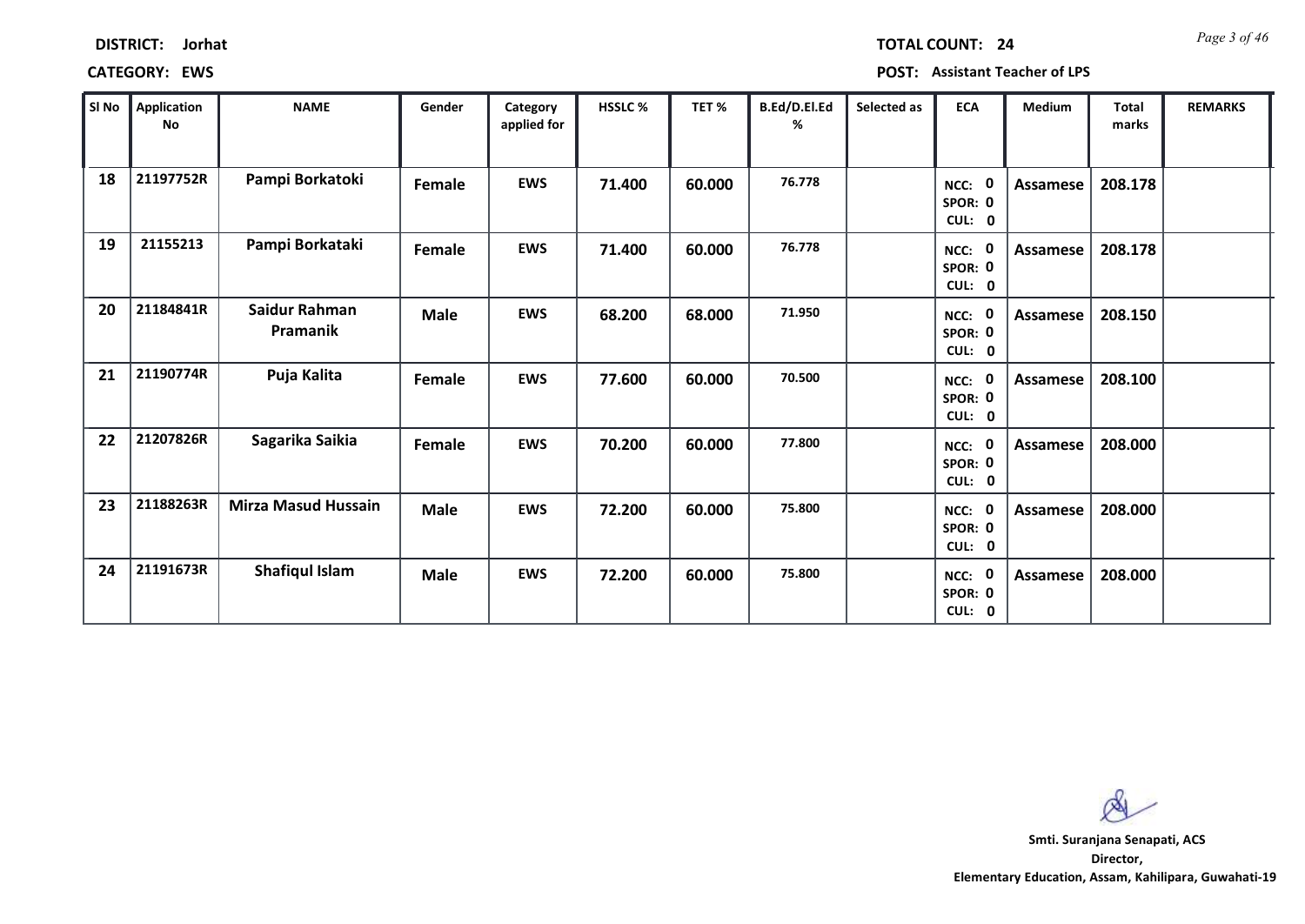**DISTRICT:** Jorhat

**TOTAL COUNT:** 24

**CATEGORY:** EWS

**POST:** Assistant Teacher of LPS

| Sl No | Application No | NAME | Gender | Category applied for | HSSLC % | TET % | B.Ed/D.El.Ed % | Selected as | ECA | Medium | Total marks | REMARKS |
|---|---|---|---|---|---|---|---|---|---|---|---|---|
| 18 | 21197752R | Pampi Borkatoki | Female | EWS | 71.400 | 60.000 | 76.778 | | NCC: 0 SPOR: 0 CUL: 0 | Assamese | 208.178 | |
| 19 | 21155213 | Pampi Borkataki | Female | EWS | 71.400 | 60.000 | 76.778 | | NCC: 0 SPOR: 0 CUL: 0 | Assamese | 208.178 | |
| 20 | 21184841R | Saidur Rahman Pramanik | Male | EWS | 68.200 | 68.000 | 71.950 | | NCC: 0 SPOR: 0 CUL: 0 | Assamese | 208.150 | |
| 21 | 21190774R | Puja Kalita | Female | EWS | 77.600 | 60.000 | 70.500 | | NCC: 0 SPOR: 0 CUL: 0 | Assamese | 208.100 | |
| 22 | 21207826R | Sagarika Saikia | Female | EWS | 70.200 | 60.000 | 77.800 | | NCC: 0 SPOR: 0 CUL: 0 | Assamese | 208.000 | |
| 23 | 21188263R | Mirza Masud Hussain | Male | EWS | 72.200 | 60.000 | 75.800 | | NCC: 0 SPOR: 0 CUL: 0 | Assamese | 208.000 | |
| 24 | 21191673R | Shafiqul Islam | Male | EWS | 72.200 | 60.000 | 75.800 | | NCC: 0 SPOR: 0 CUL: 0 | Assamese | 208.000 | |

**Smti. Suranjana Senapati, ACS**
**Director,**
**Elementary Education, Assam, Kahilipara, Guwahati-19**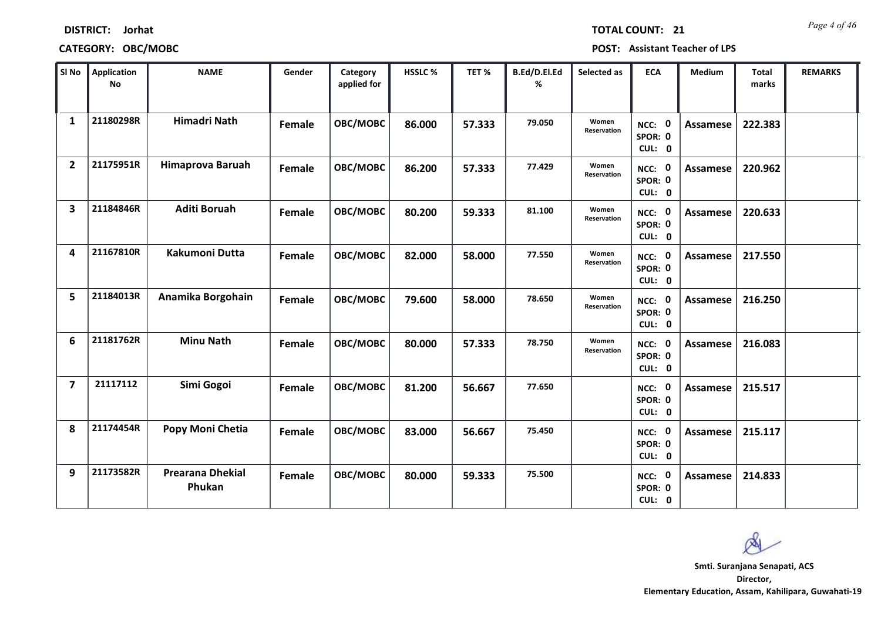**DISTRICT:** Jorhat

**TOTAL COUNT:** 21

**CATEGORY:** OBC/MOBC

**POST:** Assistant Teacher of LPS

| Sl No | Application No | NAME | Gender | Category applied for | HSSLC % | TET % | B.Ed/D.El.Ed % | Selected as | ECA | Medium | Total marks | REMARKS |
|---|---|---|---|---|---|---|---|---|---|---|---|---|
| 1 | 21180298R | Himadri Nath | Female | OBC/MOBC | 86.000 | 57.333 | 79.050 | Women Reservation | NCC: 0 SPOR: 0 CUL: 0 | Assamese | 222.383 | |
| 2 | 21175951R | Himaprova Baruah | Female | OBC/MOBC | 86.200 | 57.333 | 77.429 | Women Reservation | NCC: 0 SPOR: 0 CUL: 0 | Assamese | 220.962 | |
| 3 | 21184846R | Aditi Boruah | Female | OBC/MOBC | 80.200 | 59.333 | 81.100 | Women Reservation | NCC: 0 SPOR: 0 CUL: 0 | Assamese | 220.633 | |
| 4 | 21167810R | Kakumoni Dutta | Female | OBC/MOBC | 82.000 | 58.000 | 77.550 | Women Reservation | NCC: 0 SPOR: 0 CUL: 0 | Assamese | 217.550 | |
| 5 | 21184013R | Anamika Borgohain | Female | OBC/MOBC | 79.600 | 58.000 | 78.650 | Women Reservation | NCC: 0 SPOR: 0 CUL: 0 | Assamese | 216.250 | |
| 6 | 21181762R | Minu Nath | Female | OBC/MOBC | 80.000 | 57.333 | 78.750 | Women Reservation | NCC: 0 SPOR: 0 CUL: 0 | Assamese | 216.083 | |
| 7 | 21117112 | Simi Gogoi | Female | OBC/MOBC | 81.200 | 56.667 | 77.650 | | NCC: 0 SPOR: 0 CUL: 0 | Assamese | 215.517 | |
| 8 | 21174454R | Popy Moni Chetia | Female | OBC/MOBC | 83.000 | 56.667 | 75.450 | | NCC: 0 SPOR: 0 CUL: 0 | Assamese | 215.117 | |
| 9 | 21173582R | Prearana Dhekial Phukan | Female | OBC/MOBC | 80.000 | 59.333 | 75.500 | | NCC: 0 SPOR: 0 CUL: 0 | Assamese | 214.833 | |

**Smti. Suranjana Senapati, ACS**
**Director,**
**Elementary Education, Assam, Kahilipara, Guwahati-19**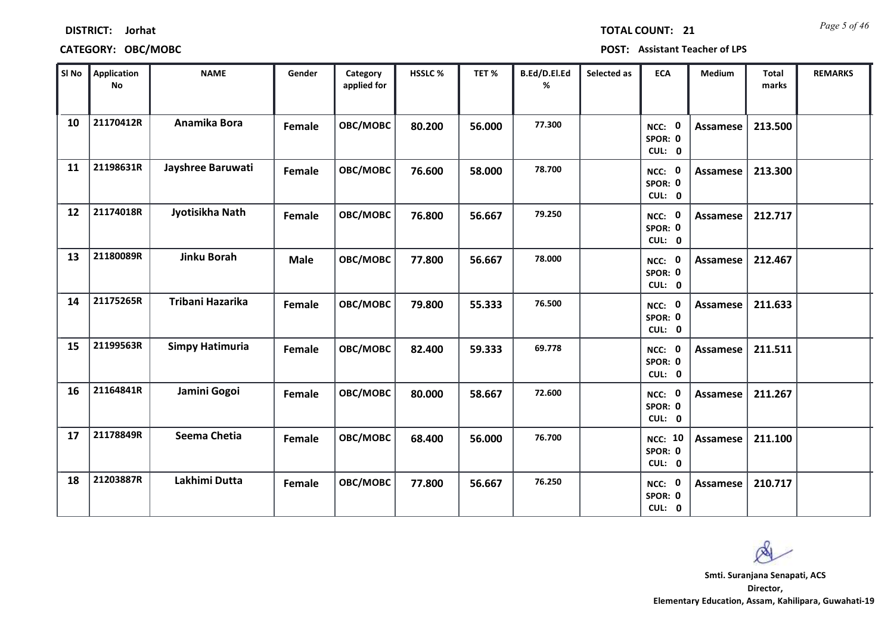**DISTRICT:** Jorhat

**CATEGORY:** OBC/MOBC

**TOTAL COUNT:** 21

**POST:** Assistant Teacher of LPS

| Sl No | Application No | NAME | Gender | Category applied for | HSSLC % | TET % | B.Ed/D.El.Ed % | Selected as | ECA | Medium | Total marks | REMARKS |
|---|---|---|---|---|---|---|---|---|---|---|---|---|
| 10 | 21170412R | Anamika Bora | Female | OBC/MOBC | 80.200 | 56.000 | 77.300 | | NCC: 0 SPOR: 0 CUL: 0 | Assamese | 213.500 | |
| 11 | 21198631R | Jayshree Baruwati | Female | OBC/MOBC | 76.600 | 58.000 | 78.700 | | NCC: 0 SPOR: 0 CUL: 0 | Assamese | 213.300 | |
| 12 | 21174018R | Jyotisikha Nath | Female | OBC/MOBC | 76.800 | 56.667 | 79.250 | | NCC: 0 SPOR: 0 CUL: 0 | Assamese | 212.717 | |
| 13 | 21180089R | Jinku Borah | Male | OBC/MOBC | 77.800 | 56.667 | 78.000 | | NCC: 0 SPOR: 0 CUL: 0 | Assamese | 212.467 | |
| 14 | 21175265R | Tribani Hazarika | Female | OBC/MOBC | 79.800 | 55.333 | 76.500 | | NCC: 0 SPOR: 0 CUL: 0 | Assamese | 211.633 | |
| 15 | 21199563R | Simpy Hatimuria | Female | OBC/MOBC | 82.400 | 59.333 | 69.778 | | NCC: 0 SPOR: 0 CUL: 0 | Assamese | 211.511 | |
| 16 | 21164841R | Jamini Gogoi | Female | OBC/MOBC | 80.000 | 58.667 | 72.600 | | NCC: 0 SPOR: 0 CUL: 0 | Assamese | 211.267 | |
| 17 | 21178849R | Seema Chetia | Female | OBC/MOBC | 68.400 | 56.000 | 76.700 | | NCC: 10 SPOR: 0 CUL: 0 | Assamese | 211.100 | |
| 18 | 21203887R | Lakhimi Dutta | Female | OBC/MOBC | 77.800 | 56.667 | 76.250 | | NCC: 0 SPOR: 0 CUL: 0 | Assamese | 210.717 | |

**Smti. Suranjana Senapati, ACS**
**Director,**
**Elementary Education, Assam, Kahilipara, Guwahati-19**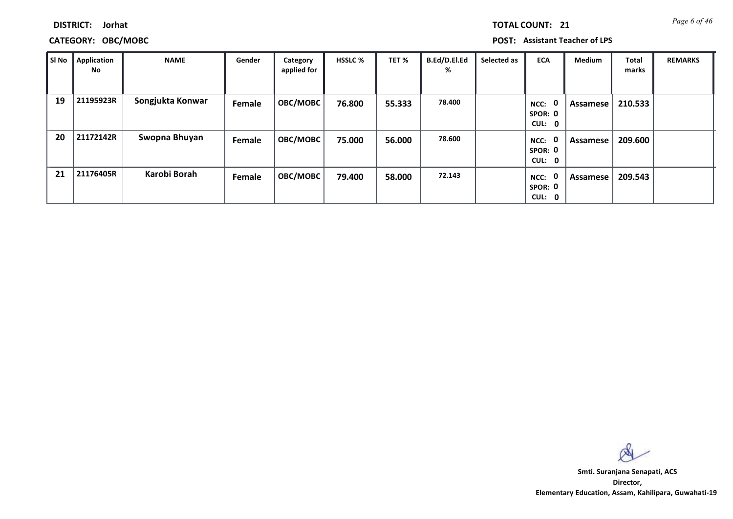**DISTRICT:** Jorhat

**TOTAL COUNT:** 21

**CATEGORY:** OBC/MOBC

**POST:** Assistant Teacher of LPS

| Sl No | Application No | NAME | Gender | Category applied for | HSSLC % | TET % | B.Ed/D.El.Ed % | Selected as | ECA | Medium | Total marks | REMARKS |
|---|---|---|---|---|---|---|---|---|---|---|---|---|
| 19 | 21195923R | Songjukta Konwar | Female | OBC/MOBC | 76.800 | 55.333 | 78.400 | | NCC: 0 SPOR: 0 CUL: 0 | Assamese | 210.533 | |
| 20 | 21172142R | Swopna Bhuyan | Female | OBC/MOBC | 75.000 | 56.000 | 78.600 | | NCC: 0 SPOR: 0 CUL: 0 | Assamese | 209.600 | |
| 21 | 21176405R | Karobi Borah | Female | OBC/MOBC | 79.400 | 58.000 | 72.143 | | NCC: 0 SPOR: 0 CUL: 0 | Assamese | 209.543 | |

**Smti. Suranjana Senapati, ACS**
**Director,**
**Elementary Education, Assam, Kahilipara, Guwahati-19**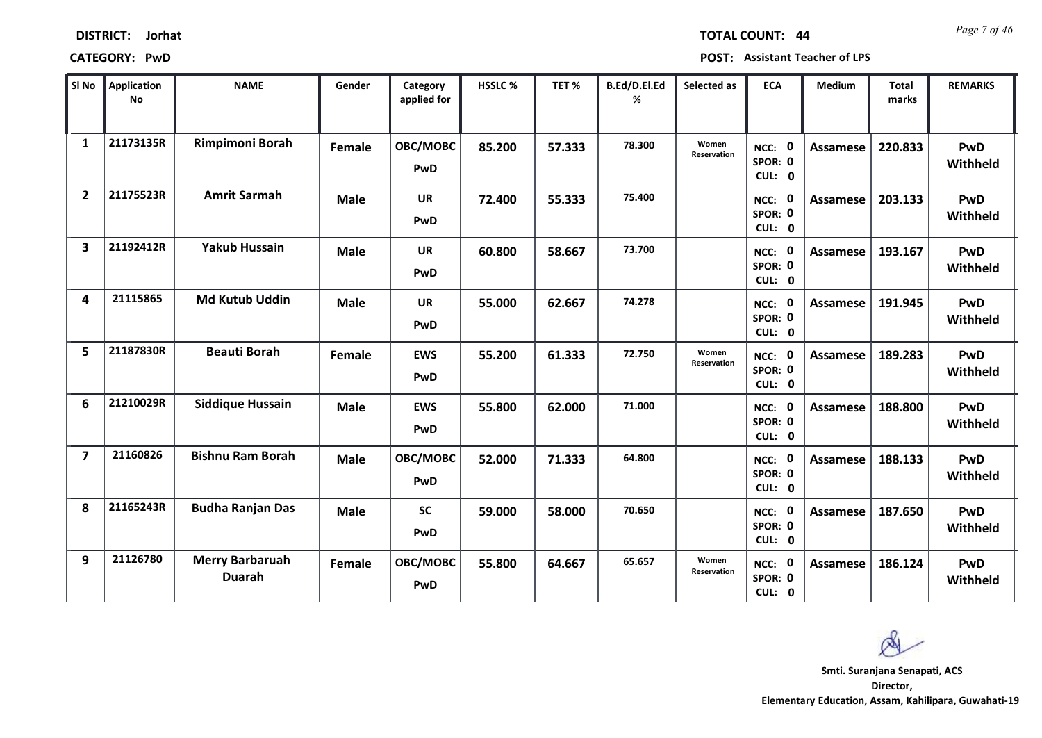**DISTRICT:** Jorhat **TOTAL COUNT:** 44

**CATEGORY:** PwD **POST:** Assistant Teacher of LPS

| Sl No | Application No | NAME | Gender | Category applied for | HSSLC % | TET % | B.Ed/D.El.Ed % | Selected as | ECA | Medium | Total marks | REMARKS |
|---|---|---|---|---|---|---|---|---|---|---|---|---|
| 1 | 21173135R | Rimpimoni Borah | Female | OBC/MOBC PwD | 85.200 | 57.333 | 78.300 | Women Reservation | NCC: 0 SPOR: 0 CUL: 0 | Assamese | 220.833 | PwD Withheld |
| 2 | 21175523R | Amrit Sarmah | Male | UR PwD | 72.400 | 55.333 | 75.400 | | NCC: 0 SPOR: 0 CUL: 0 | Assamese | 203.133 | PwD Withheld |
| 3 | 21192412R | Yakub Hussain | Male | UR PwD | 60.800 | 58.667 | 73.700 | | NCC: 0 SPOR: 0 CUL: 0 | Assamese | 193.167 | PwD Withheld |
| 4 | 21115865 | Md Kutub Uddin | Male | UR PwD | 55.000 | 62.667 | 74.278 | | NCC: 0 SPOR: 0 CUL: 0 | Assamese | 191.945 | PwD Withheld |
| 5 | 21187830R | Beauti Borah | Female | EWS PwD | 55.200 | 61.333 | 72.750 | Women Reservation | NCC: 0 SPOR: 0 CUL: 0 | Assamese | 189.283 | PwD Withheld |
| 6 | 21210029R | Siddique Hussain | Male | EWS PwD | 55.800 | 62.000 | 71.000 | | NCC: 0 SPOR: 0 CUL: 0 | Assamese | 188.800 | PwD Withheld |
| 7 | 21160826 | Bishnu Ram Borah | Male | OBC/MOBC PwD | 52.000 | 71.333 | 64.800 | | NCC: 0 SPOR: 0 CUL: 0 | Assamese | 188.133 | PwD Withheld |
| 8 | 21165243R | Budha Ranjan Das | Male | SC PwD | 59.000 | 58.000 | 70.650 | | NCC: 0 SPOR: 0 CUL: 0 | Assamese | 187.650 | PwD Withheld |
| 9 | 21126780 | Merry Barbaruah Duarah | Female | OBC/MOBC PwD | 55.800 | 64.667 | 65.657 | Women Reservation | NCC: 0 SPOR: 0 CUL: 0 | Assamese | 186.124 | PwD Withheld |

**Smti. Suranjana Senapati, ACS**
**Director,**
**Elementary Education, Assam, Kahilipara, Guwahati-19**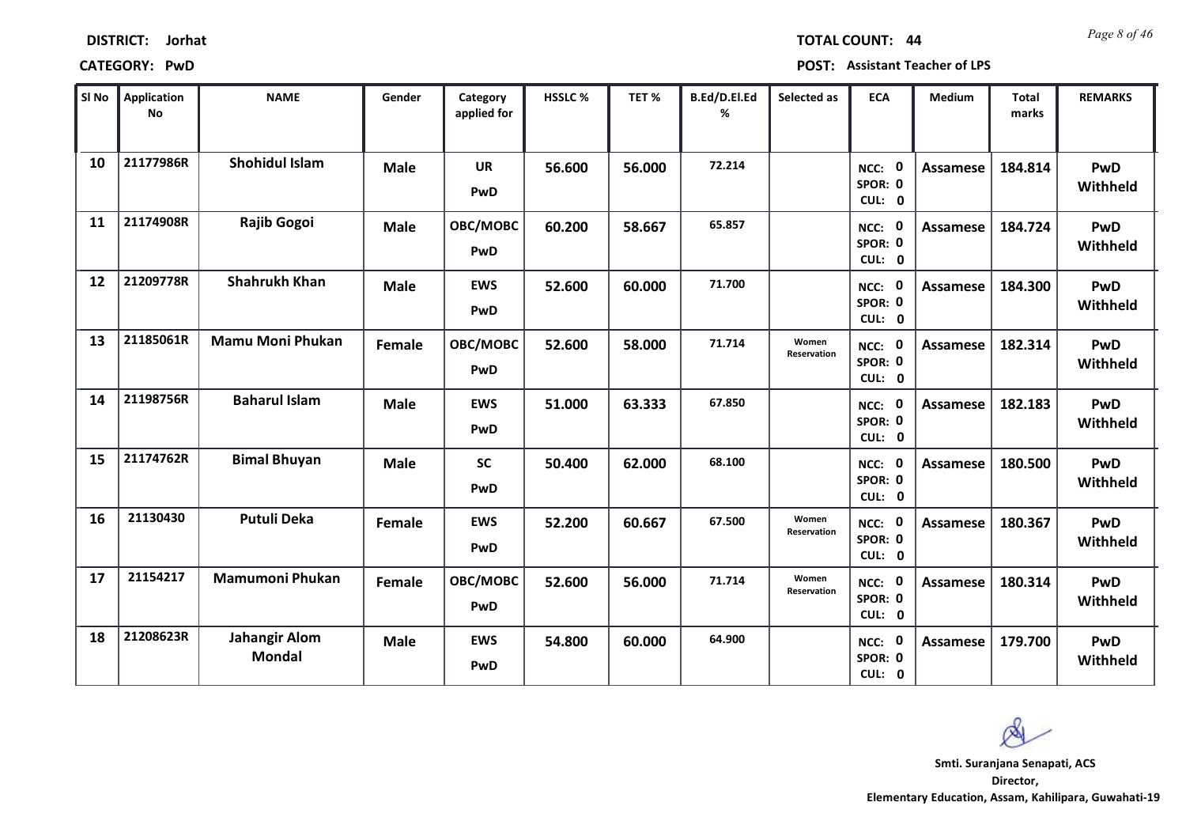**DISTRICT:** Jorhat **TOTAL COUNT:** 44

**CATEGORY:** PwD **POST:** Assistant Teacher of LPS

| Sl No | Application No | NAME | Gender | Category applied for | HSSLC % | TET % | B.Ed/D.El.Ed % | Selected as | ECA | Medium | Total marks | REMARKS |
|---|---|---|---|---|---|---|---|---|---|---|---|---|
| 10 | 21177986R | Shohidul Islam | Male | UR PwD | 56.600 | 56.000 | 72.214 | | NCC: 0 SPOR: 0 CUL: 0 | Assamese | 184.814 | PwD Withheld |
| 11 | 21174908R | Rajib Gogoi | Male | OBC/MOBC PwD | 60.200 | 58.667 | 65.857 | | NCC: 0 SPOR: 0 CUL: 0 | Assamese | 184.724 | PwD Withheld |
| 12 | 21209778R | Shahrukh Khan | Male | EWS PwD | 52.600 | 60.000 | 71.700 | | NCC: 0 SPOR: 0 CUL: 0 | Assamese | 184.300 | PwD Withheld |
| 13 | 21185061R | Mamu Moni Phukan | Female | OBC/MOBC PwD | 52.600 | 58.000 | 71.714 | Women Reservation | NCC: 0 SPOR: 0 CUL: 0 | Assamese | 182.314 | PwD Withheld |
| 14 | 21198756R | Baharul Islam | Male | EWS PwD | 51.000 | 63.333 | 67.850 | | NCC: 0 SPOR: 0 CUL: 0 | Assamese | 182.183 | PwD Withheld |
| 15 | 21174762R | Bimal Bhuyan | Male | SC PwD | 50.400 | 62.000 | 68.100 | | NCC: 0 SPOR: 0 CUL: 0 | Assamese | 180.500 | PwD Withheld |
| 16 | 21130430 | Putuli Deka | Female | EWS PwD | 52.200 | 60.667 | 67.500 | Women Reservation | NCC: 0 SPOR: 0 CUL: 0 | Assamese | 180.367 | PwD Withheld |
| 17 | 21154217 | Mamumoni Phukan | Female | OBC/MOBC PwD | 52.600 | 56.000 | 71.714 | Women Reservation | NCC: 0 SPOR: 0 CUL: 0 | Assamese | 180.314 | PwD Withheld |
| 18 | 21208623R | Jahangir Alom Mondal | Male | EWS PwD | 54.800 | 60.000 | 64.900 | | NCC: 0 SPOR: 0 CUL: 0 | Assamese | 179.700 | PwD Withheld |

**Smti. Suranjana Senapati, ACS**
**Director,**
**Elementary Education, Assam, Kahilipara, Guwahati-19**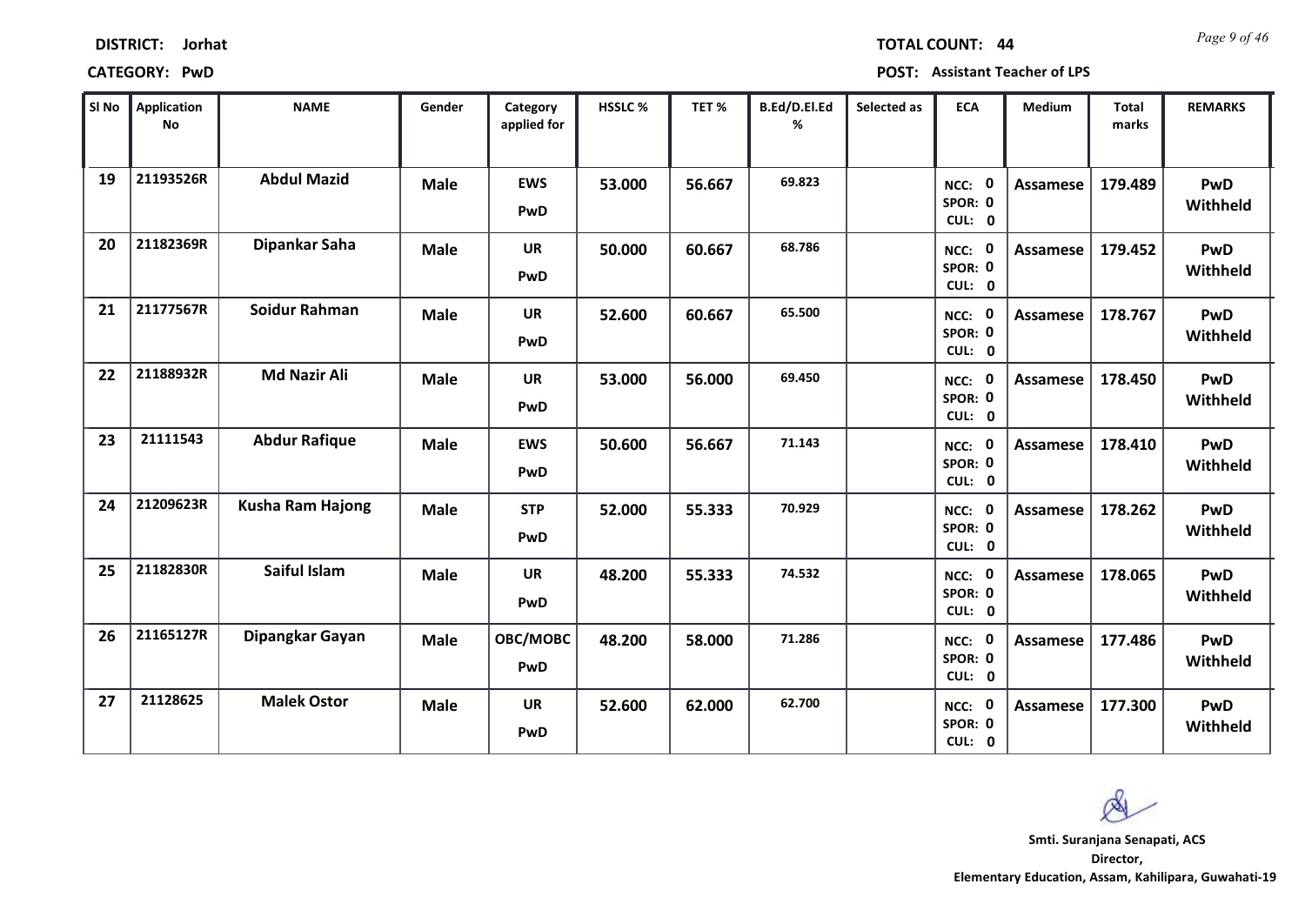**DISTRICT:** Jorhat

**CATEGORY:** PwD

**TOTAL COUNT:** 44

**POST:** Assistant Teacher of LPS

| Sl No | Application No | NAME | Gender | Category applied for | HSSLC % | TET % | B.Ed/D.El.Ed % | Selected as | ECA | Medium | Total marks | REMARKS |
|---|---|---|---|---|---|---|---|---|---|---|---|---|
| 19 | 21193526R | Abdul Mazid | Male | EWS PwD | 53.000 | 56.667 | 69.823 | | NCC: 0 SPOR: 0 CUL: 0 | Assamese | 179.489 | PwD Withheld |
| 20 | 21182369R | Dipankar Saha | Male | UR PwD | 50.000 | 60.667 | 68.786 | | NCC: 0 SPOR: 0 CUL: 0 | Assamese | 179.452 | PwD Withheld |
| 21 | 21177567R | Soidur Rahman | Male | UR PwD | 52.600 | 60.667 | 65.500 | | NCC: 0 SPOR: 0 CUL: 0 | Assamese | 178.767 | PwD Withheld |
| 22 | 21188932R | Md Nazir Ali | Male | UR PwD | 53.000 | 56.000 | 69.450 | | NCC: 0 SPOR: 0 CUL: 0 | Assamese | 178.450 | PwD Withheld |
| 23 | 21111543 | Abdur Rafique | Male | EWS PwD | 50.600 | 56.667 | 71.143 | | NCC: 0 SPOR: 0 CUL: 0 | Assamese | 178.410 | PwD Withheld |
| 24 | 21209623R | Kusha Ram Hajong | Male | STP PwD | 52.000 | 55.333 | 70.929 | | NCC: 0 SPOR: 0 CUL: 0 | Assamese | 178.262 | PwD Withheld |
| 25 | 21182830R | Saiful Islam | Male | UR PwD | 48.200 | 55.333 | 74.532 | | NCC: 0 SPOR: 0 CUL: 0 | Assamese | 178.065 | PwD Withheld |
| 26 | 21165127R | Dipangkar Gayan | Male | OBC/MOBC PwD | 48.200 | 58.000 | 71.286 | | NCC: 0 SPOR: 0 CUL: 0 | Assamese | 177.486 | PwD Withheld |
| 27 | 21128625 | Malek Ostor | Male | UR PwD | 52.600 | 62.000 | 62.700 | | NCC: 0 SPOR: 0 CUL: 0 | Assamese | 177.300 | PwD Withheld |

**Smti. Suranjana Senapati, ACS**
**Director,**
**Elementary Education, Assam, Kahilipara, Guwahati-19**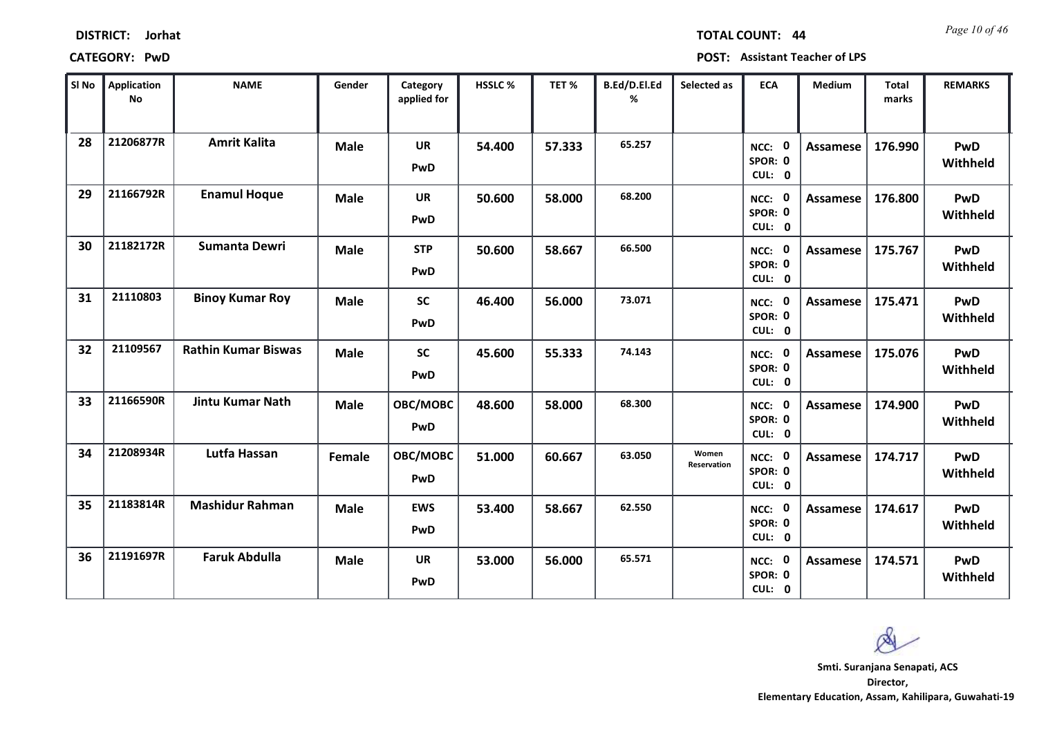**DISTRICT:** Jorhat

**TOTAL COUNT:** 44

**CATEGORY:** PwD

**POST:** Assistant Teacher of LPS

| Sl No | Application No | NAME | Gender | Category applied for | HSSLC % | TET % | B.Ed/D.El.Ed % | Selected as | ECA | Medium | Total marks | REMARKS |
|---|---|---|---|---|---|---|---|---|---|---|---|---|
| 28 | 21206877R | Amrit Kalita | Male | UR PwD | 54.400 | 57.333 | 65.257 | | NCC: 0 SPOR: 0 CUL: 0 | Assamese | 176.990 | PwD Withheld |
| 29 | 21166792R | Enamul Hoque | Male | UR PwD | 50.600 | 58.000 | 68.200 | | NCC: 0 SPOR: 0 CUL: 0 | Assamese | 176.800 | PwD Withheld |
| 30 | 21182172R | Sumanta Dewri | Male | STP PwD | 50.600 | 58.667 | 66.500 | | NCC: 0 SPOR: 0 CUL: 0 | Assamese | 175.767 | PwD Withheld |
| 31 | 21110803 | Binoy Kumar Roy | Male | SC PwD | 46.400 | 56.000 | 73.071 | | NCC: 0 SPOR: 0 CUL: 0 | Assamese | 175.471 | PwD Withheld |
| 32 | 21109567 | Rathin Kumar Biswas | Male | SC PwD | 45.600 | 55.333 | 74.143 | | NCC: 0 SPOR: 0 CUL: 0 | Assamese | 175.076 | PwD Withheld |
| 33 | 21166590R | Jintu Kumar Nath | Male | OBC/MOBC PwD | 48.600 | 58.000 | 68.300 | | NCC: 0 SPOR: 0 CUL: 0 | Assamese | 174.900 | PwD Withheld |
| 34 | 21208934R | Lutfa Hassan | Female | OBC/MOBC PwD | 51.000 | 60.667 | 63.050 | Women Reservation | NCC: 0 SPOR: 0 CUL: 0 | Assamese | 174.717 | PwD Withheld |
| 35 | 21183814R | Mashidur Rahman | Male | EWS PwD | 53.400 | 58.667 | 62.550 | | NCC: 0 SPOR: 0 CUL: 0 | Assamese | 174.617 | PwD Withheld |
| 36 | 21191697R | Faruk Abdulla | Male | UR PwD | 53.000 | 56.000 | 65.571 | | NCC: 0 SPOR: 0 CUL: 0 | Assamese | 174.571 | PwD Withheld |

**Smti. Suranjana Senapati, ACS**
**Director,**
**Elementary Education, Assam, Kahilipara, Guwahati-19**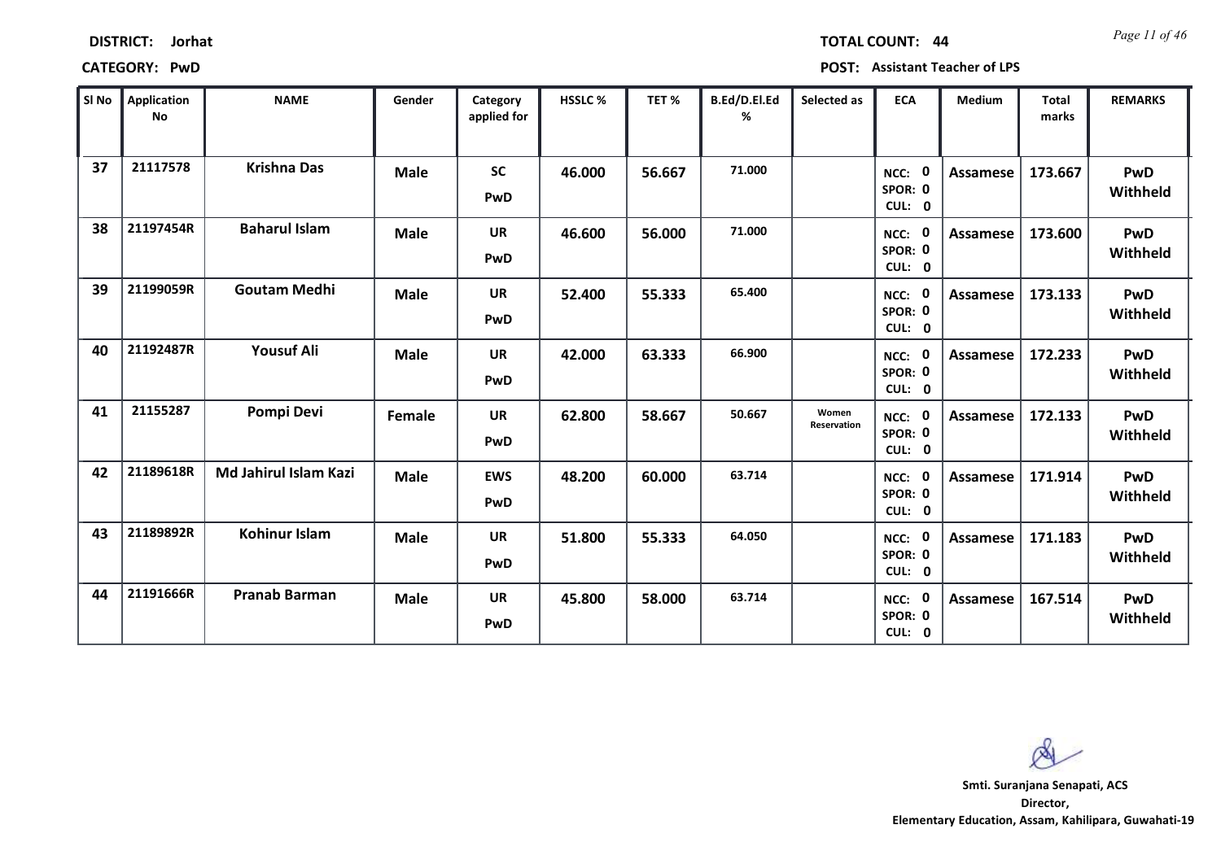**DISTRICT:** Jorhat

**TOTAL COUNT:** 44

**CATEGORY:** PwD

**POST:** Assistant Teacher of LPS

| Sl No | Application No | NAME | Gender | Category applied for | HSSLC % | TET % | B.Ed/D.El.Ed % | Selected as | ECA | Medium | Total marks | REMARKS |
|---|---|---|---|---|---|---|---|---|---|---|---|---|
| 37 | 21117578 | Krishna Das | Male | SC PwD | 46.000 | 56.667 | 71.000 | | NCC: 0 SPOR: 0 CUL: 0 | Assamese | 173.667 | PwD Withheld |
| 38 | 21197454R | Baharul Islam | Male | UR PwD | 46.600 | 56.000 | 71.000 | | NCC: 0 SPOR: 0 CUL: 0 | Assamese | 173.600 | PwD Withheld |
| 39 | 21199059R | Goutam Medhi | Male | UR PwD | 52.400 | 55.333 | 65.400 | | NCC: 0 SPOR: 0 CUL: 0 | Assamese | 173.133 | PwD Withheld |
| 40 | 21192487R | Yousuf Ali | Male | UR PwD | 42.000 | 63.333 | 66.900 | | NCC: 0 SPOR: 0 CUL: 0 | Assamese | 172.233 | PwD Withheld |
| 41 | 21155287 | Pompi Devi | Female | UR PwD | 62.800 | 58.667 | 50.667 | Women Reservation | NCC: 0 SPOR: 0 CUL: 0 | Assamese | 172.133 | PwD Withheld |
| 42 | 21189618R | Md Jahirul Islam Kazi | Male | EWS PwD | 48.200 | 60.000 | 63.714 | | NCC: 0 SPOR: 0 CUL: 0 | Assamese | 171.914 | PwD Withheld |
| 43 | 21189892R | Kohinur Islam | Male | UR PwD | 51.800 | 55.333 | 64.050 | | NCC: 0 SPOR: 0 CUL: 0 | Assamese | 171.183 | PwD Withheld |
| 44 | 21191666R | Pranab Barman | Male | UR PwD | 45.800 | 58.000 | 63.714 | | NCC: 0 SPOR: 0 CUL: 0 | Assamese | 167.514 | PwD Withheld |

**Smti. Suranjana Senapati, ACS**
**Director,**
**Elementary Education, Assam, Kahilipara, Guwahati-19**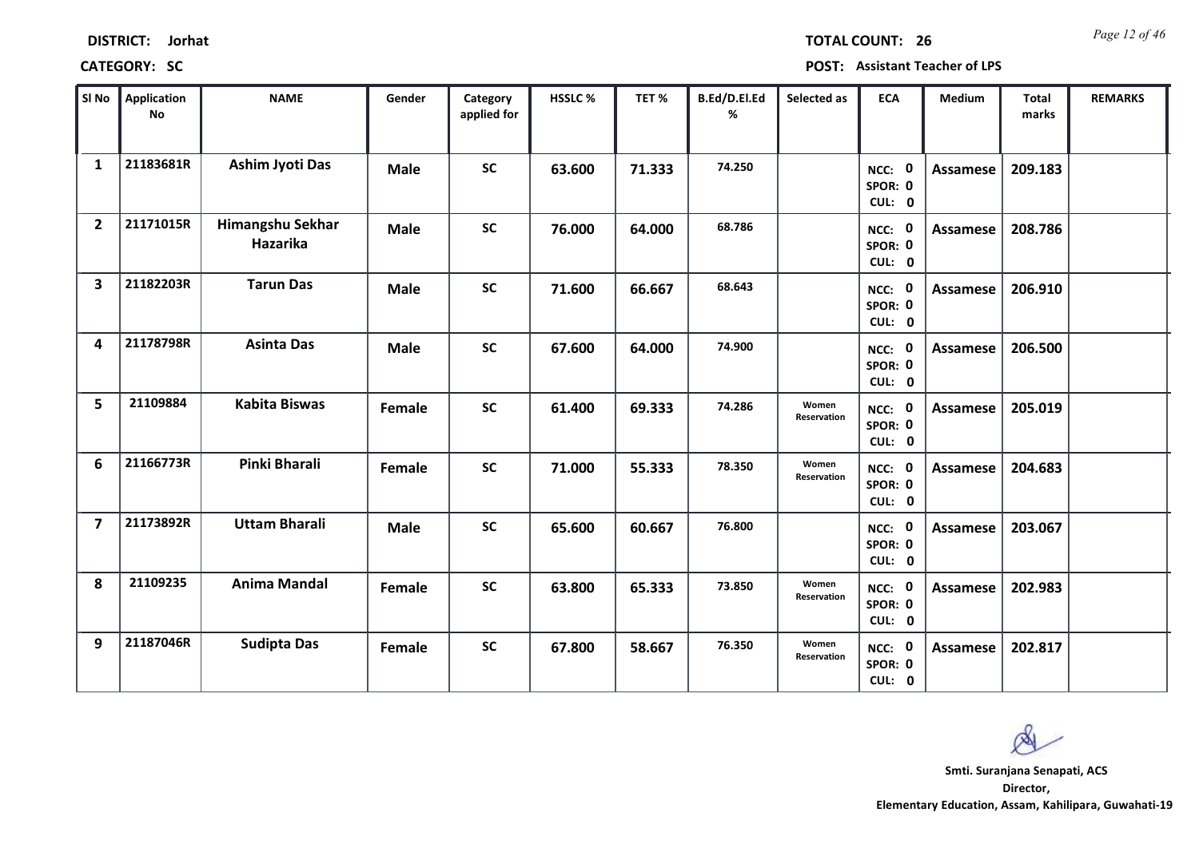**DISTRICT:** Jorhat  **TOTAL COUNT:** 26

**CATEGORY:** SC  **POST:** Assistant Teacher of LPS

| Sl No | Application No | NAME | Gender | Category applied for | HSSLC % | TET % | B.Ed/D.El.Ed % | Selected as | ECA | Medium | Total marks | REMARKS |
|---|---|---|---|---|---|---|---|---|---|---|---|---|
| 1 | 21183681R | Ashim Jyoti Das | Male | SC | 63.600 | 71.333 | 74.250 | | NCC: 0 SPOR: 0 CUL: 0 | Assamese | 209.183 | |
| 2 | 21171015R | Himangshu Sekhar Hazarika | Male | SC | 76.000 | 64.000 | 68.786 | | NCC: 0 SPOR: 0 CUL: 0 | Assamese | 208.786 | |
| 3 | 21182203R | Tarun Das | Male | SC | 71.600 | 66.667 | 68.643 | | NCC: 0 SPOR: 0 CUL: 0 | Assamese | 206.910 | |
| 4 | 21178798R | Asinta Das | Male | SC | 67.600 | 64.000 | 74.900 | | NCC: 0 SPOR: 0 CUL: 0 | Assamese | 206.500 | |
| 5 | 21109884 | Kabita Biswas | Female | SC | 61.400 | 69.333 | 74.286 | Women Reservation | NCC: 0 SPOR: 0 CUL: 0 | Assamese | 205.019 | |
| 6 | 21166773R | Pinki Bharali | Female | SC | 71.000 | 55.333 | 78.350 | Women Reservation | NCC: 0 SPOR: 0 CUL: 0 | Assamese | 204.683 | |
| 7 | 21173892R | Uttam Bharali | Male | SC | 65.600 | 60.667 | 76.800 | | NCC: 0 SPOR: 0 CUL: 0 | Assamese | 203.067 | |
| 8 | 21109235 | Anima Mandal | Female | SC | 63.800 | 65.333 | 73.850 | Women Reservation | NCC: 0 SPOR: 0 CUL: 0 | Assamese | 202.983 | |
| 9 | 21187046R | Sudipta Das | Female | SC | 67.800 | 58.667 | 76.350 | Women Reservation | NCC: 0 SPOR: 0 CUL: 0 | Assamese | 202.817 | |

**Smti. Suranjana Senapati, ACS**
**Director,**
**Elementary Education, Assam, Kahilipara, Guwahati-19**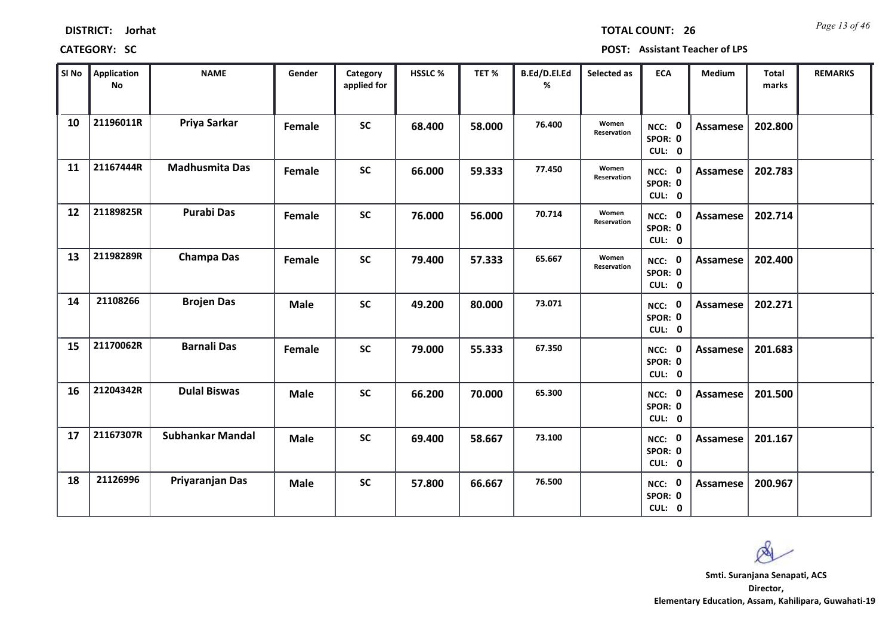**DISTRICT:** Jorhat

**TOTAL COUNT:** 26

**CATEGORY:** SC

**POST:** Assistant Teacher of LPS

| Sl No | Application No | NAME | Gender | Category applied for | HSSLC % | TET % | B.Ed/D.El.Ed % | Selected as | ECA | Medium | Total marks | REMARKS |
|---|---|---|---|---|---|---|---|---|---|---|---|---|
| 10 | 21196011R | Priya Sarkar | Female | SC | 68.400 | 58.000 | 76.400 | Women Reservation | NCC: 0 SPOR: 0 CUL: 0 | Assamese | 202.800 | |
| 11 | 21167444R | Madhusmita Das | Female | SC | 66.000 | 59.333 | 77.450 | Women Reservation | NCC: 0 SPOR: 0 CUL: 0 | Assamese | 202.783 | |
| 12 | 21189825R | Purabi Das | Female | SC | 76.000 | 56.000 | 70.714 | Women Reservation | NCC: 0 SPOR: 0 CUL: 0 | Assamese | 202.714 | |
| 13 | 21198289R | Champa Das | Female | SC | 79.400 | 57.333 | 65.667 | Women Reservation | NCC: 0 SPOR: 0 CUL: 0 | Assamese | 202.400 | |
| 14 | 21108266 | Brojen Das | Male | SC | 49.200 | 80.000 | 73.071 | | NCC: 0 SPOR: 0 CUL: 0 | Assamese | 202.271 | |
| 15 | 21170062R | Barnali Das | Female | SC | 79.000 | 55.333 | 67.350 | | NCC: 0 SPOR: 0 CUL: 0 | Assamese | 201.683 | |
| 16 | 21204342R | Dulal Biswas | Male | SC | 66.200 | 70.000 | 65.300 | | NCC: 0 SPOR: 0 CUL: 0 | Assamese | 201.500 | |
| 17 | 21167307R | Subhankar Mandal | Male | SC | 69.400 | 58.667 | 73.100 | | NCC: 0 SPOR: 0 CUL: 0 | Assamese | 201.167 | |
| 18 | 21126996 | Priyaranjan Das | Male | SC | 57.800 | 66.667 | 76.500 | | NCC: 0 SPOR: 0 CUL: 0 | Assamese | 200.967 | |

**Smti. Suranjana Senapati, ACS**
**Director,**
**Elementary Education, Assam, Kahilipara, Guwahati-19**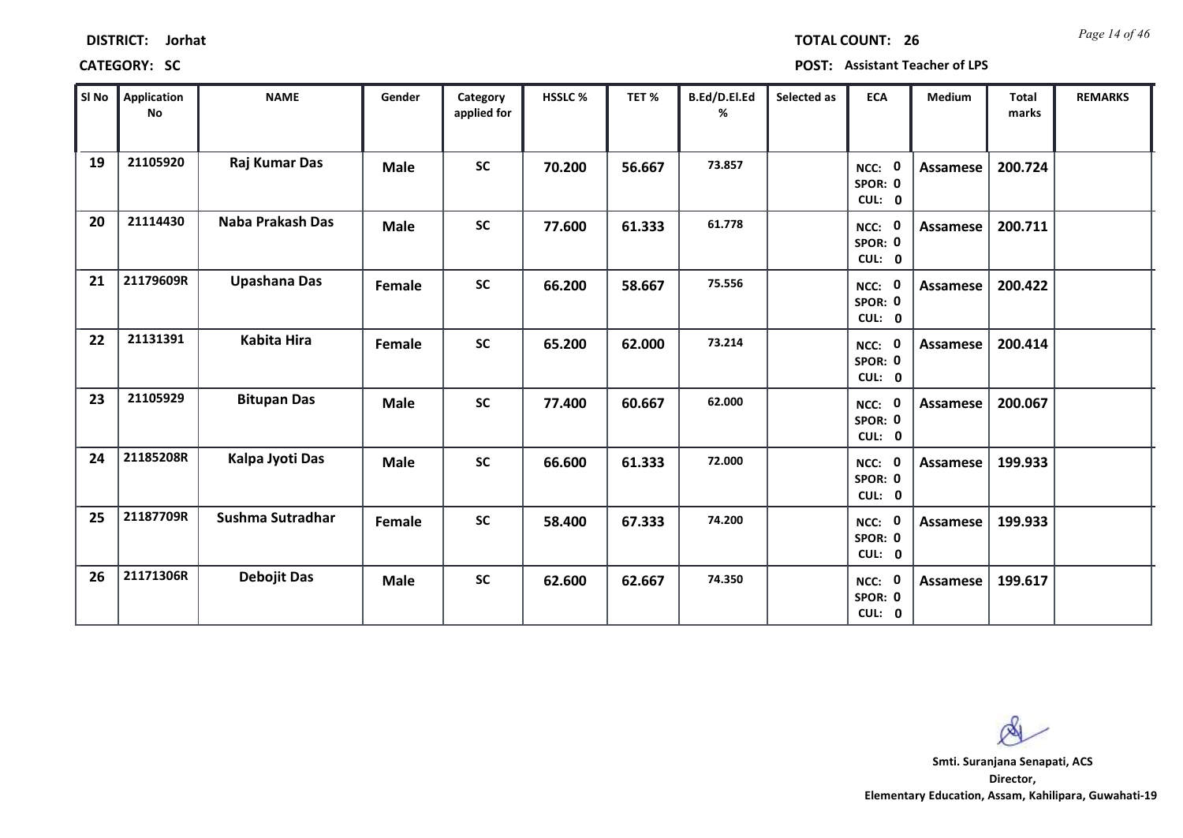**DISTRICT:** Jorhat  **TOTAL COUNT:** 26

**CATEGORY:** SC  **POST:** Assistant Teacher of LPS

| Sl No | Application No | NAME | Gender | Category applied for | HSSLC % | TET % | B.Ed/D.El.Ed % | Selected as | ECA | Medium | Total marks | REMARKS |
|---|---|---|---|---|---|---|---|---|---|---|---|---|
| 19 | 21105920 | Raj Kumar Das | Male | SC | 70.200 | 56.667 | 73.857 | | NCC: 0 SPOR: 0 CUL: 0 | Assamese | 200.724 | |
| 20 | 21114430 | Naba Prakash Das | Male | SC | 77.600 | 61.333 | 61.778 | | NCC: 0 SPOR: 0 CUL: 0 | Assamese | 200.711 | |
| 21 | 21179609R | Upashana Das | Female | SC | 66.200 | 58.667 | 75.556 | | NCC: 0 SPOR: 0 CUL: 0 | Assamese | 200.422 | |
| 22 | 21131391 | Kabita Hira | Female | SC | 65.200 | 62.000 | 73.214 | | NCC: 0 SPOR: 0 CUL: 0 | Assamese | 200.414 | |
| 23 | 21105929 | Bitupan Das | Male | SC | 77.400 | 60.667 | 62.000 | | NCC: 0 SPOR: 0 CUL: 0 | Assamese | 200.067 | |
| 24 | 21185208R | Kalpa Jyoti Das | Male | SC | 66.600 | 61.333 | 72.000 | | NCC: 0 SPOR: 0 CUL: 0 | Assamese | 199.933 | |
| 25 | 21187709R | Sushma Sutradhar | Female | SC | 58.400 | 67.333 | 74.200 | | NCC: 0 SPOR: 0 CUL: 0 | Assamese | 199.933 | |
| 26 | 21171306R | Debojit Das | Male | SC | 62.600 | 62.667 | 74.350 | | NCC: 0 SPOR: 0 CUL: 0 | Assamese | 199.617 | |

**Smti. Suranjana Senapati, ACS**
**Director,**
**Elementary Education, Assam, Kahilipara, Guwahati-19**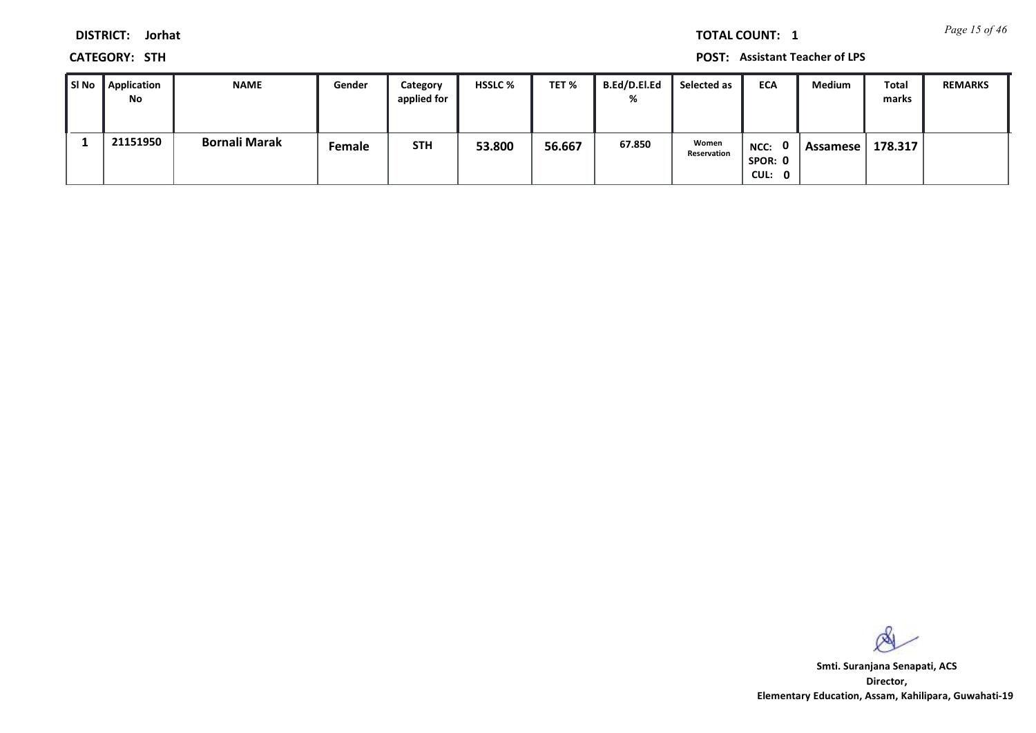**DISTRICT:** Jorhat

**CATEGORY:** STH

**TOTAL COUNT:** 1

**POST:** Assistant Teacher of LPS

| Sl No | Application No | NAME | Gender | Category applied for | HSSLC % | TET % | B.Ed/D.El.Ed % | Selected as | ECA | Medium | Total marks | REMARKS |
|---|---|---|---|---|---|---|---|---|---|---|---|---|
| 1 | 21151950 | **Bornali Marak** | Female | STH | 53.800 | 56.667 | 67.850 | Women Reservation | NCC: 0 SPOR: 0 CUL: 0 | Assamese | 178.317 | |

**Smti. Suranjana Senapati, ACS**
**Director,**
**Elementary Education, Assam, Kahilipara, Guwahati-19**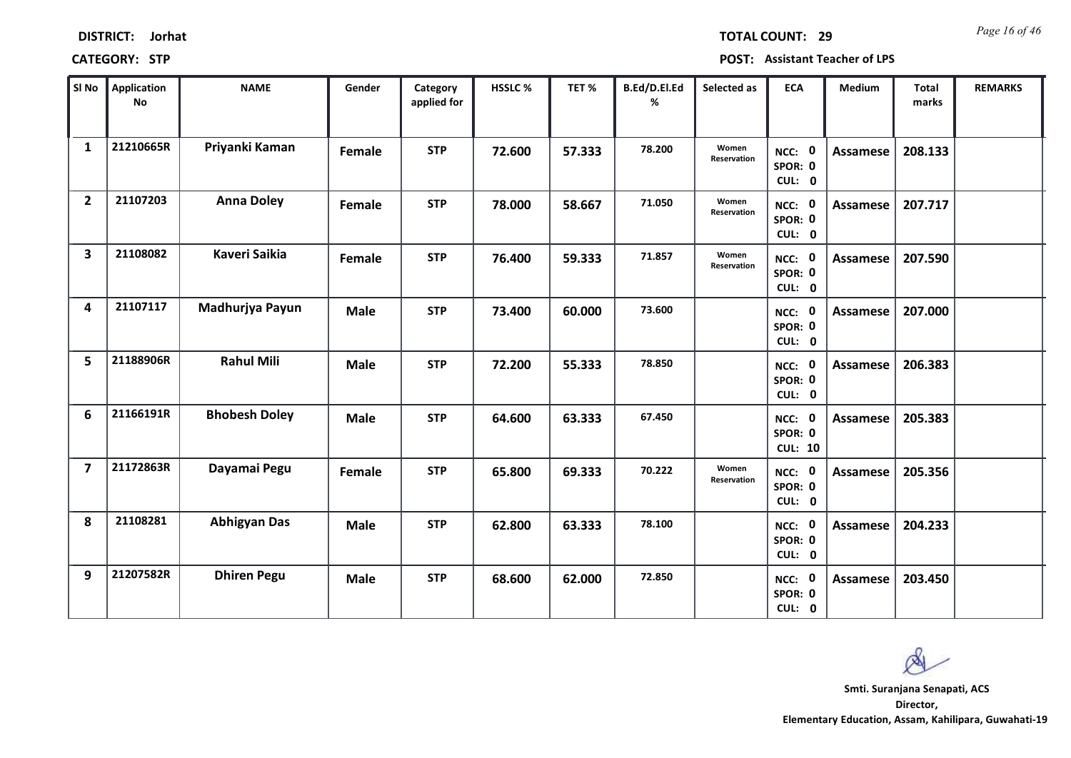**DISTRICT:** Jorhat

**TOTAL COUNT:** 29

**CATEGORY:** STP

**POST:** Assistant Teacher of LPS

| Sl No | Application No | NAME | Gender | Category applied for | HSSLC % | TET % | B.Ed/D.El.Ed % | Selected as | ECA | Medium | Total marks | REMARKS |
|---|---|---|---|---|---|---|---|---|---|---|---|---|
| 1 | 21210665R | Priyanki Kaman | Female | STP | 72.600 | 57.333 | 78.200 | Women Reservation | NCC: 0 SPOR: 0 CUL: 0 | Assamese | 208.133 | |
| 2 | 21107203 | Anna Doley | Female | STP | 78.000 | 58.667 | 71.050 | Women Reservation | NCC: 0 SPOR: 0 CUL: 0 | Assamese | 207.717 | |
| 3 | 21108082 | Kaveri Saikia | Female | STP | 76.400 | 59.333 | 71.857 | Women Reservation | NCC: 0 SPOR: 0 CUL: 0 | Assamese | 207.590 | |
| 4 | 21107117 | Madhurjya Payun | Male | STP | 73.400 | 60.000 | 73.600 | | NCC: 0 SPOR: 0 CUL: 0 | Assamese | 207.000 | |
| 5 | 21188906R | Rahul Mili | Male | STP | 72.200 | 55.333 | 78.850 | | NCC: 0 SPOR: 0 CUL: 0 | Assamese | 206.383 | |
| 6 | 21166191R | Bhobesh Doley | Male | STP | 64.600 | 63.333 | 67.450 | | NCC: 0 SPOR: 0 CUL: 10 | Assamese | 205.383 | |
| 7 | 21172863R | Dayamai Pegu | Female | STP | 65.800 | 69.333 | 70.222 | Women Reservation | NCC: 0 SPOR: 0 CUL: 0 | Assamese | 205.356 | |
| 8 | 21108281 | Abhigyan Das | Male | STP | 62.800 | 63.333 | 78.100 | | NCC: 0 SPOR: 0 CUL: 0 | Assamese | 204.233 | |
| 9 | 21207582R | Dhiren Pegu | Male | STP | 68.600 | 62.000 | 72.850 | | NCC: 0 SPOR: 0 CUL: 0 | Assamese | 203.450 | |

**Smti. Suranjana Senapati, ACS**
**Director,**
**Elementary Education, Assam, Kahilipara, Guwahati-19**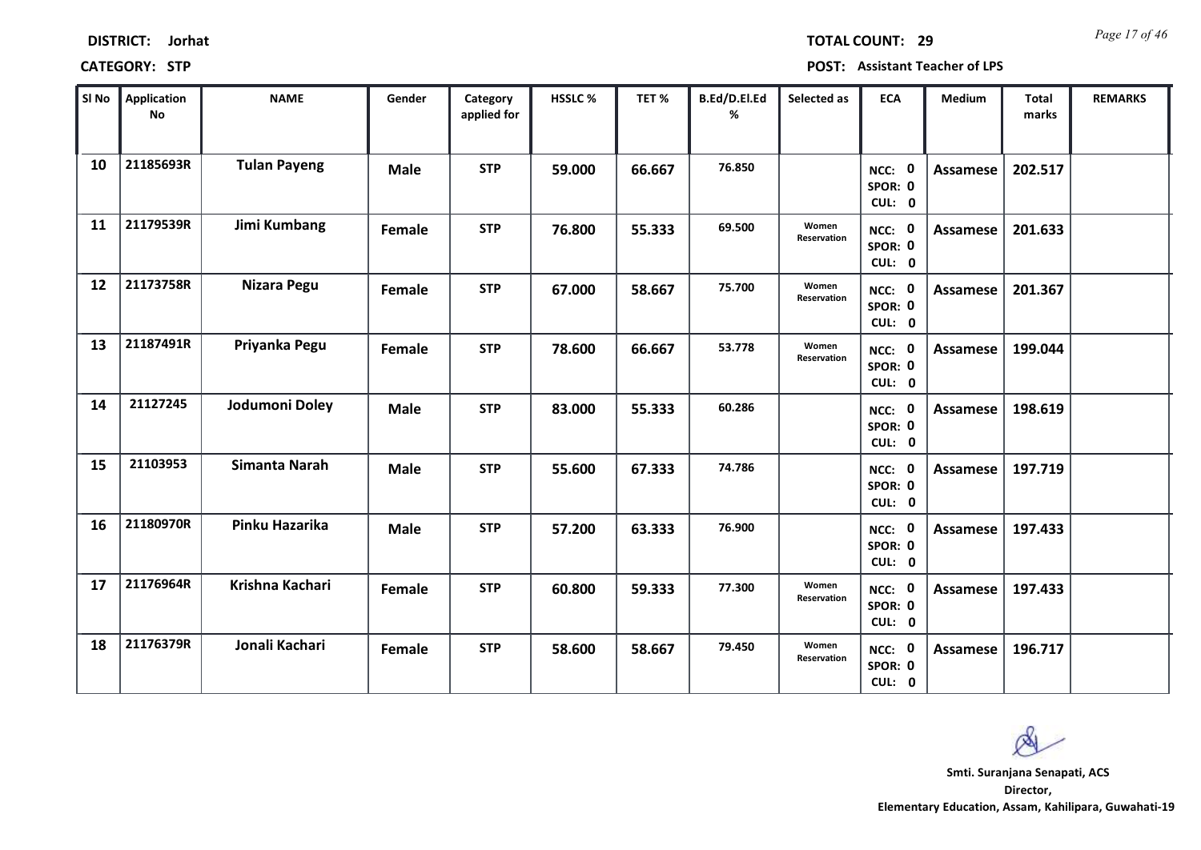**DISTRICT:** Jorhat  
**TOTAL COUNT:** 29

**CATEGORY:** STP  
**POST:** Assistant Teacher of LPS

| Sl No | Application No | NAME | Gender | Category applied for | HSSLC % | TET % | B.Ed/D.El.Ed % | Selected as | ECA | Medium | Total marks | REMARKS |
|---|---|---|---|---|---|---|---|---|---|---|---|---|
| 10 | 21185693R | Tulan Payeng | Male | STP | 59.000 | 66.667 | 76.850 | | NCC: 0 SPOR: 0 CUL: 0 | Assamese | 202.517 | |
| 11 | 21179539R | Jimi Kumbang | Female | STP | 76.800 | 55.333 | 69.500 | Women Reservation | NCC: 0 SPOR: 0 CUL: 0 | Assamese | 201.633 | |
| 12 | 21173758R | Nizara Pegu | Female | STP | 67.000 | 58.667 | 75.700 | Women Reservation | NCC: 0 SPOR: 0 CUL: 0 | Assamese | 201.367 | |
| 13 | 21187491R | Priyanka Pegu | Female | STP | 78.600 | 66.667 | 53.778 | Women Reservation | NCC: 0 SPOR: 0 CUL: 0 | Assamese | 199.044 | |
| 14 | 21127245 | Jodumoni Doley | Male | STP | 83.000 | 55.333 | 60.286 | | NCC: 0 SPOR: 0 CUL: 0 | Assamese | 198.619 | |
| 15 | 21103953 | Simanta Narah | Male | STP | 55.600 | 67.333 | 74.786 | | NCC: 0 SPOR: 0 CUL: 0 | Assamese | 197.719 | |
| 16 | 21180970R | Pinku Hazarika | Male | STP | 57.200 | 63.333 | 76.900 | | NCC: 0 SPOR: 0 CUL: 0 | Assamese | 197.433 | |
| 17 | 21176964R | Krishna Kachari | Female | STP | 60.800 | 59.333 | 77.300 | Women Reservation | NCC: 0 SPOR: 0 CUL: 0 | Assamese | 197.433 | |
| 18 | 21176379R | Jonali Kachari | Female | STP | 58.600 | 58.667 | 79.450 | Women Reservation | NCC: 0 SPOR: 0 CUL: 0 | Assamese | 196.717 | |

**Smti. Suranjana Senapati, ACS**  
**Director,**  
**Elementary Education, Assam, Kahilipara, Guwahati-19**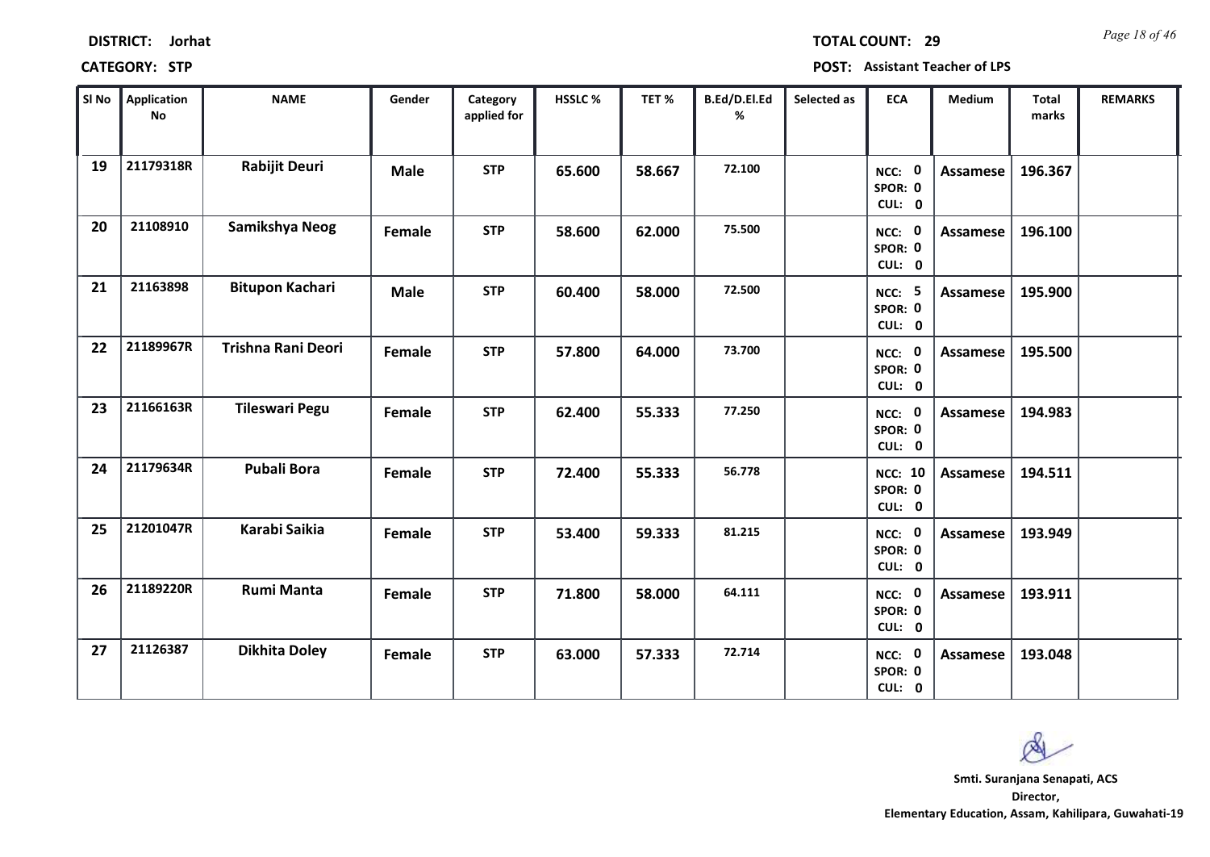**DISTRICT:** Jorhat

**TOTAL COUNT:** 29

**CATEGORY:** STP

**POST:** Assistant Teacher of LPS

| Sl No | Application No | NAME | Gender | Category applied for | HSSLC % | TET % | B.Ed/D.El.Ed % | Selected as | ECA | Medium | Total marks | REMARKS |
|---|---|---|---|---|---|---|---|---|---|---|---|---|
| 19 | 21179318R | Rabijit Deuri | Male | STP | 65.600 | 58.667 | 72.100 | | NCC: 0 SPOR: 0 CUL: 0 | Assamese | 196.367 | |
| 20 | 21108910 | Samikshya Neog | Female | STP | 58.600 | 62.000 | 75.500 | | NCC: 0 SPOR: 0 CUL: 0 | Assamese | 196.100 | |
| 21 | 21163898 | Bitupon Kachari | Male | STP | 60.400 | 58.000 | 72.500 | | NCC: 5 SPOR: 0 CUL: 0 | Assamese | 195.900 | |
| 22 | 21189967R | Trishna Rani Deori | Female | STP | 57.800 | 64.000 | 73.700 | | NCC: 0 SPOR: 0 CUL: 0 | Assamese | 195.500 | |
| 23 | 21166163R | Tileswari Pegu | Female | STP | 62.400 | 55.333 | 77.250 | | NCC: 0 SPOR: 0 CUL: 0 | Assamese | 194.983 | |
| 24 | 21179634R | Pubali Bora | Female | STP | 72.400 | 55.333 | 56.778 | | NCC: 10 SPOR: 0 CUL: 0 | Assamese | 194.511 | |
| 25 | 21201047R | Karabi Saikia | Female | STP | 53.400 | 59.333 | 81.215 | | NCC: 0 SPOR: 0 CUL: 0 | Assamese | 193.949 | |
| 26 | 21189220R | Rumi Manta | Female | STP | 71.800 | 58.000 | 64.111 | | NCC: 0 SPOR: 0 CUL: 0 | Assamese | 193.911 | |
| 27 | 21126387 | Dikhita Doley | Female | STP | 63.000 | 57.333 | 72.714 | | NCC: 0 SPOR: 0 CUL: 0 | Assamese | 193.048 | |

**Smti. Suranjana Senapati, ACS**
**Director,**
**Elementary Education, Assam, Kahilipara, Guwahati-19**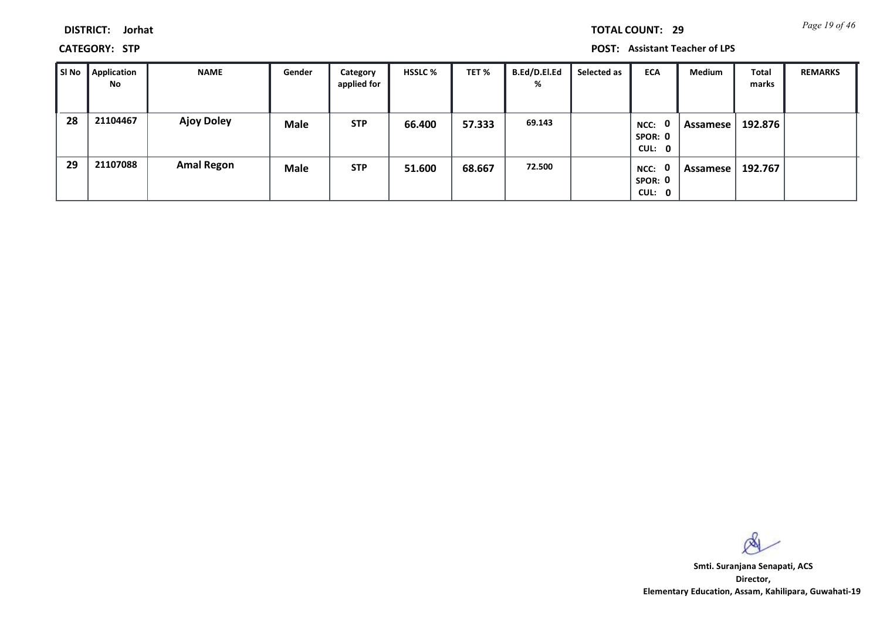**DISTRICT:** Jorhat

**TOTAL COUNT:** 29

**CATEGORY:** STP

**POST:** Assistant Teacher of LPS

| Sl No | Application No | NAME | Gender | Category applied for | HSSLC % | TET % | B.Ed/D.El.Ed % | Selected as | ECA | Medium | Total marks | REMARKS |
|---|---|---|---|---|---|---|---|---|---|---|---|---|
| 28 | 21104467 | Ajoy Doley | Male | STP | 66.400 | 57.333 | 69.143 | | NCC: 0 SPOR: 0 CUL: 0 | Assamese | 192.876 | |
| 29 | 21107088 | Amal Regon | Male | STP | 51.600 | 68.667 | 72.500 | | NCC: 0 SPOR: 0 CUL: 0 | Assamese | 192.767 | |

**Smti. Suranjana Senapati, ACS**
**Director,**
**Elementary Education, Assam, Kahilipara, Guwahati-19**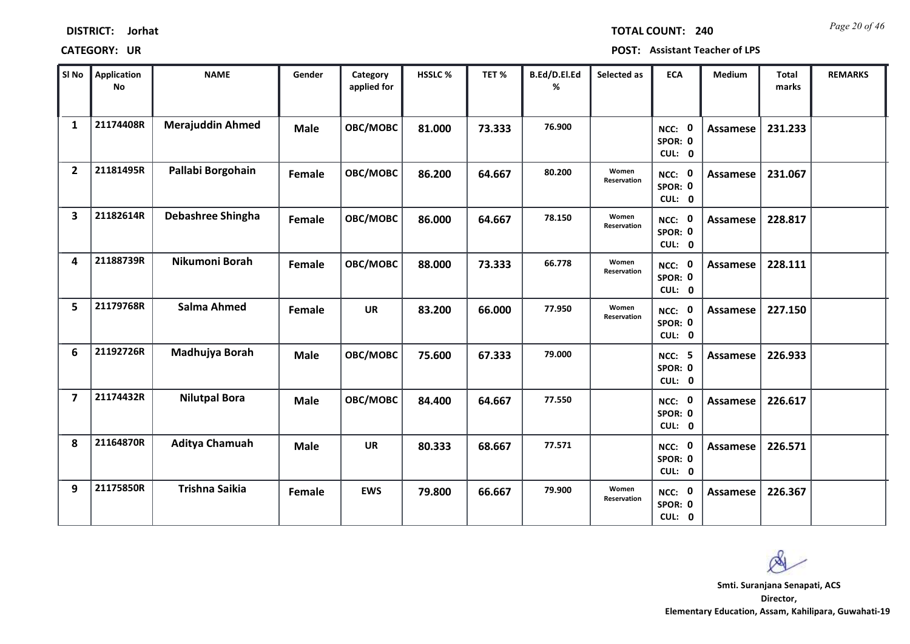**DISTRICT:** Jorhat **TOTAL COUNT:** 240

**CATEGORY:** UR **POST:** Assistant Teacher of LPS

| Sl No | Application No | NAME | Gender | Category applied for | HSSLC % | TET % | B.Ed/D.El.Ed % | Selected as | ECA | Medium | Total marks | REMARKS |
|---|---|---|---|---|---|---|---|---|---|---|---|---|
| 1 | 21174408R | Merajuddin Ahmed | Male | OBC/MOBC | 81.000 | 73.333 | 76.900 | | NCC: 0 SPOR: 0 CUL: 0 | Assamese | 231.233 | |
| 2 | 21181495R | Pallabi Borgohain | Female | OBC/MOBC | 86.200 | 64.667 | 80.200 | Women Reservation | NCC: 0 SPOR: 0 CUL: 0 | Assamese | 231.067 | |
| 3 | 21182614R | Debashree Shingha | Female | OBC/MOBC | 86.000 | 64.667 | 78.150 | Women Reservation | NCC: 0 SPOR: 0 CUL: 0 | Assamese | 228.817 | |
| 4 | 21188739R | Nikumoni Borah | Female | OBC/MOBC | 88.000 | 73.333 | 66.778 | Women Reservation | NCC: 0 SPOR: 0 CUL: 0 | Assamese | 228.111 | |
| 5 | 21179768R | Salma Ahmed | Female | UR | 83.200 | 66.000 | 77.950 | Women Reservation | NCC: 0 SPOR: 0 CUL: 0 | Assamese | 227.150 | |
| 6 | 21192726R | Madhujya Borah | Male | OBC/MOBC | 75.600 | 67.333 | 79.000 | | NCC: 5 SPOR: 0 CUL: 0 | Assamese | 226.933 | |
| 7 | 21174432R | Nilutpal Bora | Male | OBC/MOBC | 84.400 | 64.667 | 77.550 | | NCC: 0 SPOR: 0 CUL: 0 | Assamese | 226.617 | |
| 8 | 21164870R | Aditya Chamuah | Male | UR | 80.333 | 68.667 | 77.571 | | NCC: 0 SPOR: 0 CUL: 0 | Assamese | 226.571 | |
| 9 | 21175850R | Trishna Saikia | Female | EWS | 79.800 | 66.667 | 79.900 | Women Reservation | NCC: 0 SPOR: 0 CUL: 0 | Assamese | 226.367 | |

**Smti. Suranjana Senapati, ACS**
**Director,**
**Elementary Education, Assam, Kahilipara, Guwahati-19**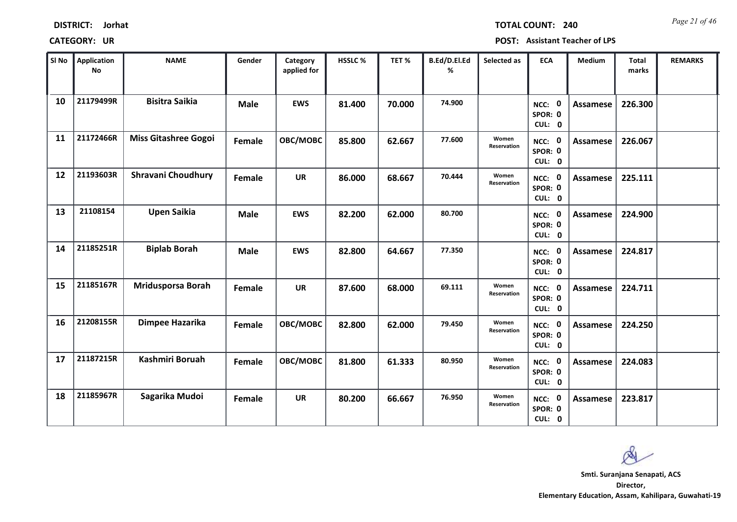**DISTRICT:** Jorhat

**TOTAL COUNT:** 240

**CATEGORY:** UR

**POST:** Assistant Teacher of LPS

| Sl No | Application No | NAME | Gender | Category applied for | HSSLC % | TET % | B.Ed/D.El.Ed % | Selected as | ECA | Medium | Total marks | REMARKS |
|---|---|---|---|---|---|---|---|---|---|---|---|---|
| 10 | 21179499R | Bisitra Saikia | Male | EWS | 81.400 | 70.000 | 74.900 | | NCC: 0 SPOR: 0 CUL: 0 | Assamese | 226.300 | |
| 11 | 21172466R | Miss Gitashree Gogoi | Female | OBC/MOBC | 85.800 | 62.667 | 77.600 | Women Reservation | NCC: 0 SPOR: 0 CUL: 0 | Assamese | 226.067 | |
| 12 | 21193603R | Shravani Choudhury | Female | UR | 86.000 | 68.667 | 70.444 | Women Reservation | NCC: 0 SPOR: 0 CUL: 0 | Assamese | 225.111 | |
| 13 | 21108154 | Upen Saikia | Male | EWS | 82.200 | 62.000 | 80.700 | | NCC: 0 SPOR: 0 CUL: 0 | Assamese | 224.900 | |
| 14 | 21185251R | Biplab Borah | Male | EWS | 82.800 | 64.667 | 77.350 | | NCC: 0 SPOR: 0 CUL: 0 | Assamese | 224.817 | |
| 15 | 21185167R | Mridusporsa Borah | Female | UR | 87.600 | 68.000 | 69.111 | Women Reservation | NCC: 0 SPOR: 0 CUL: 0 | Assamese | 224.711 | |
| 16 | 21208155R | Dimpee Hazarika | Female | OBC/MOBC | 82.800 | 62.000 | 79.450 | Women Reservation | NCC: 0 SPOR: 0 CUL: 0 | Assamese | 224.250 | |
| 17 | 21187215R | Kashmiri Boruah | Female | OBC/MOBC | 81.800 | 61.333 | 80.950 | Women Reservation | NCC: 0 SPOR: 0 CUL: 0 | Assamese | 224.083 | |
| 18 | 21185967R | Sagarika Mudoi | Female | UR | 80.200 | 66.667 | 76.950 | Women Reservation | NCC: 0 SPOR: 0 CUL: 0 | Assamese | 223.817 | |

**Smti. Suranjana Senapati, ACS**
**Director,**
**Elementary Education, Assam, Kahilipara, Guwahati-19**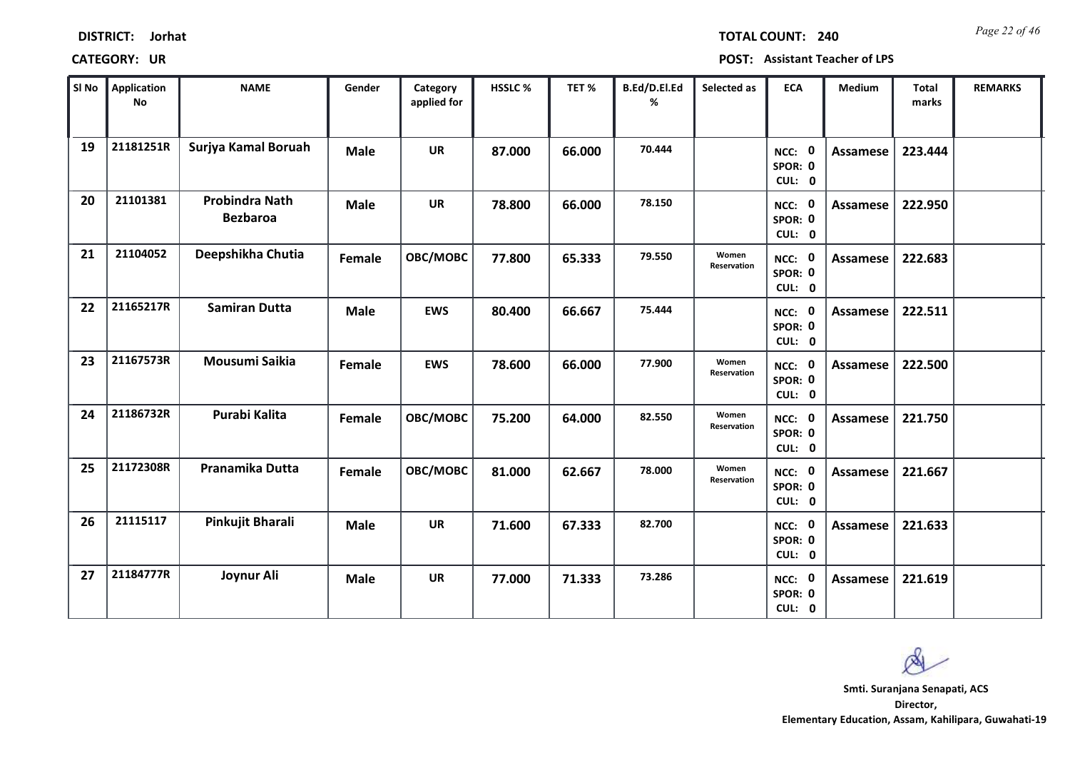**DISTRICT:** Jorhat **TOTAL COUNT:** 240

**CATEGORY:** UR **POST:** Assistant Teacher of LPS

| Sl No | Application No | NAME | Gender | Category applied for | HSSLC % | TET % | B.Ed/D.El.Ed % | Selected as | ECA | Medium | Total marks | REMARKS |
|---|---|---|---|---|---|---|---|---|---|---|---|---|
| 19 | 21181251R | Surjya Kamal Boruah | Male | UR | 87.000 | 66.000 | 70.444 | | NCC: 0 SPOR: 0 CUL: 0 | Assamese | 223.444 | |
| 20 | 21101381 | Probindra Nath Bezbaroa | Male | UR | 78.800 | 66.000 | 78.150 | | NCC: 0 SPOR: 0 CUL: 0 | Assamese | 222.950 | |
| 21 | 21104052 | Deepshikha Chutia | Female | OBC/MOBC | 77.800 | 65.333 | 79.550 | Women Reservation | NCC: 0 SPOR: 0 CUL: 0 | Assamese | 222.683 | |
| 22 | 21165217R | Samiran Dutta | Male | EWS | 80.400 | 66.667 | 75.444 | | NCC: 0 SPOR: 0 CUL: 0 | Assamese | 222.511 | |
| 23 | 21167573R | Mousumi Saikia | Female | EWS | 78.600 | 66.000 | 77.900 | Women Reservation | NCC: 0 SPOR: 0 CUL: 0 | Assamese | 222.500 | |
| 24 | 21186732R | Purabi Kalita | Female | OBC/MOBC | 75.200 | 64.000 | 82.550 | Women Reservation | NCC: 0 SPOR: 0 CUL: 0 | Assamese | 221.750 | |
| 25 | 21172308R | Pranamika Dutta | Female | OBC/MOBC | 81.000 | 62.667 | 78.000 | Women Reservation | NCC: 0 SPOR: 0 CUL: 0 | Assamese | 221.667 | |
| 26 | 21115117 | Pinkujit Bharali | Male | UR | 71.600 | 67.333 | 82.700 | | NCC: 0 SPOR: 0 CUL: 0 | Assamese | 221.633 | |
| 27 | 21184777R | Joynur Ali | Male | UR | 77.000 | 71.333 | 73.286 | | NCC: 0 SPOR: 0 CUL: 0 | Assamese | 221.619 | |

**Smti. Suranjana Senapati, ACS**
**Director,**
**Elementary Education, Assam, Kahilipara, Guwahati-19**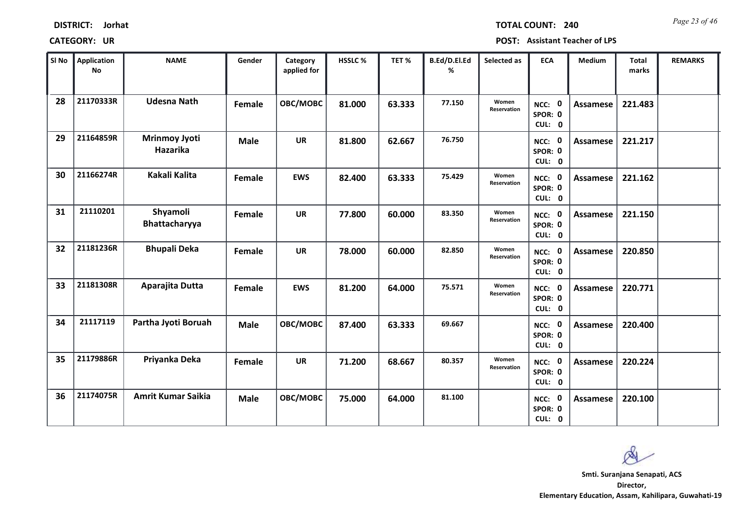**DISTRICT:** Jorhat

**CATEGORY:** UR

**TOTAL COUNT:** 240

**POST:** Assistant Teacher of LPS

| Sl No | Application No | NAME | Gender | Category applied for | HSSLC % | TET % | B.Ed/D.El.Ed % | Selected as | ECA | Medium | Total marks | REMARKS |
|---|---|---|---|---|---|---|---|---|---|---|---|---|
| 28 | 21170333R | Udesna Nath | Female | OBC/MOBC | 81.000 | 63.333 | 77.150 | Women Reservation | NCC: 0 SPOR: 0 CUL: 0 | Assamese | 221.483 | |
| 29 | 21164859R | Mrinmoy Jyoti Hazarika | Male | UR | 81.800 | 62.667 | 76.750 | | NCC: 0 SPOR: 0 CUL: 0 | Assamese | 221.217 | |
| 30 | 21166274R | Kakali Kalita | Female | EWS | 82.400 | 63.333 | 75.429 | Women Reservation | NCC: 0 SPOR: 0 CUL: 0 | Assamese | 221.162 | |
| 31 | 21110201 | Shyamoli Bhattacharyya | Female | UR | 77.800 | 60.000 | 83.350 | Women Reservation | NCC: 0 SPOR: 0 CUL: 0 | Assamese | 221.150 | |
| 32 | 21181236R | Bhupali Deka | Female | UR | 78.000 | 60.000 | 82.850 | Women Reservation | NCC: 0 SPOR: 0 CUL: 0 | Assamese | 220.850 | |
| 33 | 21181308R | Aparajita Dutta | Female | EWS | 81.200 | 64.000 | 75.571 | Women Reservation | NCC: 0 SPOR: 0 CUL: 0 | Assamese | 220.771 | |
| 34 | 21117119 | Partha Jyoti Boruah | Male | OBC/MOBC | 87.400 | 63.333 | 69.667 | | NCC: 0 SPOR: 0 CUL: 0 | Assamese | 220.400 | |
| 35 | 21179886R | Priyanka Deka | Female | UR | 71.200 | 68.667 | 80.357 | Women Reservation | NCC: 0 SPOR: 0 CUL: 0 | Assamese | 220.224 | |
| 36 | 21174075R | Amrit Kumar Saikia | Male | OBC/MOBC | 75.000 | 64.000 | 81.100 | | NCC: 0 SPOR: 0 CUL: 0 | Assamese | 220.100 | |

**Smti. Suranjana Senapati, ACS**
**Director,**
**Elementary Education, Assam, Kahilipara, Guwahati-19**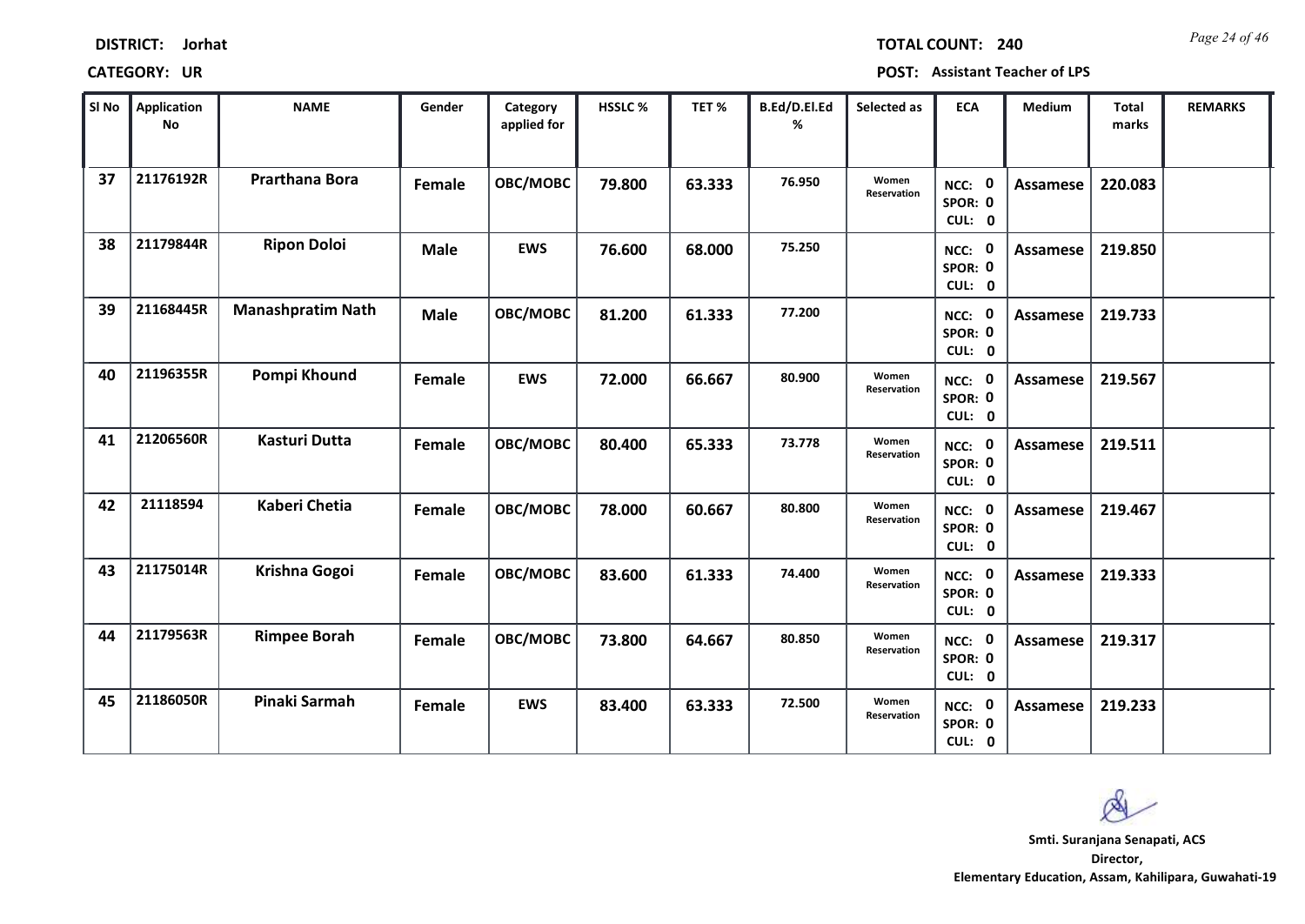**DISTRICT:** Jorhat

**TOTAL COUNT:** 240

**CATEGORY:** UR

**POST:** Assistant Teacher of LPS

| Sl No | Application No | NAME | Gender | Category applied for | HSSLC % | TET % | B.Ed/D.El.Ed % | Selected as | ECA | Medium | Total marks | REMARKS |
|---|---|---|---|---|---|---|---|---|---|---|---|---|
| 37 | 21176192R | Prarthana Bora | Female | OBC/MOBC | 79.800 | 63.333 | 76.950 | Women Reservation | NCC: 0 SPOR: 0 CUL: 0 | Assamese | 220.083 | |
| 38 | 21179844R | Ripon Doloi | Male | EWS | 76.600 | 68.000 | 75.250 | | NCC: 0 SPOR: 0 CUL: 0 | Assamese | 219.850 | |
| 39 | 21168445R | Manashpratim Nath | Male | OBC/MOBC | 81.200 | 61.333 | 77.200 | | NCC: 0 SPOR: 0 CUL: 0 | Assamese | 219.733 | |
| 40 | 21196355R | Pompi Khound | Female | EWS | 72.000 | 66.667 | 80.900 | Women Reservation | NCC: 0 SPOR: 0 CUL: 0 | Assamese | 219.567 | |
| 41 | 21206560R | Kasturi Dutta | Female | OBC/MOBC | 80.400 | 65.333 | 73.778 | Women Reservation | NCC: 0 SPOR: 0 CUL: 0 | Assamese | 219.511 | |
| 42 | 21118594 | Kaberi Chetia | Female | OBC/MOBC | 78.000 | 60.667 | 80.800 | Women Reservation | NCC: 0 SPOR: 0 CUL: 0 | Assamese | 219.467 | |
| 43 | 21175014R | Krishna Gogoi | Female | OBC/MOBC | 83.600 | 61.333 | 74.400 | Women Reservation | NCC: 0 SPOR: 0 CUL: 0 | Assamese | 219.333 | |
| 44 | 21179563R | Rimpee Borah | Female | OBC/MOBC | 73.800 | 64.667 | 80.850 | Women Reservation | NCC: 0 SPOR: 0 CUL: 0 | Assamese | 219.317 | |
| 45 | 21186050R | Pinaki Sarmah | Female | EWS | 83.400 | 63.333 | 72.500 | Women Reservation | NCC: 0 SPOR: 0 CUL: 0 | Assamese | 219.233 | |

**Smti. Suranjana Senapati, ACS**
**Director,**
**Elementary Education, Assam, Kahilipara, Guwahati-19**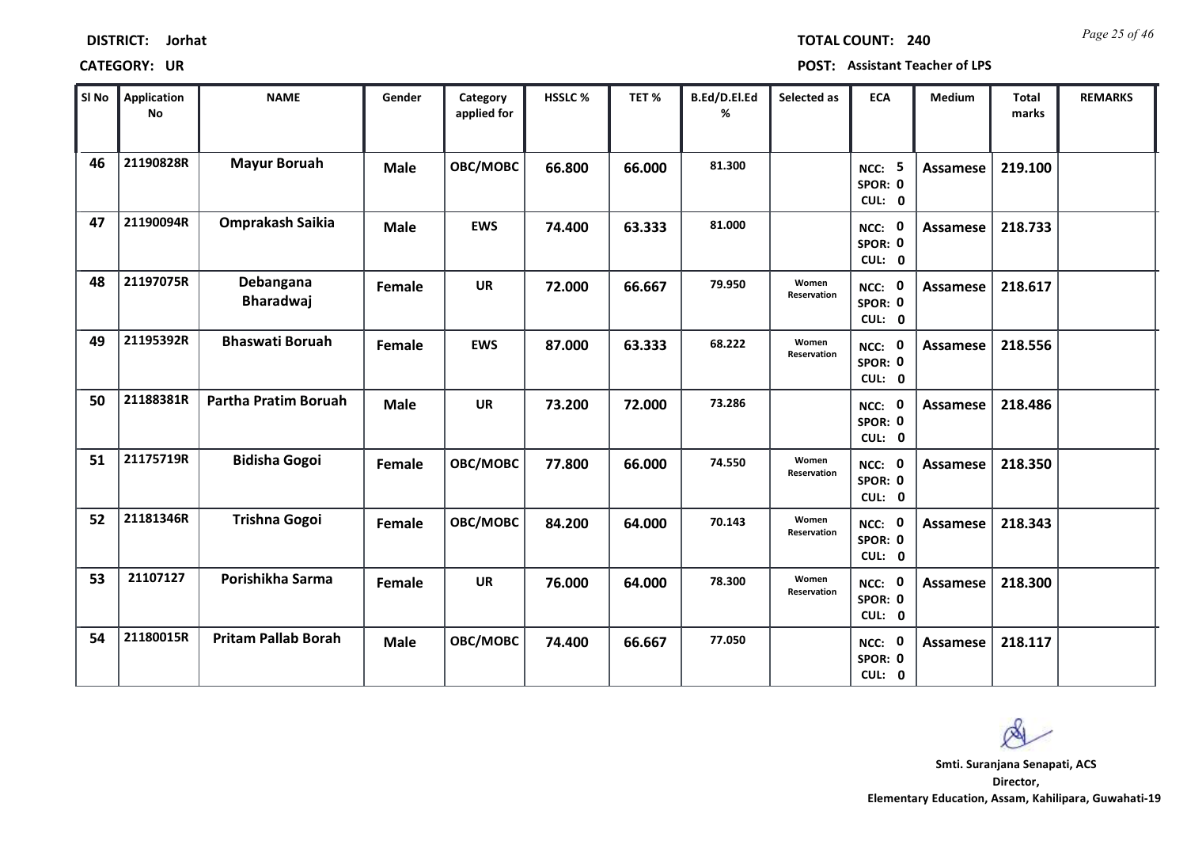**DISTRICT:** Jorhat

**TOTAL COUNT:** 240

**CATEGORY:** UR

**POST:** Assistant Teacher of LPS

| Sl No | Application No | NAME | Gender | Category applied for | HSSLC % | TET % | B.Ed/D.El.Ed % | Selected as | ECA | Medium | Total marks | REMARKS |
|---|---|---|---|---|---|---|---|---|---|---|---|---|
| 46 | 21190828R | Mayur Boruah | Male | OBC/MOBC | 66.800 | 66.000 | 81.300 | | NCC: 5 SPOR: 0 CUL: 0 | Assamese | 219.100 | |
| 47 | 21190094R | Omprakash Saikia | Male | EWS | 74.400 | 63.333 | 81.000 | | NCC: 0 SPOR: 0 CUL: 0 | Assamese | 218.733 | |
| 48 | 21197075R | Debangana Bharadwaj | Female | UR | 72.000 | 66.667 | 79.950 | Women Reservation | NCC: 0 SPOR: 0 CUL: 0 | Assamese | 218.617 | |
| 49 | 21195392R | Bhaswati Boruah | Female | EWS | 87.000 | 63.333 | 68.222 | Women Reservation | NCC: 0 SPOR: 0 CUL: 0 | Assamese | 218.556 | |
| 50 | 21188381R | Partha Pratim Boruah | Male | UR | 73.200 | 72.000 | 73.286 | | NCC: 0 SPOR: 0 CUL: 0 | Assamese | 218.486 | |
| 51 | 21175719R | Bidisha Gogoi | Female | OBC/MOBC | 77.800 | 66.000 | 74.550 | Women Reservation | NCC: 0 SPOR: 0 CUL: 0 | Assamese | 218.350 | |
| 52 | 21181346R | Trishna Gogoi | Female | OBC/MOBC | 84.200 | 64.000 | 70.143 | Women Reservation | NCC: 0 SPOR: 0 CUL: 0 | Assamese | 218.343 | |
| 53 | 21107127 | Porishikha Sarma | Female | UR | 76.000 | 64.000 | 78.300 | Women Reservation | NCC: 0 SPOR: 0 CUL: 0 | Assamese | 218.300 | |
| 54 | 21180015R | Pritam Pallab Borah | Male | OBC/MOBC | 74.400 | 66.667 | 77.050 | | NCC: 0 SPOR: 0 CUL: 0 | Assamese | 218.117 | |

**Smti. Suranjana Senapati, ACS**
**Director,**
**Elementary Education, Assam, Kahilipara, Guwahati-19**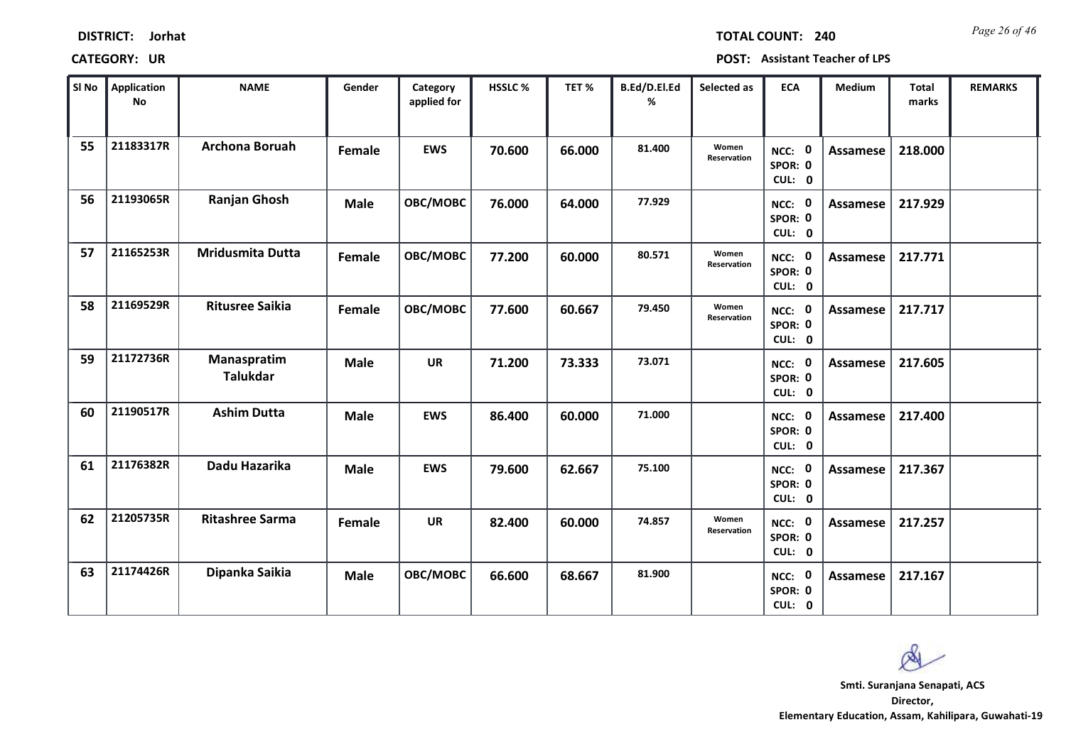**DISTRICT:** Jorhat  **TOTAL COUNT:** 240

**CATEGORY:** UR  **POST:** Assistant Teacher of LPS

| Sl No | Application No | NAME | Gender | Category applied for | HSSLC % | TET % | B.Ed/D.El.Ed % | Selected as | ECA | Medium | Total marks | REMARKS |
|---|---|---|---|---|---|---|---|---|---|---|---|---|
| 55 | 21183317R | Archona Boruah | Female | EWS | 70.600 | 66.000 | 81.400 | Women Reservation | NCC: 0 SPOR: 0 CUL: 0 | Assamese | 218.000 | |
| 56 | 21193065R | Ranjan Ghosh | Male | OBC/MOBC | 76.000 | 64.000 | 77.929 | | NCC: 0 SPOR: 0 CUL: 0 | Assamese | 217.929 | |
| 57 | 21165253R | Mridusmita Dutta | Female | OBC/MOBC | 77.200 | 60.000 | 80.571 | Women Reservation | NCC: 0 SPOR: 0 CUL: 0 | Assamese | 217.771 | |
| 58 | 21169529R | Ritusree Saikia | Female | OBC/MOBC | 77.600 | 60.667 | 79.450 | Women Reservation | NCC: 0 SPOR: 0 CUL: 0 | Assamese | 217.717 | |
| 59 | 21172736R | Manaspratim Talukdar | Male | UR | 71.200 | 73.333 | 73.071 | | NCC: 0 SPOR: 0 CUL: 0 | Assamese | 217.605 | |
| 60 | 21190517R | Ashim Dutta | Male | EWS | 86.400 | 60.000 | 71.000 | | NCC: 0 SPOR: 0 CUL: 0 | Assamese | 217.400 | |
| 61 | 21176382R | Dadu Hazarika | Male | EWS | 79.600 | 62.667 | 75.100 | | NCC: 0 SPOR: 0 CUL: 0 | Assamese | 217.367 | |
| 62 | 21205735R | Ritashree Sarma | Female | UR | 82.400 | 60.000 | 74.857 | Women Reservation | NCC: 0 SPOR: 0 CUL: 0 | Assamese | 217.257 | |
| 63 | 21174426R | Dipanka Saikia | Male | OBC/MOBC | 66.600 | 68.667 | 81.900 | | NCC: 0 SPOR: 0 CUL: 0 | Assamese | 217.167 | |

**Smti. Suranjana Senapati, ACS**
**Director,**
**Elementary Education, Assam, Kahilipara, Guwahati-19**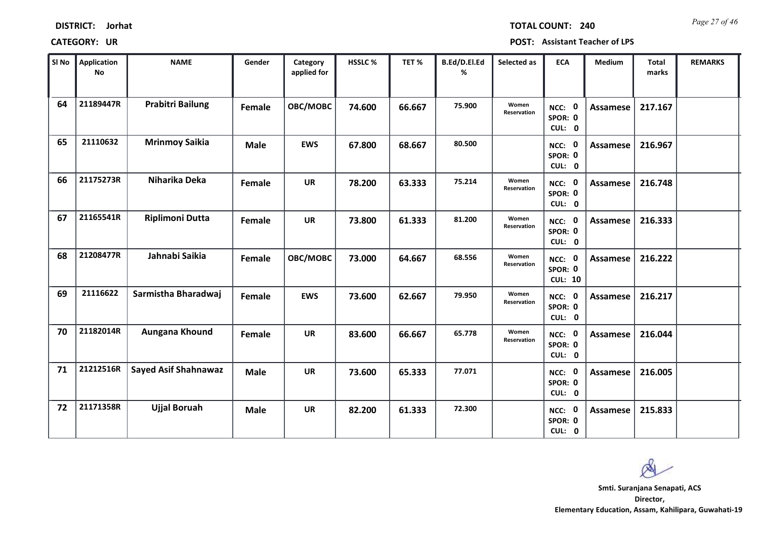**DISTRICT:** Jorhat

**TOTAL COUNT:** 240

**CATEGORY:** UR

**POST:** Assistant Teacher of LPS

| Sl No | Application No | NAME | Gender | Category applied for | HSSLC % | TET % | B.Ed/D.El.Ed % | Selected as | ECA | Medium | Total marks | REMARKS |
|---|---|---|---|---|---|---|---|---|---|---|---|---|
| 64 | 21189447R | Prabitri Bailung | Female | OBC/MOBC | 74.600 | 66.667 | 75.900 | Women Reservation | NCC: 0 SPOR: 0 CUL: 0 | Assamese | 217.167 | |
| 65 | 21110632 | Mrinmoy Saikia | Male | EWS | 67.800 | 68.667 | 80.500 | | NCC: 0 SPOR: 0 CUL: 0 | Assamese | 216.967 | |
| 66 | 21175273R | Niharika Deka | Female | UR | 78.200 | 63.333 | 75.214 | Women Reservation | NCC: 0 SPOR: 0 CUL: 0 | Assamese | 216.748 | |
| 67 | 21165541R | Riplimoni Dutta | Female | UR | 73.800 | 61.333 | 81.200 | Women Reservation | NCC: 0 SPOR: 0 CUL: 0 | Assamese | 216.333 | |
| 68 | 21208477R | Jahnabi Saikia | Female | OBC/MOBC | 73.000 | 64.667 | 68.556 | Women Reservation | NCC: 0 SPOR: 0 CUL: 10 | Assamese | 216.222 | |
| 69 | 21116622 | Sarmistha Bharadwaj | Female | EWS | 73.600 | 62.667 | 79.950 | Women Reservation | NCC: 0 SPOR: 0 CUL: 0 | Assamese | 216.217 | |
| 70 | 21182014R | Aungana Khound | Female | UR | 83.600 | 66.667 | 65.778 | Women Reservation | NCC: 0 SPOR: 0 CUL: 0 | Assamese | 216.044 | |
| 71 | 21212516R | Sayed Asif Shahnawaz | Male | UR | 73.600 | 65.333 | 77.071 | | NCC: 0 SPOR: 0 CUL: 0 | Assamese | 216.005 | |
| 72 | 21171358R | Ujjal Boruah | Male | UR | 82.200 | 61.333 | 72.300 | | NCC: 0 SPOR: 0 CUL: 0 | Assamese | 215.833 | |

**Smti. Suranjana Senapati, ACS**
**Director,**
**Elementary Education, Assam, Kahilipara, Guwahati-19**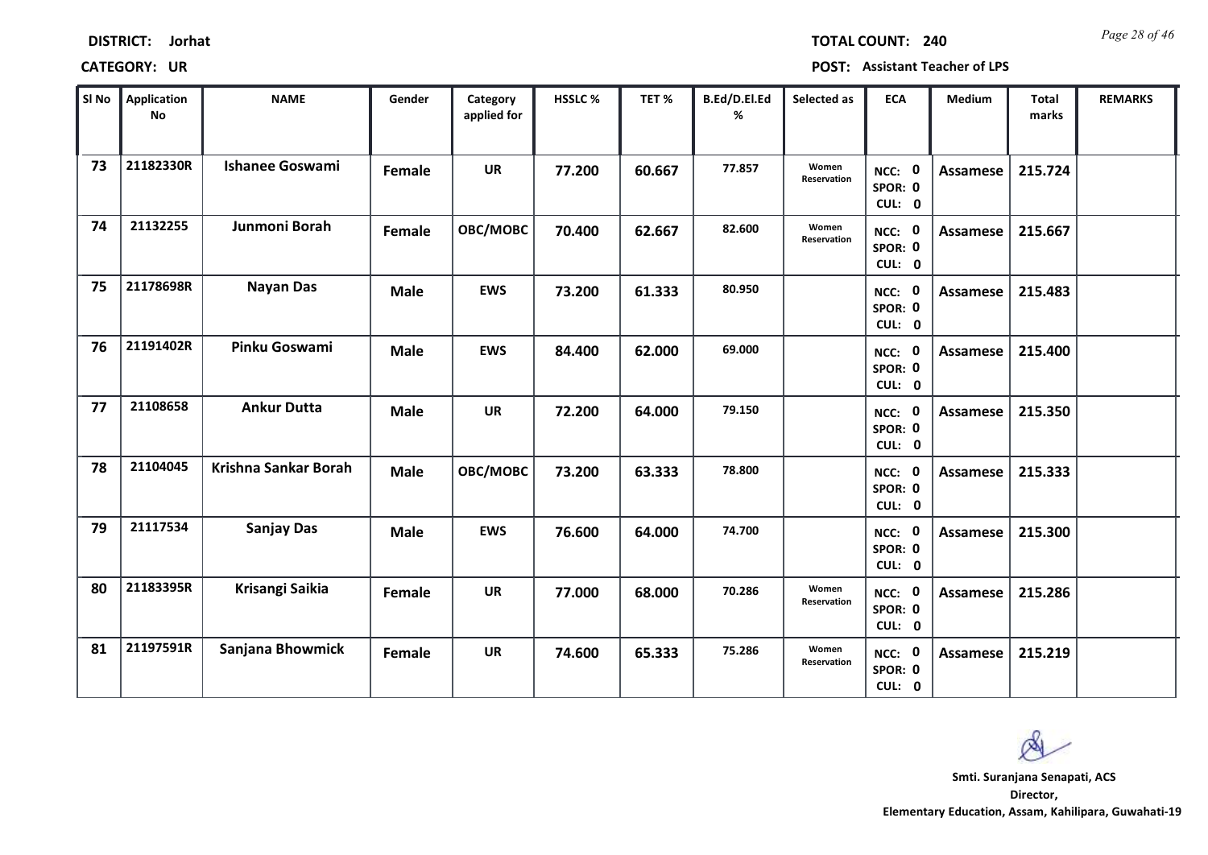**DISTRICT:** Jorhat

**TOTAL COUNT:** 240

**CATEGORY:** UR

**POST:** Assistant Teacher of LPS

| Sl No | Application No | NAME | Gender | Category applied for | HSSLC % | TET % | B.Ed/D.El.Ed % | Selected as | ECA | Medium | Total marks | REMARKS |
|---|---|---|---|---|---|---|---|---|---|---|---|---|
| 73 | 21182330R | Ishanee Goswami | Female | UR | 77.200 | 60.667 | 77.857 | Women Reservation | NCC: 0 SPOR: 0 CUL: 0 | Assamese | 215.724 | |
| 74 | 21132255 | Junmoni Borah | Female | OBC/MOBC | 70.400 | 62.667 | 82.600 | Women Reservation | NCC: 0 SPOR: 0 CUL: 0 | Assamese | 215.667 | |
| 75 | 21178698R | Nayan Das | Male | EWS | 73.200 | 61.333 | 80.950 | | NCC: 0 SPOR: 0 CUL: 0 | Assamese | 215.483 | |
| 76 | 21191402R | Pinku Goswami | Male | EWS | 84.400 | 62.000 | 69.000 | | NCC: 0 SPOR: 0 CUL: 0 | Assamese | 215.400 | |
| 77 | 21108658 | Ankur Dutta | Male | UR | 72.200 | 64.000 | 79.150 | | NCC: 0 SPOR: 0 CUL: 0 | Assamese | 215.350 | |
| 78 | 21104045 | Krishna Sankar Borah | Male | OBC/MOBC | 73.200 | 63.333 | 78.800 | | NCC: 0 SPOR: 0 CUL: 0 | Assamese | 215.333 | |
| 79 | 21117534 | Sanjay Das | Male | EWS | 76.600 | 64.000 | 74.700 | | NCC: 0 SPOR: 0 CUL: 0 | Assamese | 215.300 | |
| 80 | 21183395R | Krisangi Saikia | Female | UR | 77.000 | 68.000 | 70.286 | Women Reservation | NCC: 0 SPOR: 0 CUL: 0 | Assamese | 215.286 | |
| 81 | 21197591R | Sanjana Bhowmick | Female | UR | 74.600 | 65.333 | 75.286 | Women Reservation | NCC: 0 SPOR: 0 CUL: 0 | Assamese | 215.219 | |

**Smti. Suranjana Senapati, ACS**
**Director,**
**Elementary Education, Assam, Kahilipara, Guwahati-19**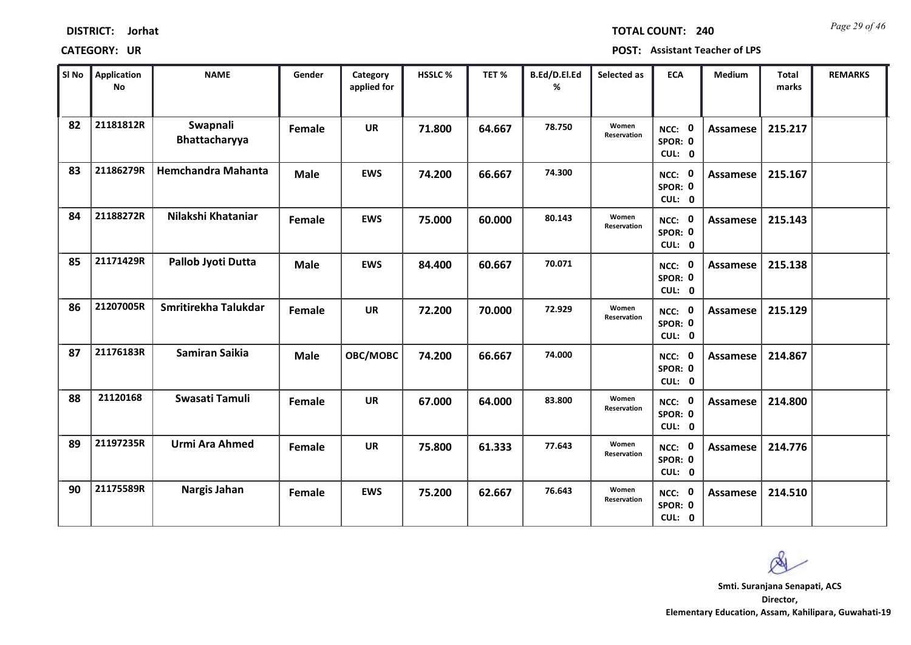**DISTRICT:** Jorhat

**TOTAL COUNT:** 240

**CATEGORY:** UR

**POST:** Assistant Teacher of LPS

| Sl No | Application No | NAME | Gender | Category applied for | HSSLC % | TET % | B.Ed/D.El.Ed % | Selected as | ECA | Medium | Total marks | REMARKS |
|---|---|---|---|---|---|---|---|---|---|---|---|---|
| 82 | 21181812R | Swapnali Bhattacharyya | Female | UR | 71.800 | 64.667 | 78.750 | Women Reservation | NCC: 0 SPOR: 0 CUL: 0 | Assamese | 215.217 | |
| 83 | 21186279R | Hemchandra Mahanta | Male | EWS | 74.200 | 66.667 | 74.300 | | NCC: 0 SPOR: 0 CUL: 0 | Assamese | 215.167 | |
| 84 | 21188272R | Nilakshi Khataniar | Female | EWS | 75.000 | 60.000 | 80.143 | Women Reservation | NCC: 0 SPOR: 0 CUL: 0 | Assamese | 215.143 | |
| 85 | 21171429R | Pallob Jyoti Dutta | Male | EWS | 84.400 | 60.667 | 70.071 | | NCC: 0 SPOR: 0 CUL: 0 | Assamese | 215.138 | |
| 86 | 21207005R | Smritirekha Talukdar | Female | UR | 72.200 | 70.000 | 72.929 | Women Reservation | NCC: 0 SPOR: 0 CUL: 0 | Assamese | 215.129 | |
| 87 | 21176183R | Samiran Saikia | Male | OBC/MOBC | 74.200 | 66.667 | 74.000 | | NCC: 0 SPOR: 0 CUL: 0 | Assamese | 214.867 | |
| 88 | 21120168 | Swasati Tamuli | Female | UR | 67.000 | 64.000 | 83.800 | Women Reservation | NCC: 0 SPOR: 0 CUL: 0 | Assamese | 214.800 | |
| 89 | 21197235R | Urmi Ara Ahmed | Female | UR | 75.800 | 61.333 | 77.643 | Women Reservation | NCC: 0 SPOR: 0 CUL: 0 | Assamese | 214.776 | |
| 90 | 21175589R | Nargis Jahan | Female | EWS | 75.200 | 62.667 | 76.643 | Women Reservation | NCC: 0 SPOR: 0 CUL: 0 | Assamese | 214.510 | |

**Smti. Suranjana Senapati, ACS**
**Director,**
**Elementary Education, Assam, Kahilipara, Guwahati-19**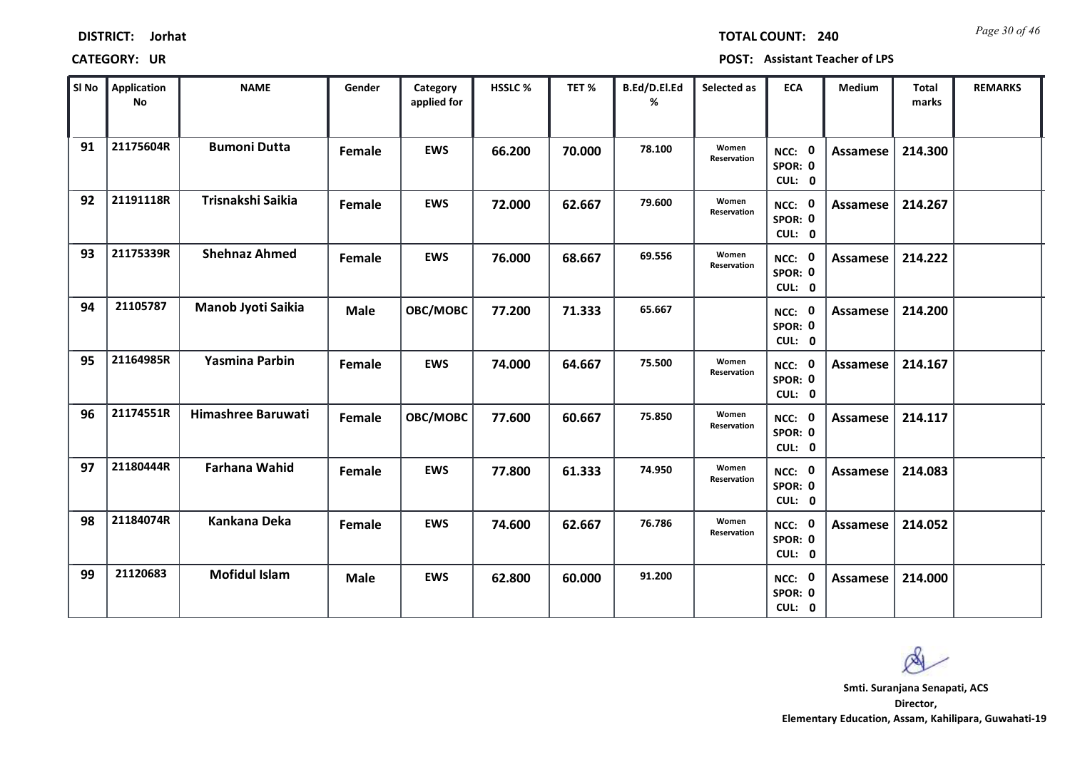**DISTRICT:** Jorhat

**CATEGORY:** UR

**TOTAL COUNT:** 240

**POST:** Assistant Teacher of LPS

| Sl No | Application No | NAME | Gender | Category applied for | HSSLC % | TET % | B.Ed/D.El.Ed % | Selected as | ECA | Medium | Total marks | REMARKS |
|---|---|---|---|---|---|---|---|---|---|---|---|---|
| 91 | 21175604R | Bumoni Dutta | Female | EWS | 66.200 | 70.000 | 78.100 | Women Reservation | NCC: 0 SPOR: 0 CUL: 0 | Assamese | 214.300 | |
| 92 | 21191118R | Trisnakshi Saikia | Female | EWS | 72.000 | 62.667 | 79.600 | Women Reservation | NCC: 0 SPOR: 0 CUL: 0 | Assamese | 214.267 | |
| 93 | 21175339R | Shehnaz Ahmed | Female | EWS | 76.000 | 68.667 | 69.556 | Women Reservation | NCC: 0 SPOR: 0 CUL: 0 | Assamese | 214.222 | |
| 94 | 21105787 | Manob Jyoti Saikia | Male | OBC/MOBC | 77.200 | 71.333 | 65.667 | | NCC: 0 SPOR: 0 CUL: 0 | Assamese | 214.200 | |
| 95 | 21164985R | Yasmina Parbin | Female | EWS | 74.000 | 64.667 | 75.500 | Women Reservation | NCC: 0 SPOR: 0 CUL: 0 | Assamese | 214.167 | |
| 96 | 21174551R | Himashree Baruwati | Female | OBC/MOBC | 77.600 | 60.667 | 75.850 | Women Reservation | NCC: 0 SPOR: 0 CUL: 0 | Assamese | 214.117 | |
| 97 | 21180444R | Farhana Wahid | Female | EWS | 77.800 | 61.333 | 74.950 | Women Reservation | NCC: 0 SPOR: 0 CUL: 0 | Assamese | 214.083 | |
| 98 | 21184074R | Kankana Deka | Female | EWS | 74.600 | 62.667 | 76.786 | Women Reservation | NCC: 0 SPOR: 0 CUL: 0 | Assamese | 214.052 | |
| 99 | 21120683 | Mofidul Islam | Male | EWS | 62.800 | 60.000 | 91.200 | | NCC: 0 SPOR: 0 CUL: 0 | Assamese | 214.000 | |

**Smti. Suranjana Senapati, ACS**
**Director,**
**Elementary Education, Assam, Kahilipara, Guwahati-19**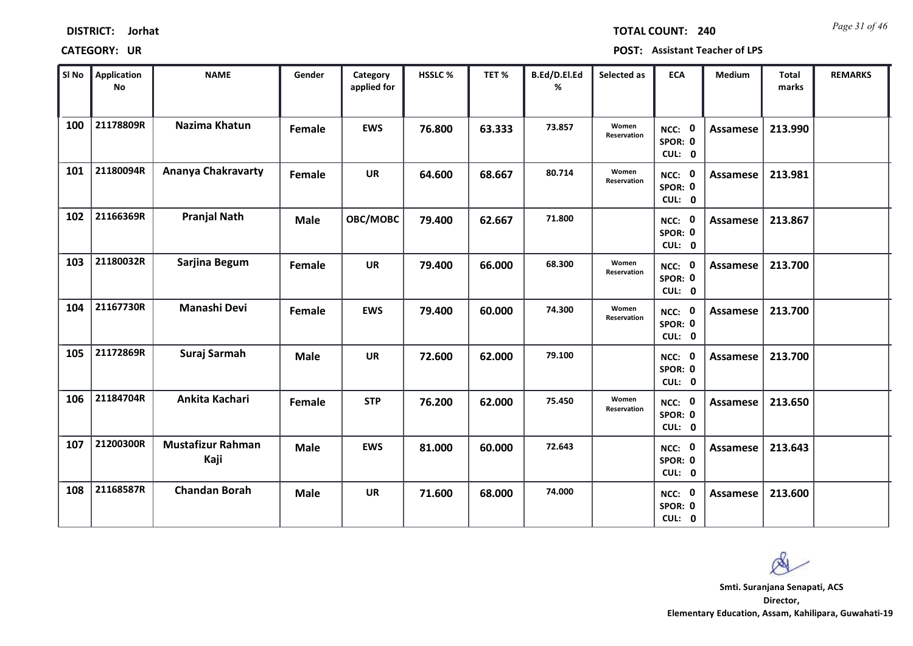**DISTRICT:** Jorhat

**TOTAL COUNT:** 240

**CATEGORY:** UR

**POST:** Assistant Teacher of LPS

| Sl No | Application No | NAME | Gender | Category applied for | HSSLC % | TET % | B.Ed/D.El.Ed % | Selected as | ECA | Medium | Total marks | REMARKS |
|---|---|---|---|---|---|---|---|---|---|---|---|---|
| 100 | 21178809R | Nazima Khatun | Female | EWS | 76.800 | 63.333 | 73.857 | Women Reservation | NCC: 0 SPOR: 0 CUL: 0 | Assamese | 213.990 | |
| 101 | 21180094R | Ananya Chakravarty | Female | UR | 64.600 | 68.667 | 80.714 | Women Reservation | NCC: 0 SPOR: 0 CUL: 0 | Assamese | 213.981 | |
| 102 | 21166369R | Pranjal Nath | Male | OBC/MOBC | 79.400 | 62.667 | 71.800 | | NCC: 0 SPOR: 0 CUL: 0 | Assamese | 213.867 | |
| 103 | 21180032R | Sarjina Begum | Female | UR | 79.400 | 66.000 | 68.300 | Women Reservation | NCC: 0 SPOR: 0 CUL: 0 | Assamese | 213.700 | |
| 104 | 21167730R | Manashi Devi | Female | EWS | 79.400 | 60.000 | 74.300 | Women Reservation | NCC: 0 SPOR: 0 CUL: 0 | Assamese | 213.700 | |
| 105 | 21172869R | Suraj Sarmah | Male | UR | 72.600 | 62.000 | 79.100 | | NCC: 0 SPOR: 0 CUL: 0 | Assamese | 213.700 | |
| 106 | 21184704R | Ankita Kachari | Female | STP | 76.200 | 62.000 | 75.450 | Women Reservation | NCC: 0 SPOR: 0 CUL: 0 | Assamese | 213.650 | |
| 107 | 21200300R | Mustafizur Rahman Kaji | Male | EWS | 81.000 | 60.000 | 72.643 | | NCC: 0 SPOR: 0 CUL: 0 | Assamese | 213.643 | |
| 108 | 21168587R | Chandan Borah | Male | UR | 71.600 | 68.000 | 74.000 | | NCC: 0 SPOR: 0 CUL: 0 | Assamese | 213.600 | |

**Smti. Suranjana Senapati, ACS**
**Director,**
**Elementary Education, Assam, Kahilipara, Guwahati-19**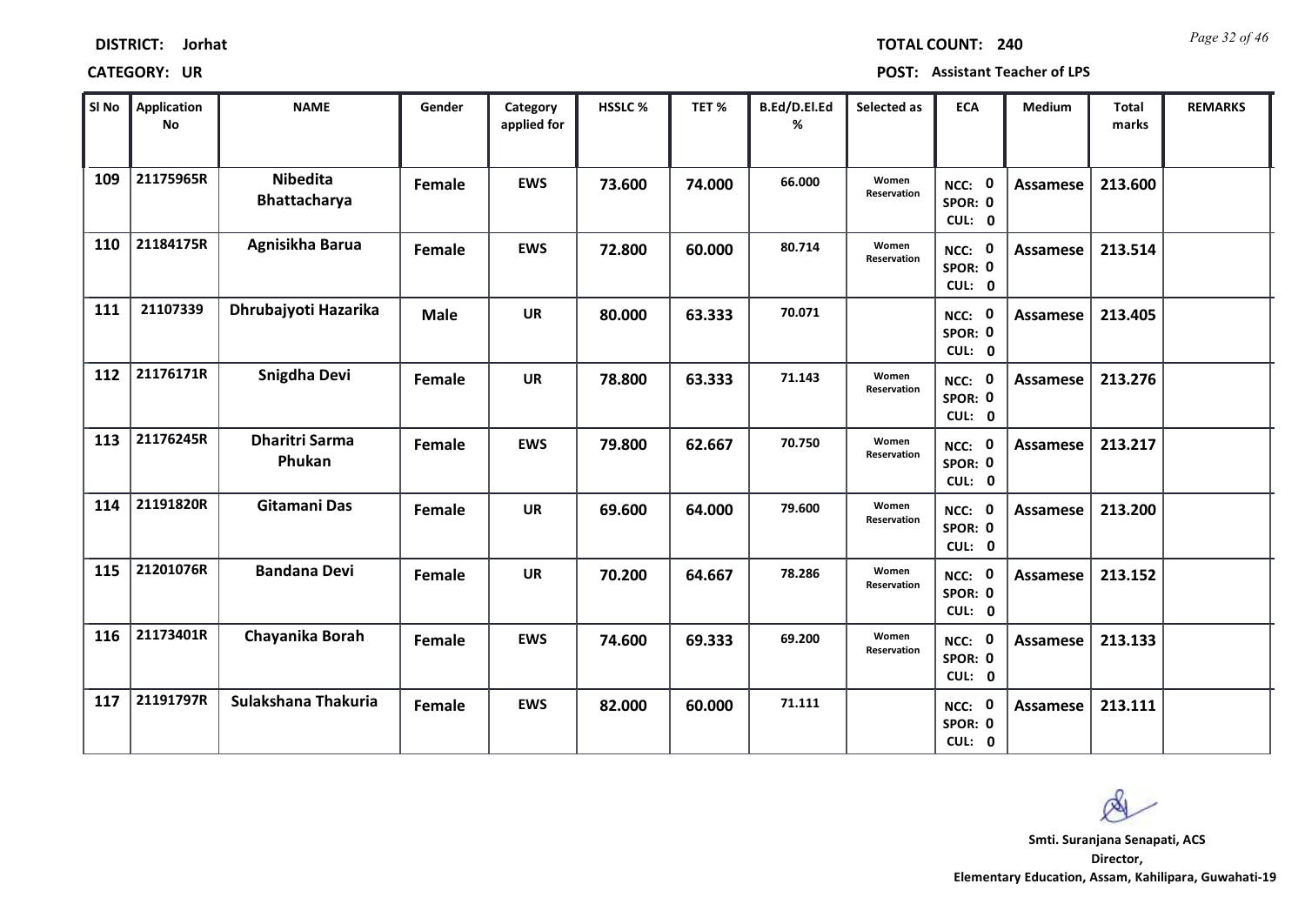**DISTRICT:** Jorhat

**TOTAL COUNT:** 240

**CATEGORY:** UR

**POST:** Assistant Teacher of LPS

| Sl No | Application No | NAME | Gender | Category applied for | HSSLC % | TET % | B.Ed/D.El.Ed % | Selected as | ECA | Medium | Total marks | REMARKS |
|---|---|---|---|---|---|---|---|---|---|---|---|---|
| 109 | 21175965R | Nibedita Bhattacharya | Female | EWS | 73.600 | 74.000 | 66.000 | Women Reservation | NCC: 0 SPOR: 0 CUL: 0 | Assamese | 213.600 | |
| 110 | 21184175R | Agnisikha Barua | Female | EWS | 72.800 | 60.000 | 80.714 | Women Reservation | NCC: 0 SPOR: 0 CUL: 0 | Assamese | 213.514 | |
| 111 | 21107339 | Dhrubajyoti Hazarika | Male | UR | 80.000 | 63.333 | 70.071 | | NCC: 0 SPOR: 0 CUL: 0 | Assamese | 213.405 | |
| 112 | 21176171R | Snigdha Devi | Female | UR | 78.800 | 63.333 | 71.143 | Women Reservation | NCC: 0 SPOR: 0 CUL: 0 | Assamese | 213.276 | |
| 113 | 21176245R | Dharitri Sarma Phukan | Female | EWS | 79.800 | 62.667 | 70.750 | Women Reservation | NCC: 0 SPOR: 0 CUL: 0 | Assamese | 213.217 | |
| 114 | 21191820R | Gitamani Das | Female | UR | 69.600 | 64.000 | 79.600 | Women Reservation | NCC: 0 SPOR: 0 CUL: 0 | Assamese | 213.200 | |
| 115 | 21201076R | Bandana Devi | Female | UR | 70.200 | 64.667 | 78.286 | Women Reservation | NCC: 0 SPOR: 0 CUL: 0 | Assamese | 213.152 | |
| 116 | 21173401R | Chayanika Borah | Female | EWS | 74.600 | 69.333 | 69.200 | Women Reservation | NCC: 0 SPOR: 0 CUL: 0 | Assamese | 213.133 | |
| 117 | 21191797R | Sulakshana Thakuria | Female | EWS | 82.000 | 60.000 | 71.111 | | NCC: 0 SPOR: 0 CUL: 0 | Assamese | 213.111 | |

**Smti. Suranjana Senapati, ACS**
**Director,**
**Elementary Education, Assam, Kahilipara, Guwahati-19**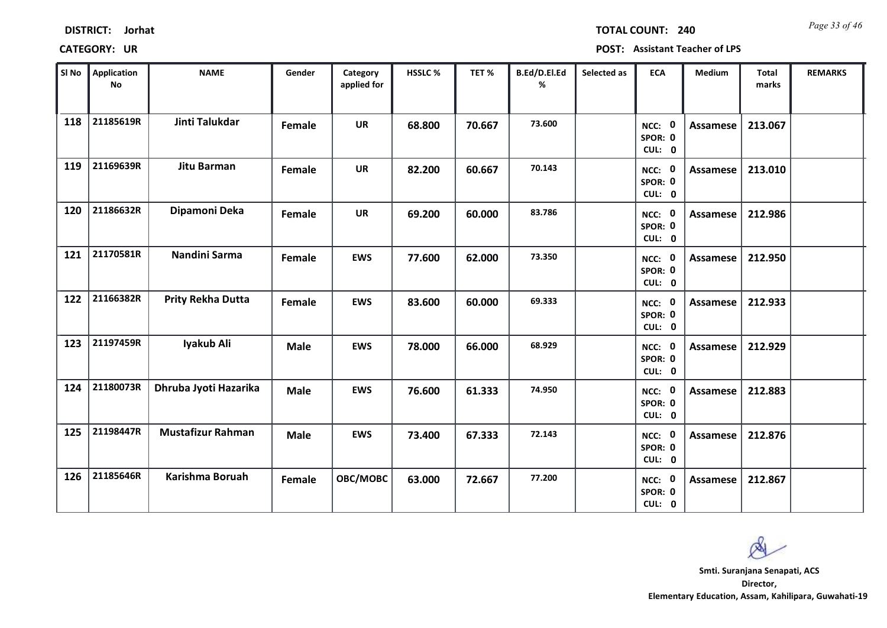**DISTRICT:** Jorhat

**TOTAL COUNT:** 240

**CATEGORY:** UR

**POST:** Assistant Teacher of LPS

| Sl No | Application No | NAME | Gender | Category applied for | HSSLC % | TET % | B.Ed/D.El.Ed % | Selected as | ECA | Medium | Total marks | REMARKS |
|---|---|---|---|---|---|---|---|---|---|---|---|---|
| 118 | 21185619R | Jinti Talukdar | Female | UR | 68.800 | 70.667 | 73.600 | | NCC: 0 SPOR: 0 CUL: 0 | Assamese | 213.067 | |
| 119 | 21169639R | Jitu Barman | Female | UR | 82.200 | 60.667 | 70.143 | | NCC: 0 SPOR: 0 CUL: 0 | Assamese | 213.010 | |
| 120 | 21186632R | Dipamoni Deka | Female | UR | 69.200 | 60.000 | 83.786 | | NCC: 0 SPOR: 0 CUL: 0 | Assamese | 212.986 | |
| 121 | 21170581R | Nandini Sarma | Female | EWS | 77.600 | 62.000 | 73.350 | | NCC: 0 SPOR: 0 CUL: 0 | Assamese | 212.950 | |
| 122 | 21166382R | Prity Rekha Dutta | Female | EWS | 83.600 | 60.000 | 69.333 | | NCC: 0 SPOR: 0 CUL: 0 | Assamese | 212.933 | |
| 123 | 21197459R | Iyakub Ali | Male | EWS | 78.000 | 66.000 | 68.929 | | NCC: 0 SPOR: 0 CUL: 0 | Assamese | 212.929 | |
| 124 | 21180073R | Dhruba Jyoti Hazarika | Male | EWS | 76.600 | 61.333 | 74.950 | | NCC: 0 SPOR: 0 CUL: 0 | Assamese | 212.883 | |
| 125 | 21198447R | Mustafizur Rahman | Male | EWS | 73.400 | 67.333 | 72.143 | | NCC: 0 SPOR: 0 CUL: 0 | Assamese | 212.876 | |
| 126 | 21185646R | Karishma Boruah | Female | OBC/MOBC | 63.000 | 72.667 | 77.200 | | NCC: 0 SPOR: 0 CUL: 0 | Assamese | 212.867 | |

**Smti. Suranjana Senapati, ACS**
**Director,**
**Elementary Education, Assam, Kahilipara, Guwahati-19**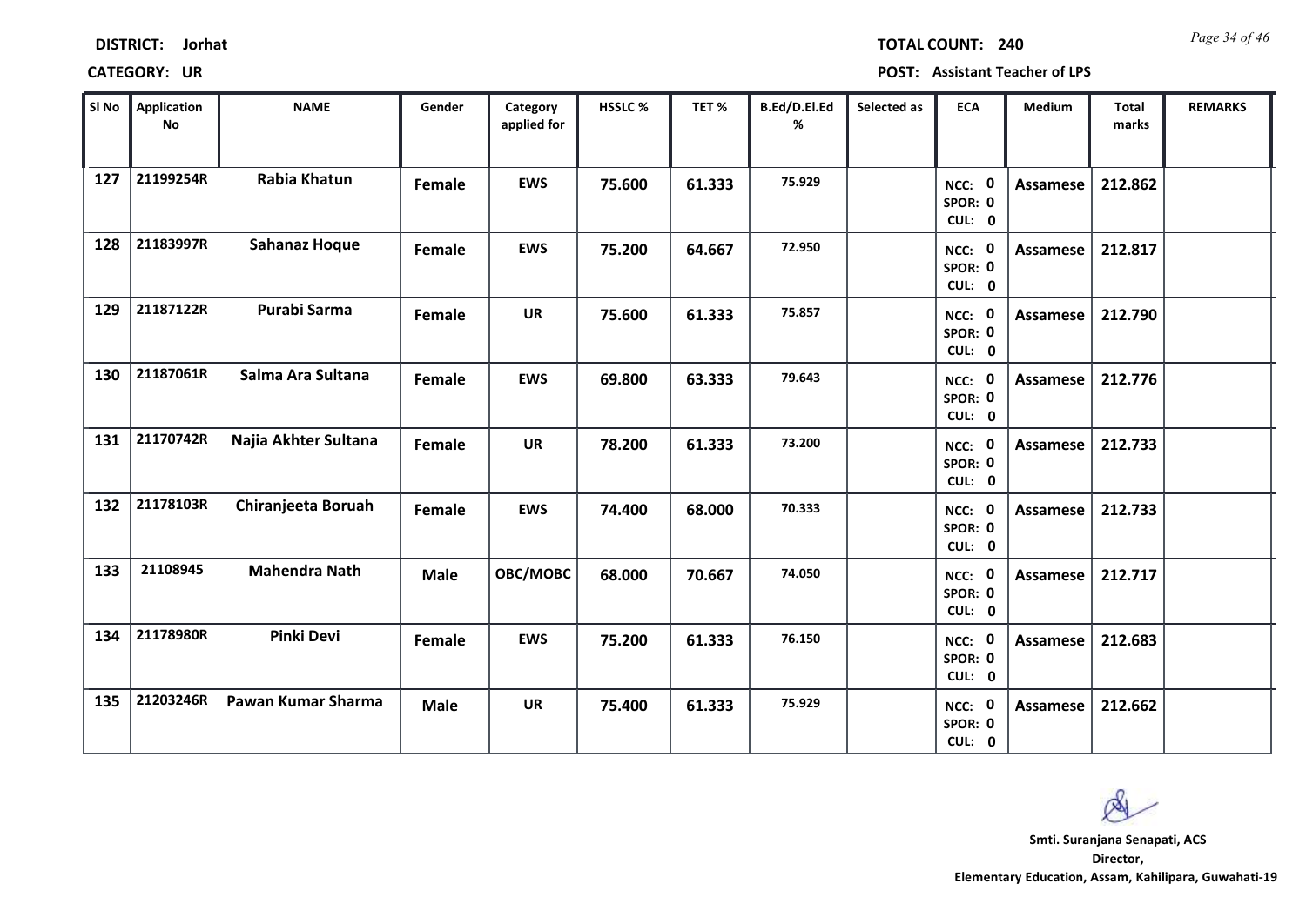**DISTRICT:** Jorhat

**TOTAL COUNT:** 240

**CATEGORY:** UR

**POST:** Assistant Teacher of LPS

| Sl No | Application No | NAME | Gender | Category applied for | HSSLC % | TET % | B.Ed/D.El.Ed % | Selected as | ECA | Medium | Total marks | REMARKS |
|---|---|---|---|---|---|---|---|---|---|---|---|---|
| 127 | 21199254R | Rabia Khatun | Female | EWS | 75.600 | 61.333 | 75.929 | | NCC: 0 SPOR: 0 CUL: 0 | Assamese | 212.862 | |
| 128 | 21183997R | Sahanaz Hoque | Female | EWS | 75.200 | 64.667 | 72.950 | | NCC: 0 SPOR: 0 CUL: 0 | Assamese | 212.817 | |
| 129 | 21187122R | Purabi Sarma | Female | UR | 75.600 | 61.333 | 75.857 | | NCC: 0 SPOR: 0 CUL: 0 | Assamese | 212.790 | |
| 130 | 21187061R | Salma Ara Sultana | Female | EWS | 69.800 | 63.333 | 79.643 | | NCC: 0 SPOR: 0 CUL: 0 | Assamese | 212.776 | |
| 131 | 21170742R | Najia Akhter Sultana | Female | UR | 78.200 | 61.333 | 73.200 | | NCC: 0 SPOR: 0 CUL: 0 | Assamese | 212.733 | |
| 132 | 21178103R | Chiranjeeta Boruah | Female | EWS | 74.400 | 68.000 | 70.333 | | NCC: 0 SPOR: 0 CUL: 0 | Assamese | 212.733 | |
| 133 | 21108945 | Mahendra Nath | Male | OBC/MOBC | 68.000 | 70.667 | 74.050 | | NCC: 0 SPOR: 0 CUL: 0 | Assamese | 212.717 | |
| 134 | 21178980R | Pinki Devi | Female | EWS | 75.200 | 61.333 | 76.150 | | NCC: 0 SPOR: 0 CUL: 0 | Assamese | 212.683 | |
| 135 | 21203246R | Pawan Kumar Sharma | Male | UR | 75.400 | 61.333 | 75.929 | | NCC: 0 SPOR: 0 CUL: 0 | Assamese | 212.662 | |

**Smti. Suranjana Senapati, ACS**
**Director,**
**Elementary Education, Assam, Kahilipara, Guwahati-19**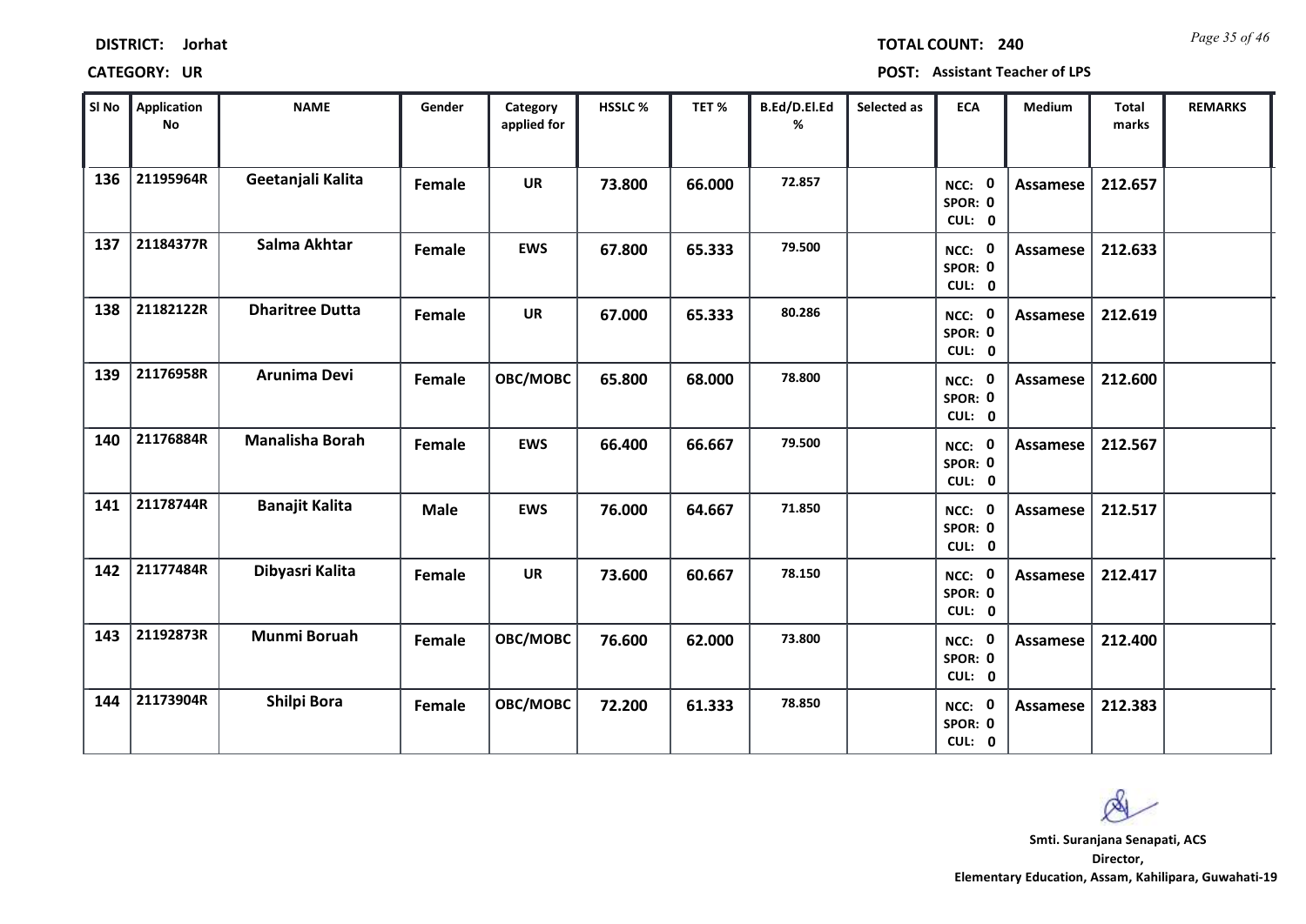**DISTRICT:** Jorhat **TOTAL COUNT:** 240

**CATEGORY:** UR **POST:** Assistant Teacher of LPS

| Sl No | Application No | NAME | Gender | Category applied for | HSSLC % | TET % | B.Ed/D.El.Ed % | Selected as | ECA | Medium | Total marks | REMARKS |
|---|---|---|---|---|---|---|---|---|---|---|---|---|
| 136 | 21195964R | Geetanjali Kalita | Female | UR | 73.800 | 66.000 | 72.857 | | NCC: 0 SPOR: 0 CUL: 0 | Assamese | 212.657 | |
| 137 | 21184377R | Salma Akhtar | Female | EWS | 67.800 | 65.333 | 79.500 | | NCC: 0 SPOR: 0 CUL: 0 | Assamese | 212.633 | |
| 138 | 21182122R | Dharitree Dutta | Female | UR | 67.000 | 65.333 | 80.286 | | NCC: 0 SPOR: 0 CUL: 0 | Assamese | 212.619 | |
| 139 | 21176958R | Arunima Devi | Female | OBC/MOBC | 65.800 | 68.000 | 78.800 | | NCC: 0 SPOR: 0 CUL: 0 | Assamese | 212.600 | |
| 140 | 21176884R | Manalisha Borah | Female | EWS | 66.400 | 66.667 | 79.500 | | NCC: 0 SPOR: 0 CUL: 0 | Assamese | 212.567 | |
| 141 | 21178744R | Banajit Kalita | Male | EWS | 76.000 | 64.667 | 71.850 | | NCC: 0 SPOR: 0 CUL: 0 | Assamese | 212.517 | |
| 142 | 21177484R | Dibyasri Kalita | Female | UR | 73.600 | 60.667 | 78.150 | | NCC: 0 SPOR: 0 CUL: 0 | Assamese | 212.417 | |
| 143 | 21192873R | Munmi Boruah | Female | OBC/MOBC | 76.600 | 62.000 | 73.800 | | NCC: 0 SPOR: 0 CUL: 0 | Assamese | 212.400 | |
| 144 | 21173904R | Shilpi Bora | Female | OBC/MOBC | 72.200 | 61.333 | 78.850 | | NCC: 0 SPOR: 0 CUL: 0 | Assamese | 212.383 | |

**Smti. Suranjana Senapati, ACS**
**Director,**
**Elementary Education, Assam, Kahilipara, Guwahati-19**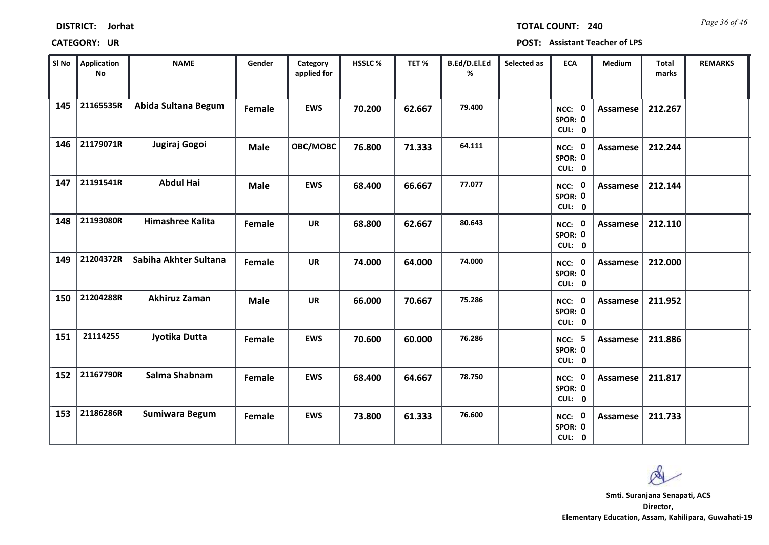**DISTRICT: Jorhat** **TOTAL COUNT: 240**

**CATEGORY: UR** **POST: Assistant Teacher of LPS**

| Sl No | Application No | NAME | Gender | Category applied for | HSSLC % | TET % | B.Ed/D.El.Ed % | Selected as | ECA | Medium | Total marks | REMARKS |
|---|---|---|---|---|---|---|---|---|---|---|---|---|
| 145 | 21165535R | Abida Sultana Begum | Female | EWS | 70.200 | 62.667 | 79.400 | | NCC: 0 SPOR: 0 CUL: 0 | Assamese | 212.267 | |
| 146 | 21179071R | Jugiraj Gogoi | Male | OBC/MOBC | 76.800 | 71.333 | 64.111 | | NCC: 0 SPOR: 0 CUL: 0 | Assamese | 212.244 | |
| 147 | 21191541R | Abdul Hai | Male | EWS | 68.400 | 66.667 | 77.077 | | NCC: 0 SPOR: 0 CUL: 0 | Assamese | 212.144 | |
| 148 | 21193080R | Himashree Kalita | Female | UR | 68.800 | 62.667 | 80.643 | | NCC: 0 SPOR: 0 CUL: 0 | Assamese | 212.110 | |
| 149 | 21204372R | Sabiha Akhter Sultana | Female | UR | 74.000 | 64.000 | 74.000 | | NCC: 0 SPOR: 0 CUL: 0 | Assamese | 212.000 | |
| 150 | 21204288R | Akhiruz Zaman | Male | UR | 66.000 | 70.667 | 75.286 | | NCC: 0 SPOR: 0 CUL: 0 | Assamese | 211.952 | |
| 151 | 21114255 | Jyotika Dutta | Female | EWS | 70.600 | 60.000 | 76.286 | | NCC: 5 SPOR: 0 CUL: 0 | Assamese | 211.886 | |
| 152 | 21167790R | Salma Shabnam | Female | EWS | 68.400 | 64.667 | 78.750 | | NCC: 0 SPOR: 0 CUL: 0 | Assamese | 211.817 | |
| 153 | 21186286R | Sumiwara Begum | Female | EWS | 73.800 | 61.333 | 76.600 | | NCC: 0 SPOR: 0 CUL: 0 | Assamese | 211.733 | |

**Smti. Suranjana Senapati, ACS**
**Director,**
**Elementary Education, Assam, Kahilipara, Guwahati-19**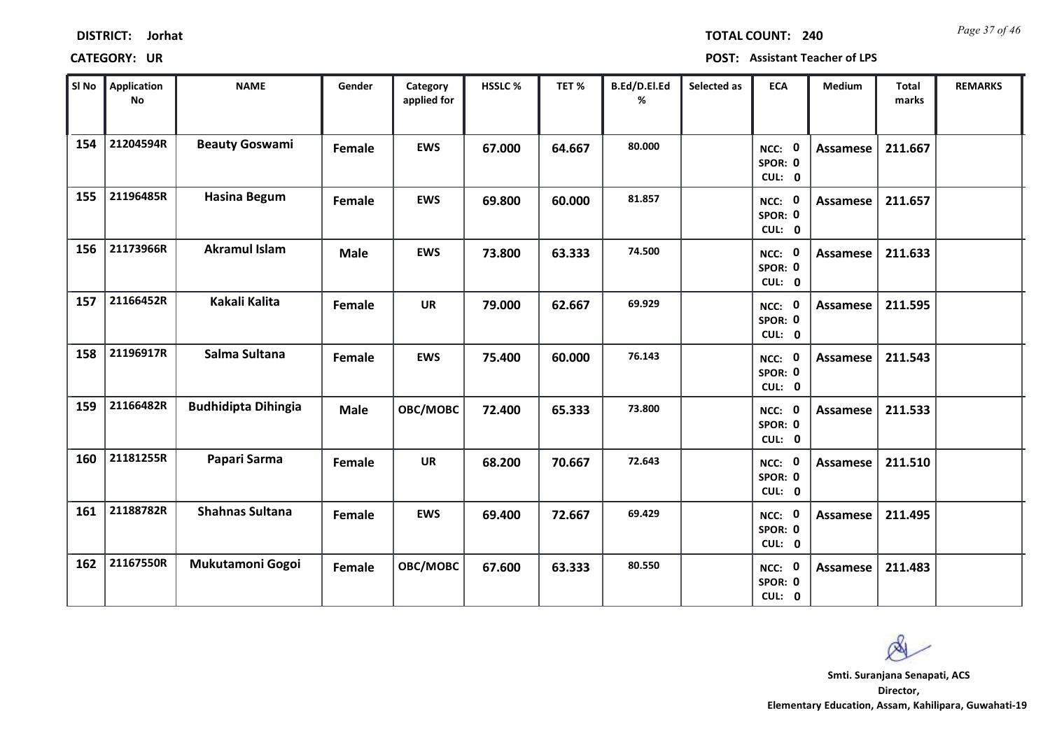**DISTRICT:** Jorhat

**TOTAL COUNT:** 240

**CATEGORY:** UR

**POST:** Assistant Teacher of LPS

| Sl No | Application No | NAME | Gender | Category applied for | HSSLC % | TET % | B.Ed/D.El.Ed % | Selected as | ECA | Medium | Total marks | REMARKS |
|---|---|---|---|---|---|---|---|---|---|---|---|---|
| 154 | 21204594R | Beauty Goswami | Female | EWS | 67.000 | 64.667 | 80.000 | | NCC: 0 SPOR: 0 CUL: 0 | Assamese | 211.667 | |
| 155 | 21196485R | Hasina Begum | Female | EWS | 69.800 | 60.000 | 81.857 | | NCC: 0 SPOR: 0 CUL: 0 | Assamese | 211.657 | |
| 156 | 21173966R | Akramul Islam | Male | EWS | 73.800 | 63.333 | 74.500 | | NCC: 0 SPOR: 0 CUL: 0 | Assamese | 211.633 | |
| 157 | 21166452R | Kakali Kalita | Female | UR | 79.000 | 62.667 | 69.929 | | NCC: 0 SPOR: 0 CUL: 0 | Assamese | 211.595 | |
| 158 | 21196917R | Salma Sultana | Female | EWS | 75.400 | 60.000 | 76.143 | | NCC: 0 SPOR: 0 CUL: 0 | Assamese | 211.543 | |
| 159 | 21166482R | Budhidipta Dihingia | Male | OBC/MOBC | 72.400 | 65.333 | 73.800 | | NCC: 0 SPOR: 0 CUL: 0 | Assamese | 211.533 | |
| 160 | 21181255R | Papari Sarma | Female | UR | 68.200 | 70.667 | 72.643 | | NCC: 0 SPOR: 0 CUL: 0 | Assamese | 211.510 | |
| 161 | 21188782R | Shahnas Sultana | Female | EWS | 69.400 | 72.667 | 69.429 | | NCC: 0 SPOR: 0 CUL: 0 | Assamese | 211.495 | |
| 162 | 21167550R | Mukutamoni Gogoi | Female | OBC/MOBC | 67.600 | 63.333 | 80.550 | | NCC: 0 SPOR: 0 CUL: 0 | Assamese | 211.483 | |

**Smti. Suranjana Senapati, ACS**
**Director,**
**Elementary Education, Assam, Kahilipara, Guwahati-19**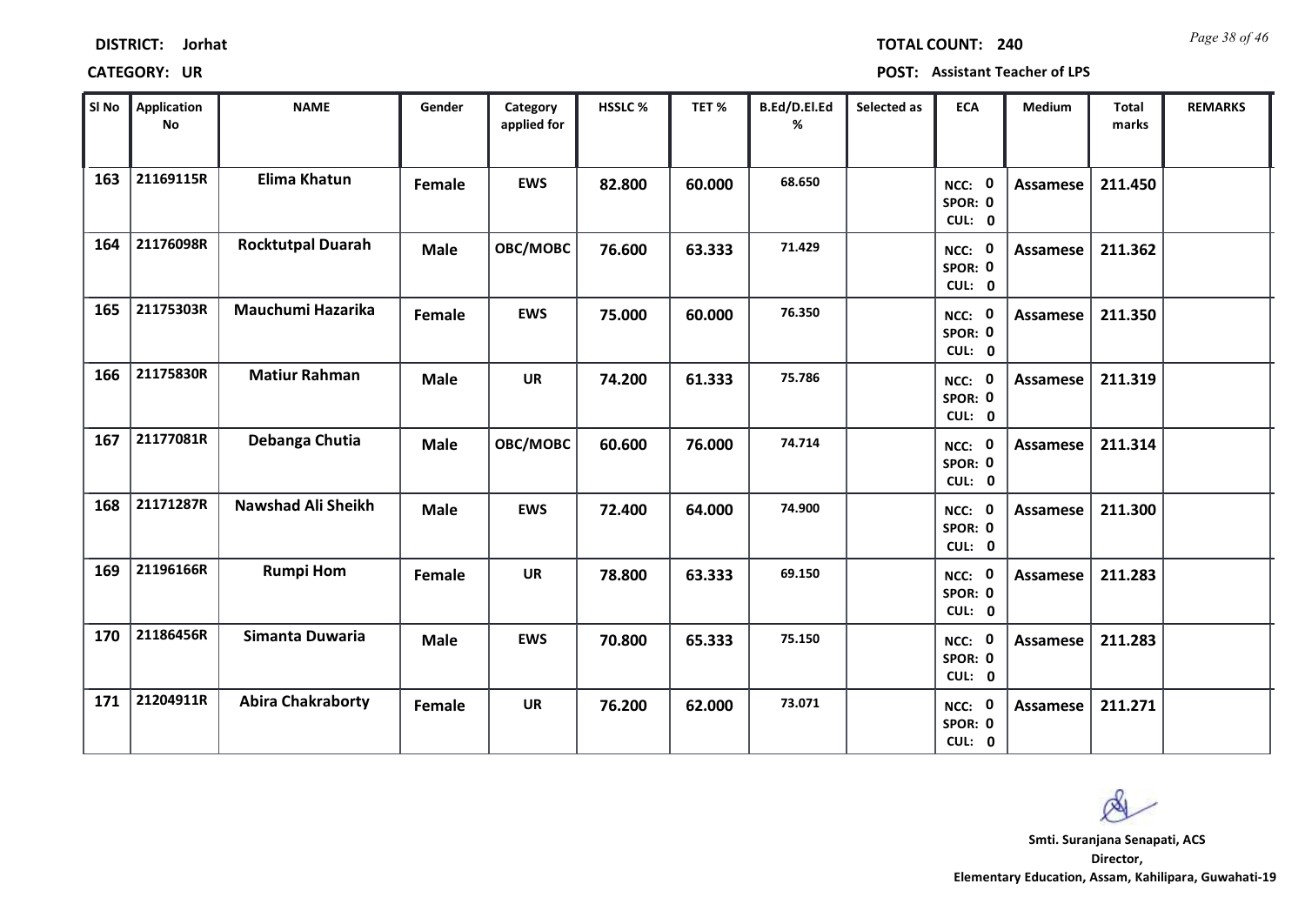**DISTRICT:** Jorhat

**TOTAL COUNT:** 240

**CATEGORY:** UR

**POST:** Assistant Teacher of LPS

| Sl No | Application No | NAME | Gender | Category applied for | HSSLC % | TET % | B.Ed/D.El.Ed % | Selected as | ECA | Medium | Total marks | REMARKS |
|---|---|---|---|---|---|---|---|---|---|---|---|---|
| 163 | 21169115R | Elima Khatun | Female | EWS | 82.800 | 60.000 | 68.650 | | NCC: 0 SPOR: 0 CUL: 0 | Assamese | 211.450 | |
| 164 | 21176098R | Rocktutpal Duarah | Male | OBC/MOBC | 76.600 | 63.333 | 71.429 | | NCC: 0 SPOR: 0 CUL: 0 | Assamese | 211.362 | |
| 165 | 21175303R | Mauchumi Hazarika | Female | EWS | 75.000 | 60.000 | 76.350 | | NCC: 0 SPOR: 0 CUL: 0 | Assamese | 211.350 | |
| 166 | 21175830R | Matiur Rahman | Male | UR | 74.200 | 61.333 | 75.786 | | NCC: 0 SPOR: 0 CUL: 0 | Assamese | 211.319 | |
| 167 | 21177081R | Debanga Chutia | Male | OBC/MOBC | 60.600 | 76.000 | 74.714 | | NCC: 0 SPOR: 0 CUL: 0 | Assamese | 211.314 | |
| 168 | 21171287R | Nawshad Ali Sheikh | Male | EWS | 72.400 | 64.000 | 74.900 | | NCC: 0 SPOR: 0 CUL: 0 | Assamese | 211.300 | |
| 169 | 21196166R | Rumpi Hom | Female | UR | 78.800 | 63.333 | 69.150 | | NCC: 0 SPOR: 0 CUL: 0 | Assamese | 211.283 | |
| 170 | 21186456R | Simanta Duwaria | Male | EWS | 70.800 | 65.333 | 75.150 | | NCC: 0 SPOR: 0 CUL: 0 | Assamese | 211.283 | |
| 171 | 21204911R | Abira Chakraborty | Female | UR | 76.200 | 62.000 | 73.071 | | NCC: 0 SPOR: 0 CUL: 0 | Assamese | 211.271 | |

**Smti. Suranjana Senapati, ACS**
**Director,**
**Elementary Education, Assam, Kahilipara, Guwahati-19**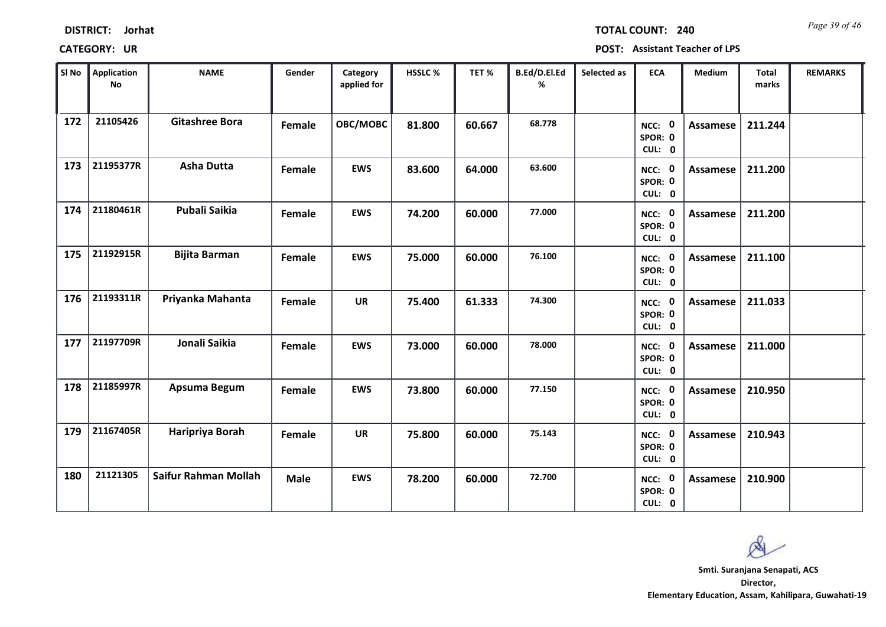**DISTRICT:** Jorhat **TOTAL COUNT:** 240

**CATEGORY:** UR **POST:** Assistant Teacher of LPS

| Sl No | Application No | NAME | Gender | Category applied for | HSSLC % | TET % | B.Ed/D.El.Ed % | Selected as | ECA | Medium | Total marks | REMARKS |
|---|---|---|---|---|---|---|---|---|---|---|---|---|
| 172 | 21105426 | Gitashree Bora | Female | OBC/MOBC | 81.800 | 60.667 | 68.778 | | NCC: 0 SPOR: 0 CUL: 0 | Assamese | 211.244 | |
| 173 | 21195377R | Asha Dutta | Female | EWS | 83.600 | 64.000 | 63.600 | | NCC: 0 SPOR: 0 CUL: 0 | Assamese | 211.200 | |
| 174 | 21180461R | Pubali Saikia | Female | EWS | 74.200 | 60.000 | 77.000 | | NCC: 0 SPOR: 0 CUL: 0 | Assamese | 211.200 | |
| 175 | 21192915R | Bijita Barman | Female | EWS | 75.000 | 60.000 | 76.100 | | NCC: 0 SPOR: 0 CUL: 0 | Assamese | 211.100 | |
| 176 | 21193311R | Priyanka Mahanta | Female | UR | 75.400 | 61.333 | 74.300 | | NCC: 0 SPOR: 0 CUL: 0 | Assamese | 211.033 | |
| 177 | 21197709R | Jonali Saikia | Female | EWS | 73.000 | 60.000 | 78.000 | | NCC: 0 SPOR: 0 CUL: 0 | Assamese | 211.000 | |
| 178 | 21185997R | Apsuma Begum | Female | EWS | 73.800 | 60.000 | 77.150 | | NCC: 0 SPOR: 0 CUL: 0 | Assamese | 210.950 | |
| 179 | 21167405R | Haripriya Borah | Female | UR | 75.800 | 60.000 | 75.143 | | NCC: 0 SPOR: 0 CUL: 0 | Assamese | 210.943 | |
| 180 | 21121305 | Saifur Rahman Mollah | Male | EWS | 78.200 | 60.000 | 72.700 | | NCC: 0 SPOR: 0 CUL: 0 | Assamese | 210.900 | |

**Smti. Suranjana Senapati, ACS**
**Director,**
**Elementary Education, Assam, Kahilipara, Guwahati-19**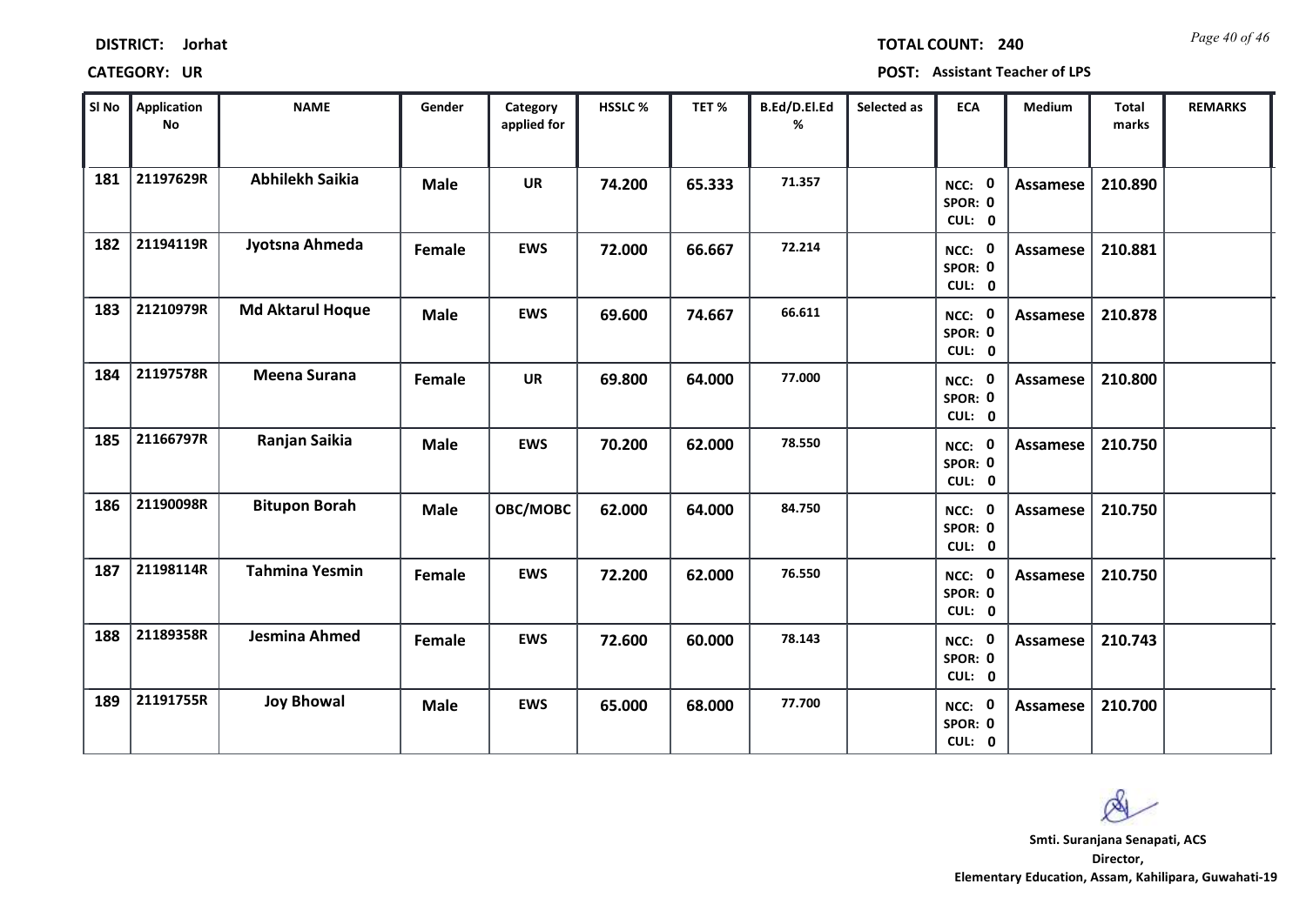**DISTRICT:** Jorhat

**TOTAL COUNT:** 240

**CATEGORY:** UR

**POST:** Assistant Teacher of LPS

| Sl No | Application No | NAME | Gender | Category applied for | HSSLC % | TET % | B.Ed/D.El.Ed % | Selected as | ECA | Medium | Total marks | REMARKS |
|---|---|---|---|---|---|---|---|---|---|---|---|---|
| 181 | 21197629R | Abhilekh Saikia | Male | UR | 74.200 | 65.333 | 71.357 | | NCC: 0 SPOR: 0 CUL: 0 | Assamese | 210.890 | |
| 182 | 21194119R | Jyotsna Ahmeda | Female | EWS | 72.000 | 66.667 | 72.214 | | NCC: 0 SPOR: 0 CUL: 0 | Assamese | 210.881 | |
| 183 | 21210979R | Md Aktarul Hoque | Male | EWS | 69.600 | 74.667 | 66.611 | | NCC: 0 SPOR: 0 CUL: 0 | Assamese | 210.878 | |
| 184 | 21197578R | Meena Surana | Female | UR | 69.800 | 64.000 | 77.000 | | NCC: 0 SPOR: 0 CUL: 0 | Assamese | 210.800 | |
| 185 | 21166797R | Ranjan Saikia | Male | EWS | 70.200 | 62.000 | 78.550 | | NCC: 0 SPOR: 0 CUL: 0 | Assamese | 210.750 | |
| 186 | 21190098R | Bitupon Borah | Male | OBC/MOBC | 62.000 | 64.000 | 84.750 | | NCC: 0 SPOR: 0 CUL: 0 | Assamese | 210.750 | |
| 187 | 21198114R | Tahmina Yesmin | Female | EWS | 72.200 | 62.000 | 76.550 | | NCC: 0 SPOR: 0 CUL: 0 | Assamese | 210.750 | |
| 188 | 21189358R | Jesmina Ahmed | Female | EWS | 72.600 | 60.000 | 78.143 | | NCC: 0 SPOR: 0 CUL: 0 | Assamese | 210.743 | |
| 189 | 21191755R | Joy Bhowal | Male | EWS | 65.000 | 68.000 | 77.700 | | NCC: 0 SPOR: 0 CUL: 0 | Assamese | 210.700 | |

**Smti. Suranjana Senapati, ACS**
**Director,**
**Elementary Education, Assam, Kahilipara, Guwahati-19**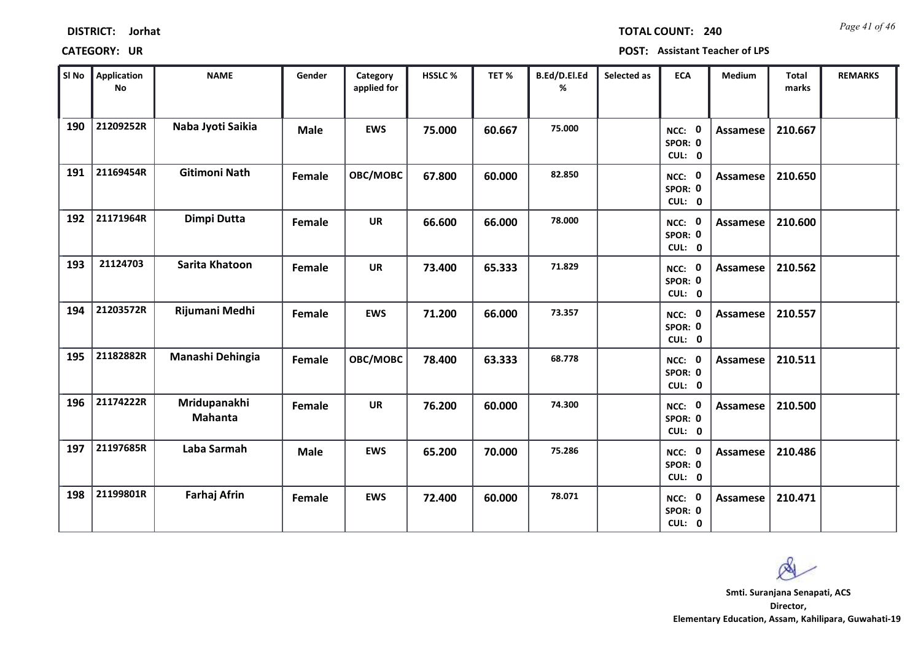**DISTRICT:** Jorhat **TOTAL COUNT:** 240

**CATEGORY:** UR **POST:** Assistant Teacher of LPS

| Sl No | Application No | NAME | Gender | Category applied for | HSSLC % | TET % | B.Ed/D.El.Ed % | Selected as | ECA | Medium | Total marks | REMARKS |
|---|---|---|---|---|---|---|---|---|---|---|---|---|
| 190 | 21209252R | Naba Jyoti Saikia | Male | EWS | 75.000 | 60.667 | 75.000 | | NCC: 0 SPOR: 0 CUL: 0 | Assamese | 210.667 | |
| 191 | 21169454R | Gitimoni Nath | Female | OBC/MOBC | 67.800 | 60.000 | 82.850 | | NCC: 0 SPOR: 0 CUL: 0 | Assamese | 210.650 | |
| 192 | 21171964R | Dimpi Dutta | Female | UR | 66.600 | 66.000 | 78.000 | | NCC: 0 SPOR: 0 CUL: 0 | Assamese | 210.600 | |
| 193 | 21124703 | Sarita Khatoon | Female | UR | 73.400 | 65.333 | 71.829 | | NCC: 0 SPOR: 0 CUL: 0 | Assamese | 210.562 | |
| 194 | 21203572R | Rijumani Medhi | Female | EWS | 71.200 | 66.000 | 73.357 | | NCC: 0 SPOR: 0 CUL: 0 | Assamese | 210.557 | |
| 195 | 21182882R | Manashi Dehingia | Female | OBC/MOBC | 78.400 | 63.333 | 68.778 | | NCC: 0 SPOR: 0 CUL: 0 | Assamese | 210.511 | |
| 196 | 21174222R | Mridupanakhi Mahanta | Female | UR | 76.200 | 60.000 | 74.300 | | NCC: 0 SPOR: 0 CUL: 0 | Assamese | 210.500 | |
| 197 | 21197685R | Laba Sarmah | Male | EWS | 65.200 | 70.000 | 75.286 | | NCC: 0 SPOR: 0 CUL: 0 | Assamese | 210.486 | |
| 198 | 21199801R | Farhaj Afrin | Female | EWS | 72.400 | 60.000 | 78.071 | | NCC: 0 SPOR: 0 CUL: 0 | Assamese | 210.471 | |

Smti. Suranjana Senapati, ACS
Director,
Elementary Education, Assam, Kahilipara, Guwahati-19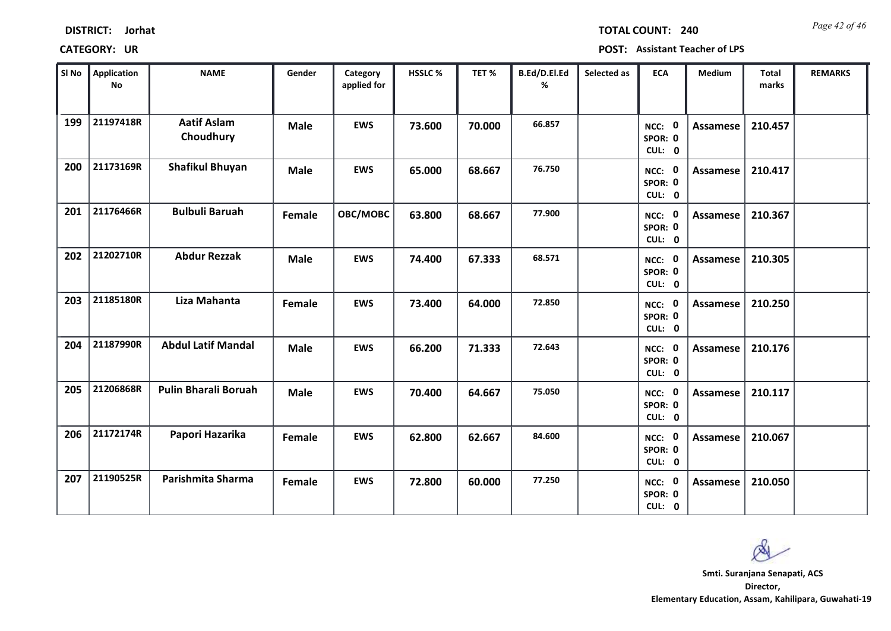**DISTRICT:** Jorhat

**CATEGORY:** UR

**TOTAL COUNT:** 240

**POST:** Assistant Teacher of LPS

| Sl No | Application No | NAME | Gender | Category applied for | HSSLC % | TET % | B.Ed/D.El.Ed % | Selected as | ECA | Medium | Total marks | REMARKS |
|---|---|---|---|---|---|---|---|---|---|---|---|---|
| 199 | 21197418R | Aatif Aslam Choudhury | Male | EWS | 73.600 | 70.000 | 66.857 | | NCC: 0 SPOR: 0 CUL: 0 | Assamese | 210.457 | |
| 200 | 21173169R | Shafikul Bhuyan | Male | EWS | 65.000 | 68.667 | 76.750 | | NCC: 0 SPOR: 0 CUL: 0 | Assamese | 210.417 | |
| 201 | 21176466R | Bulbuli Baruah | Female | OBC/MOBC | 63.800 | 68.667 | 77.900 | | NCC: 0 SPOR: 0 CUL: 0 | Assamese | 210.367 | |
| 202 | 21202710R | Abdur Rezzak | Male | EWS | 74.400 | 67.333 | 68.571 | | NCC: 0 SPOR: 0 CUL: 0 | Assamese | 210.305 | |
| 203 | 21185180R | Liza Mahanta | Female | EWS | 73.400 | 64.000 | 72.850 | | NCC: 0 SPOR: 0 CUL: 0 | Assamese | 210.250 | |
| 204 | 21187990R | Abdul Latif Mandal | Male | EWS | 66.200 | 71.333 | 72.643 | | NCC: 0 SPOR: 0 CUL: 0 | Assamese | 210.176 | |
| 205 | 21206868R | Pulin Bharali Boruah | Male | EWS | 70.400 | 64.667 | 75.050 | | NCC: 0 SPOR: 0 CUL: 0 | Assamese | 210.117 | |
| 206 | 21172174R | Papori Hazarika | Female | EWS | 62.800 | 62.667 | 84.600 | | NCC: 0 SPOR: 0 CUL: 0 | Assamese | 210.067 | |
| 207 | 21190525R | Parishmita Sharma | Female | EWS | 72.800 | 60.000 | 77.250 | | NCC: 0 SPOR: 0 CUL: 0 | Assamese | 210.050 | |

**Smti. Suranjana Senapati, ACS**
**Director,**
**Elementary Education, Assam, Kahilipara, Guwahati-19**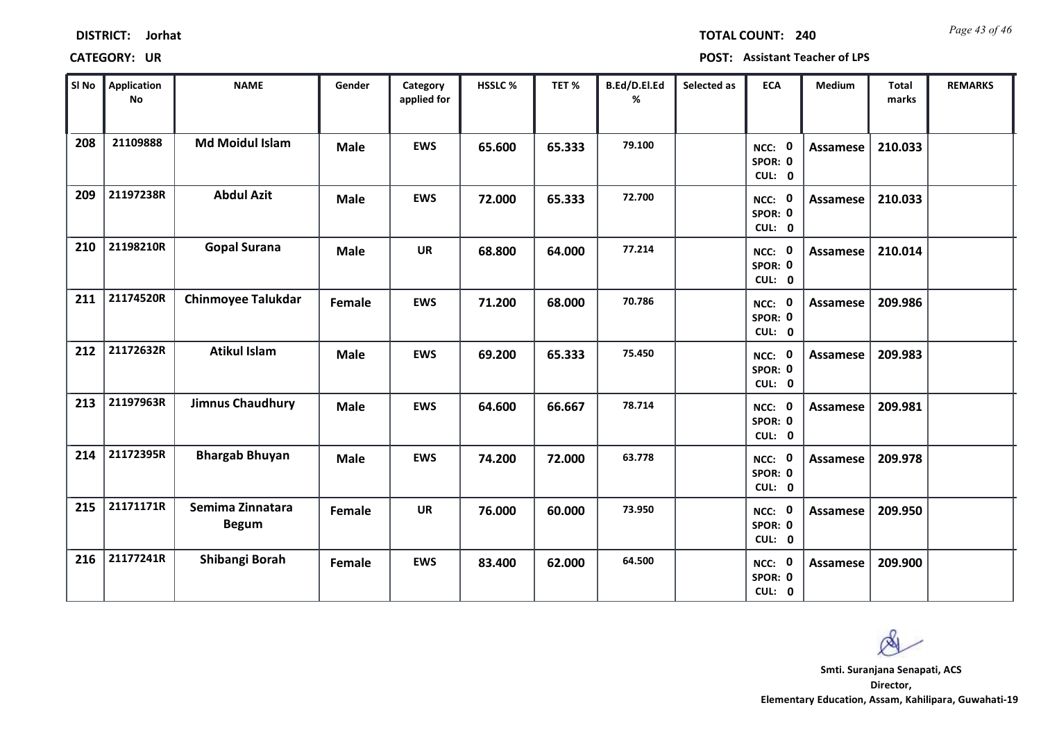**DISTRICT:** Jorhat

**TOTAL COUNT:** 240

**CATEGORY:** UR

**POST:** Assistant Teacher of LPS

| Sl No | Application No | NAME | Gender | Category applied for | HSSLC % | TET % | B.Ed/D.El.Ed % | Selected as | ECA | Medium | Total marks | REMARKS |
|---|---|---|---|---|---|---|---|---|---|---|---|---|
| 208 | 21109888 | Md Moidul Islam | Male | EWS | 65.600 | 65.333 | 79.100 | | NCC: 0 SPOR: 0 CUL: 0 | Assamese | 210.033 | |
| 209 | 21197238R | Abdul Azit | Male | EWS | 72.000 | 65.333 | 72.700 | | NCC: 0 SPOR: 0 CUL: 0 | Assamese | 210.033 | |
| 210 | 21198210R | Gopal Surana | Male | UR | 68.800 | 64.000 | 77.214 | | NCC: 0 SPOR: 0 CUL: 0 | Assamese | 210.014 | |
| 211 | 21174520R | Chinmoyee Talukdar | Female | EWS | 71.200 | 68.000 | 70.786 | | NCC: 0 SPOR: 0 CUL: 0 | Assamese | 209.986 | |
| 212 | 21172632R | Atikul Islam | Male | EWS | 69.200 | 65.333 | 75.450 | | NCC: 0 SPOR: 0 CUL: 0 | Assamese | 209.983 | |
| 213 | 21197963R | Jimnus Chaudhury | Male | EWS | 64.600 | 66.667 | 78.714 | | NCC: 0 SPOR: 0 CUL: 0 | Assamese | 209.981 | |
| 214 | 21172395R | Bhargab Bhuyan | Male | EWS | 74.200 | 72.000 | 63.778 | | NCC: 0 SPOR: 0 CUL: 0 | Assamese | 209.978 | |
| 215 | 21171171R | Semima Zinnatara Begum | Female | UR | 76.000 | 60.000 | 73.950 | | NCC: 0 SPOR: 0 CUL: 0 | Assamese | 209.950 | |
| 216 | 21177241R | Shibangi Borah | Female | EWS | 83.400 | 62.000 | 64.500 | | NCC: 0 SPOR: 0 CUL: 0 | Assamese | 209.900 | |

**Smti. Suranjana Senapati, ACS**
**Director,**
**Elementary Education, Assam, Kahilipara, Guwahati-19**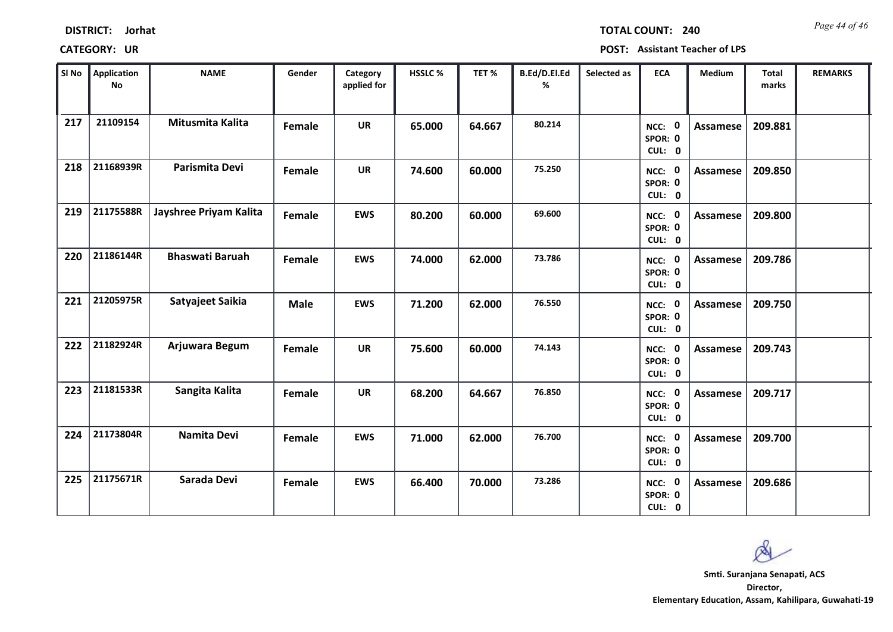**DISTRICT:** Jorhat

**TOTAL COUNT:** 240

**CATEGORY:** UR

**POST:** Assistant Teacher of LPS

| Sl No | Application No | NAME | Gender | Category applied for | HSSLC % | TET % | B.Ed/D.El.Ed % | Selected as | ECA | Medium | Total marks | REMARKS |
|---|---|---|---|---|---|---|---|---|---|---|---|---|
| 217 | 21109154 | Mitusmita Kalita | Female | UR | 65.000 | 64.667 | 80.214 | | NCC: 0 SPOR: 0 CUL: 0 | Assamese | 209.881 | |
| 218 | 21168939R | Parismita Devi | Female | UR | 74.600 | 60.000 | 75.250 | | NCC: 0 SPOR: 0 CUL: 0 | Assamese | 209.850 | |
| 219 | 21175588R | Jayshree Priyam Kalita | Female | EWS | 80.200 | 60.000 | 69.600 | | NCC: 0 SPOR: 0 CUL: 0 | Assamese | 209.800 | |
| 220 | 21186144R | Bhaswati Baruah | Female | EWS | 74.000 | 62.000 | 73.786 | | NCC: 0 SPOR: 0 CUL: 0 | Assamese | 209.786 | |
| 221 | 21205975R | Satyajeet Saikia | Male | EWS | 71.200 | 62.000 | 76.550 | | NCC: 0 SPOR: 0 CUL: 0 | Assamese | 209.750 | |
| 222 | 21182924R | Arjuwara Begum | Female | UR | 75.600 | 60.000 | 74.143 | | NCC: 0 SPOR: 0 CUL: 0 | Assamese | 209.743 | |
| 223 | 21181533R | Sangita Kalita | Female | UR | 68.200 | 64.667 | 76.850 | | NCC: 0 SPOR: 0 CUL: 0 | Assamese | 209.717 | |
| 224 | 21173804R | Namita Devi | Female | EWS | 71.000 | 62.000 | 76.700 | | NCC: 0 SPOR: 0 CUL: 0 | Assamese | 209.700 | |
| 225 | 21175671R | Sarada Devi | Female | EWS | 66.400 | 70.000 | 73.286 | | NCC: 0 SPOR: 0 CUL: 0 | Assamese | 209.686 | |

**Smti. Suranjana Senapati, ACS**
**Director,**
**Elementary Education, Assam, Kahilipara, Guwahati-19**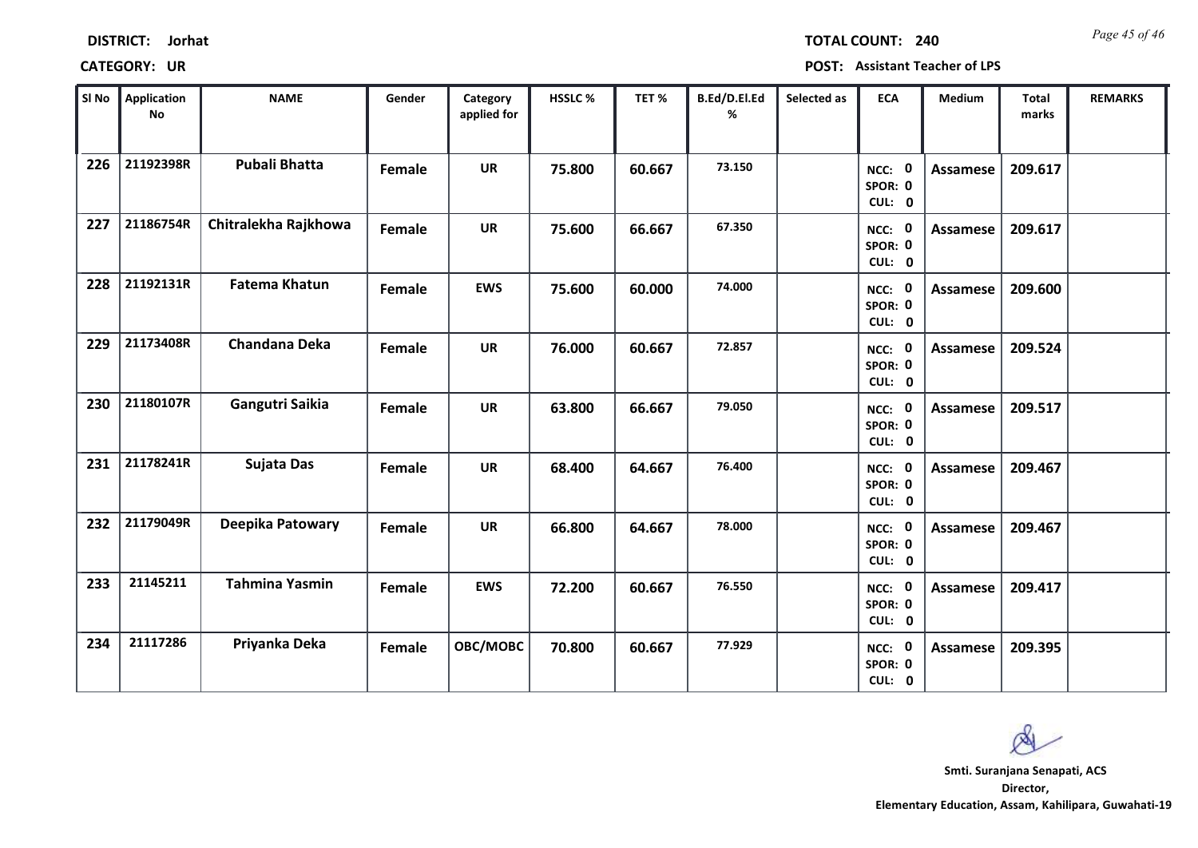**DISTRICT:** Jorhat

**CATEGORY:** UR

**TOTAL COUNT:** 240

**POST:** Assistant Teacher of LPS

| Sl No | Application No | NAME | Gender | Category applied for | HSSLC % | TET % | B.Ed/D.El.Ed % | Selected as | ECA | Medium | Total marks | REMARKS |
|---|---|---|---|---|---|---|---|---|---|---|---|---|
| 226 | 21192398R | Pubali Bhatta | Female | UR | 75.800 | 60.667 | 73.150 | | NCC: 0 SPOR: 0 CUL: 0 | Assamese | 209.617 | |
| 227 | 21186754R | Chitralekha Rajkhowa | Female | UR | 75.600 | 66.667 | 67.350 | | NCC: 0 SPOR: 0 CUL: 0 | Assamese | 209.617 | |
| 228 | 21192131R | Fatema Khatun | Female | EWS | 75.600 | 60.000 | 74.000 | | NCC: 0 SPOR: 0 CUL: 0 | Assamese | 209.600 | |
| 229 | 21173408R | Chandana Deka | Female | UR | 76.000 | 60.667 | 72.857 | | NCC: 0 SPOR: 0 CUL: 0 | Assamese | 209.524 | |
| 230 | 21180107R | Gangutri Saikia | Female | UR | 63.800 | 66.667 | 79.050 | | NCC: 0 SPOR: 0 CUL: 0 | Assamese | 209.517 | |
| 231 | 21178241R | Sujata Das | Female | UR | 68.400 | 64.667 | 76.400 | | NCC: 0 SPOR: 0 CUL: 0 | Assamese | 209.467 | |
| 232 | 21179049R | Deepika Patowary | Female | UR | 66.800 | 64.667 | 78.000 | | NCC: 0 SPOR: 0 CUL: 0 | Assamese | 209.467 | |
| 233 | 21145211 | Tahmina Yasmin | Female | EWS | 72.200 | 60.667 | 76.550 | | NCC: 0 SPOR: 0 CUL: 0 | Assamese | 209.417 | |
| 234 | 21117286 | Priyanka Deka | Female | OBC/MOBC | 70.800 | 60.667 | 77.929 | | NCC: 0 SPOR: 0 CUL: 0 | Assamese | 209.395 | |

**Smti. Suranjana Senapati, ACS**
**Director,**
**Elementary Education, Assam, Kahilipara, Guwahati-19**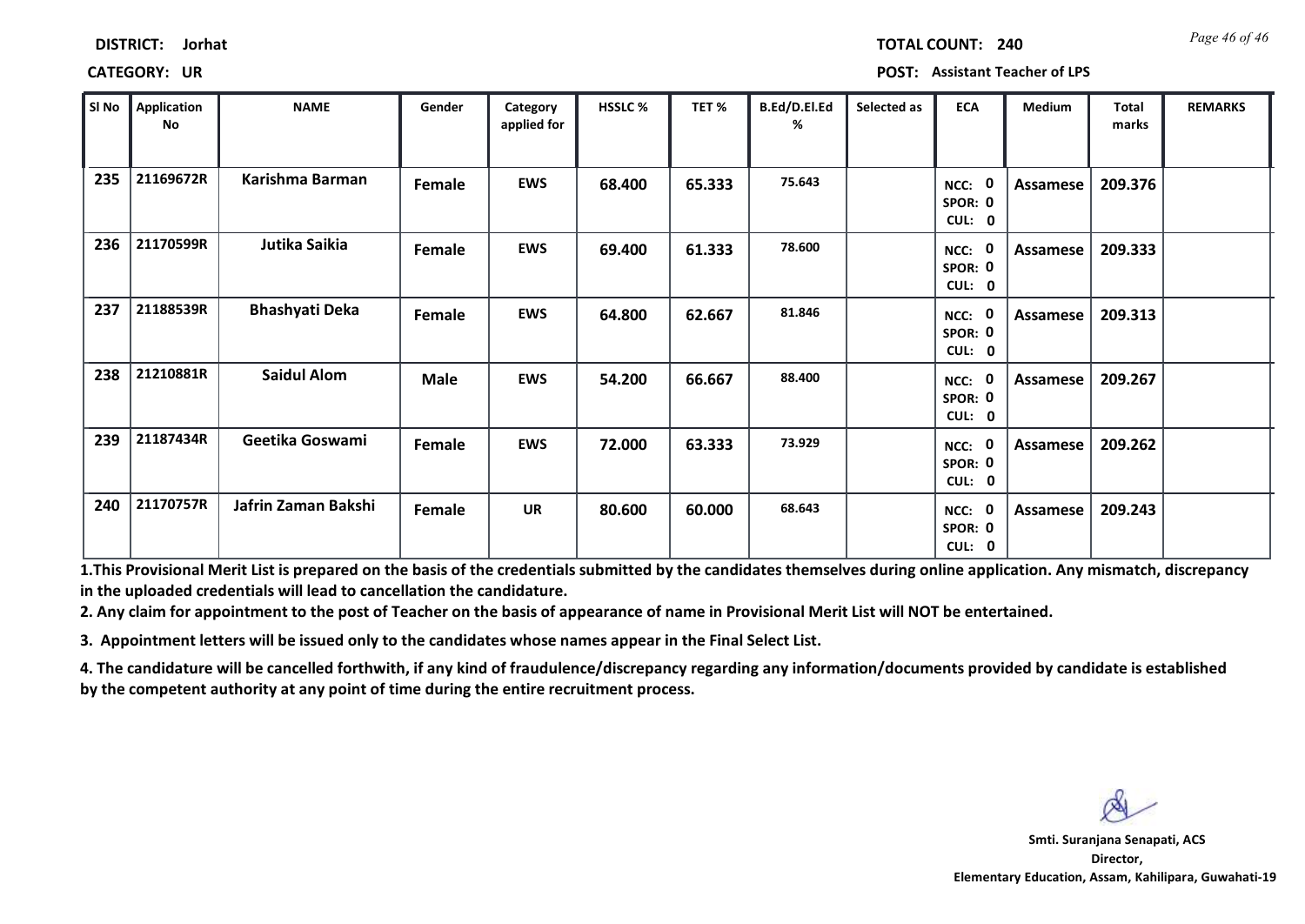**DISTRICT: Jorhat**

**TOTAL COUNT: 240**

**CATEGORY: UR**

**POST: Assistant Teacher of LPS**

| Sl No | Application No | NAME | Gender | Category applied for | HSSLC % | TET % | B.Ed/D.El.Ed % | Selected as | ECA | Medium | Total marks | REMARKS |
|---|---|---|---|---|---|---|---|---|---|---|---|---|
| 235 | 21169672R | Karishma Barman | Female | EWS | 68.400 | 65.333 | 75.643 | | NCC: 0 SPOR: 0 CUL: 0 | Assamese | 209.376 | |
| 236 | 21170599R | Jutika Saikia | Female | EWS | 69.400 | 61.333 | 78.600 | | NCC: 0 SPOR: 0 CUL: 0 | Assamese | 209.333 | |
| 237 | 21188539R | Bhashyati Deka | Female | EWS | 64.800 | 62.667 | 81.846 | | NCC: 0 SPOR: 0 CUL: 0 | Assamese | 209.313 | |
| 238 | 21210881R | Saidul Alom | Male | EWS | 54.200 | 66.667 | 88.400 | | NCC: 0 SPOR: 0 CUL: 0 | Assamese | 209.267 | |
| 239 | 21187434R | Geetika Goswami | Female | EWS | 72.000 | 63.333 | 73.929 | | NCC: 0 SPOR: 0 CUL: 0 | Assamese | 209.262 | |
| 240 | 21170757R | Jafrin Zaman Bakshi | Female | UR | 80.600 | 60.000 | 68.643 | | NCC: 0 SPOR: 0 CUL: 0 | Assamese | 209.243 | |

**1.This Provisional Merit List is prepared on the basis of the credentials submitted by the candidates themselves during online application. Any mismatch, discrepancy in the uploaded credentials will lead to cancellation the candidature.**

**2. Any claim for appointment to the post of Teacher on the basis of appearance of name in Provisional Merit List will NOT be entertained.**

**3. Appointment letters will be issued only to the candidates whose names appear in the Final Select List.**

**4. The candidature will be cancelled forthwith, if any kind of fraudulence/discrepancy regarding any information/documents provided by candidate is established by the competent authority at any point of time during the entire recruitment process.**

**Smti. Suranjana Senapati, ACS**
**Director,**
**Elementary Education, Assam, Kahilipara, Guwahati-19**